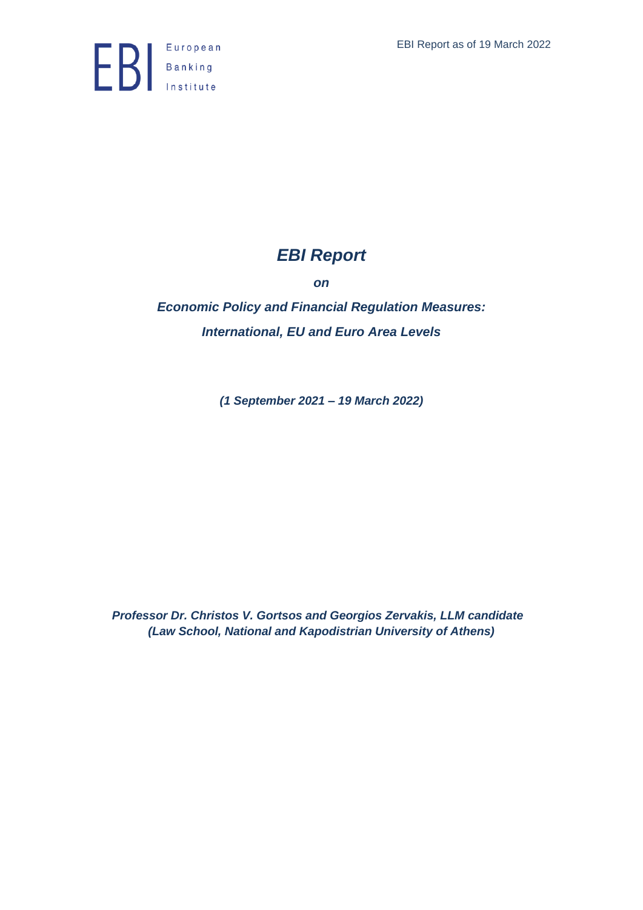EBI Report as of 19 March 2022

European Banking Institute

# *EBI Report*

***on***

***Economic Policy and Financial Regulation Measures: International, EU and Euro Area Levels***

***(1 September 2021 – 19 March 2022)***

***Professor Dr. Christos V. Gortsos and Georgios Zervakis, LLM candidate (Law School, National and Kapodistrian University of Athens)***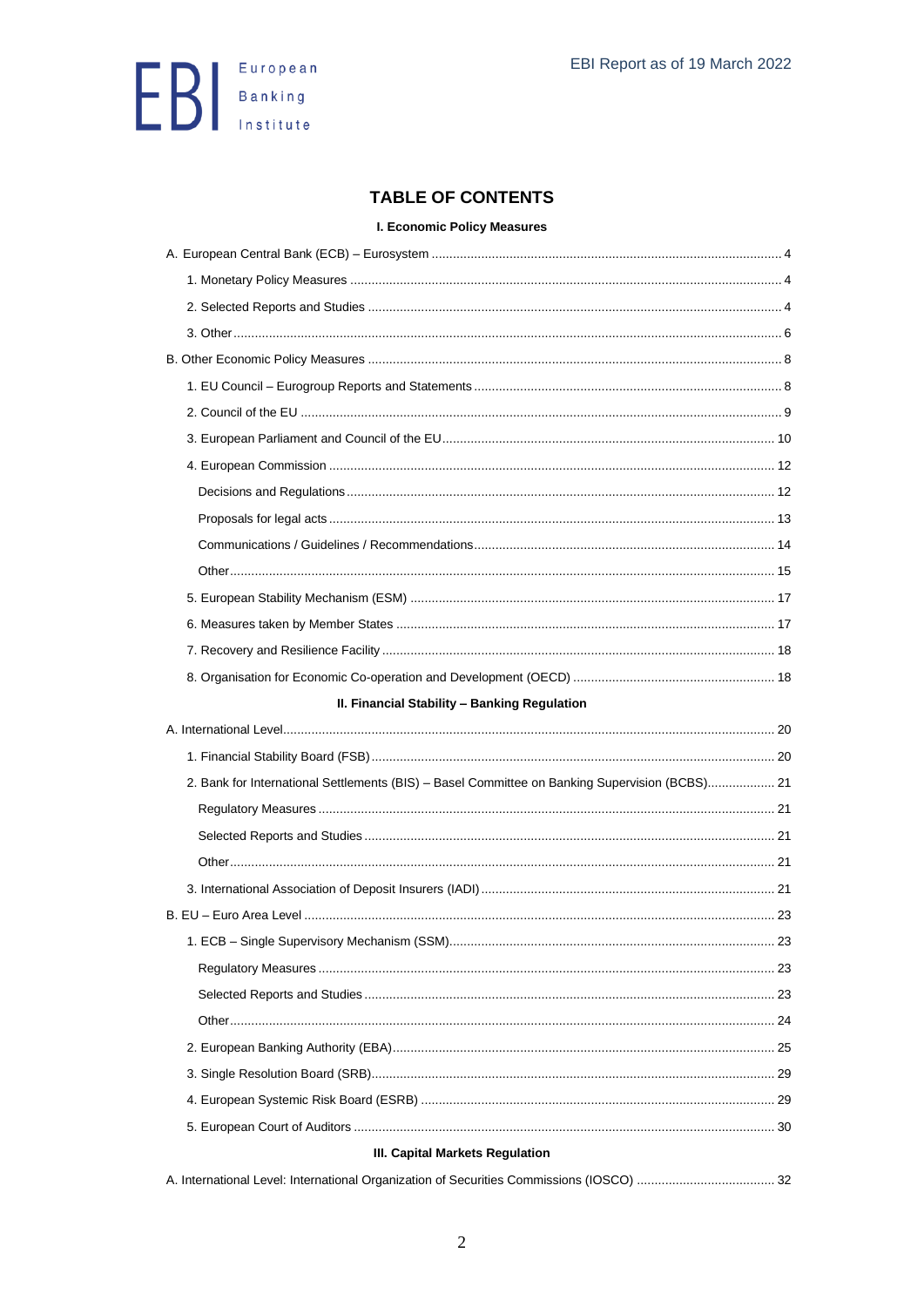## TABLE OF CONTENTS

### I. Economic Policy Measures

A. European Central Bank (ECB) – Eurosystem ..... 4

- 1. Monetary Policy Measures ..... 4
- 2. Selected Reports and Studies ..... 4
- 3. Other ..... 6

B. Other Economic Policy Measures ..... 8

- 1. EU Council – Eurogroup Reports and Statements ..... 8
- 2. Council of the EU ..... 9
- 3. European Parliament and Council of the EU ..... 10
- 4. European Commission ..... 12
  - Decisions and Regulations ..... 12
  - Proposals for legal acts ..... 13
  - Communications / Guidelines / Recommendations ..... 14
  - Other ..... 15
- 5. European Stability Mechanism (ESM) ..... 17
- 6. Measures taken by Member States ..... 17
- 7. Recovery and Resilience Facility ..... 18
- 8. Organisation for Economic Co-operation and Development (OECD) ..... 18

### II. Financial Stability – Banking Regulation

A. International Level ..... 20

- 1. Financial Stability Board (FSB) ..... 20
- 2. Bank for International Settlements (BIS) – Basel Committee on Banking Supervision (BCBS) ..... 21
  - Regulatory Measures ..... 21
  - Selected Reports and Studies ..... 21
  - Other ..... 21
- 3. International Association of Deposit Insurers (IADI) ..... 21

B. EU – Euro Area Level ..... 23

- 1. ECB – Single Supervisory Mechanism (SSM) ..... 23
  - Regulatory Measures ..... 23
  - Selected Reports and Studies ..... 23
  - Other ..... 24
- 2. European Banking Authority (EBA) ..... 25
- 3. Single Resolution Board (SRB) ..... 29
- 4. European Systemic Risk Board (ESRB) ..... 29
- 5. European Court of Auditors ..... 30

### III. Capital Markets Regulation

A. International Level: International Organization of Securities Commissions (IOSCO) ..... 32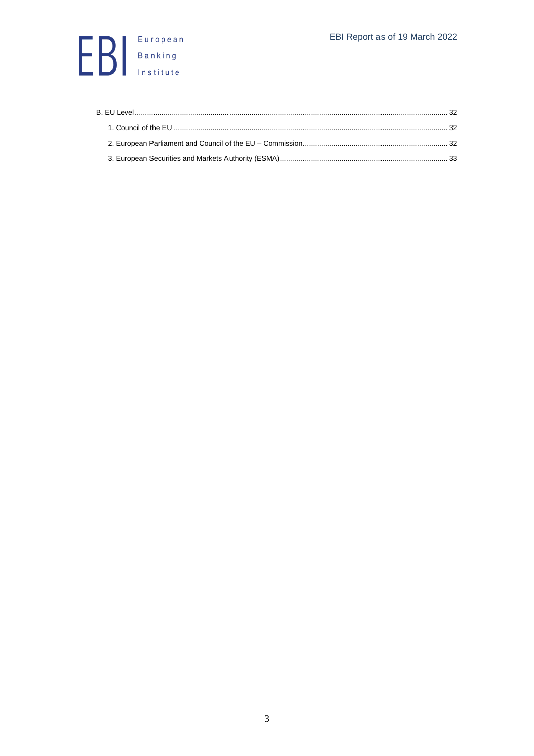B. EU Level ........................................................................................................................................................ 32

  1. Council of the EU ..................................................................................................................................... 32

  2. European Parliament and Council of the EU – Commission....................................................................... 32

  3. European Securities and Markets Authority (ESMA).................................................................................. 33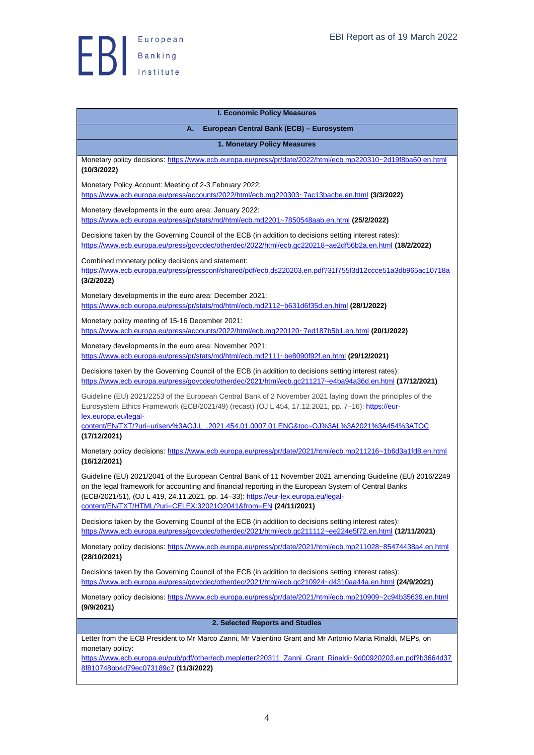| I. Economic Policy Measures |
|---|
| **A. European Central Bank (ECB) – Eurosystem** |
| **1. Monetary Policy Measures** |
| Monetary policy decisions: https://www.ecb.europa.eu/press/pr/date/2022/html/ecb.mp220310~2d19f8ba60.en.html **(10/3/2022)**<br><br>Monetary Policy Account: Meeting of 2-3 February 2022: https://www.ecb.europa.eu/press/accounts/2022/html/ecb.mg220303~7ac13bacbe.en.html **(3/3/2022)**<br><br>Monetary developments in the euro area: January 2022: https://www.ecb.europa.eu/press/pr/stats/md/html/ecb.md2201~7850548aab.en.html **(25/2/2022)**<br><br>Decisions taken by the Governing Council of the ECB (in addition to decisions setting interest rates): https://www.ecb.europa.eu/press/govcdec/otherdec/2022/html/ecb.gc220218~ae2df56b2a.en.html **(18/2/2022)**<br><br>Combined monetary policy decisions and statement: https://www.ecb.europa.eu/press/pressconf/shared/pdf/ecb.ds220203.en.pdf?31f755f3d12ccce51a3db965ac10718a **(3/2/2022)**<br><br>Monetary developments in the euro area: December 2021: https://www.ecb.europa.eu/press/pr/stats/md/html/ecb.md2112~b631d6f35d.en.html **(28/1/2022)**<br><br>Monetary policy meeting of 15-16 December 2021: https://www.ecb.europa.eu/press/accounts/2022/html/ecb.mg220120~7ed187b5b1.en.html **(20/1/2022)**<br><br>Monetary developments in the euro area: November 2021: https://www.ecb.europa.eu/press/pr/stats/md/html/ecb.md2111~be8090f92f.en.html **(29/12/2021)**<br><br>Decisions taken by the Governing Council of the ECB (in addition to decisions setting interest rates): https://www.ecb.europa.eu/press/govcdec/otherdec/2021/html/ecb.gc211217~e4ba94a36d.en.html **(17/12/2021)**<br><br>Guideline (EU) 2021/2253 of the European Central Bank of 2 November 2021 laying down the principles of the Eurosystem Ethics Framework (ECB/2021/49) (recast) (OJ L 454, 17.12.2021, pp. 7–16): https://eur-lex.europa.eu/legal-content/EN/TXT/?uri=uriserv%3AOJ.L_.2021.454.01.0007.01.ENG&toc=OJ%3AL%3A2021%3A454%3ATOC **(17/12/2021)**<br><br>Monetary policy decisions: https://www.ecb.europa.eu/press/pr/date/2021/html/ecb.mp211216~1b6d3a1fd8.en.html **(16/12/2021)**<br><br>Guideline (EU) 2021/2041 of the European Central Bank of 11 November 2021 amending Guideline (EU) 2016/2249 on the legal framework for accounting and financial reporting in the European System of Central Banks (ECB/2021/51), (OJ L 419, 24.11.2021, pp. 14–33): https://eur-lex.europa.eu/legal-content/EN/TXT/HTML/?uri=CELEX:32021O2041&from=EN **(24/11/2021)**<br><br>Decisions taken by the Governing Council of the ECB (in addition to decisions setting interest rates): https://www.ecb.europa.eu/press/govcdec/otherdec/2021/html/ecb.gc211112~ee224e5f72.en.html **(12/11/2021)**<br><br>Monetary policy decisions: https://www.ecb.europa.eu/press/pr/date/2021/html/ecb.mp211028~85474438a4.en.html **(28/10/2021)**<br><br>Decisions taken by the Governing Council of the ECB (in addition to decisions setting interest rates): https://www.ecb.europa.eu/press/govcdec/otherdec/2021/html/ecb.gc210924~d4310aa44a.en.html **(24/9/2021)**<br><br>Monetary policy decisions: https://www.ecb.europa.eu/press/pr/date/2021/html/ecb.mp210909~2c94b35639.en.html **(9/9/2021)** |
| **2. Selected Reports and Studies** |
| Letter from the ECB President to Mr Marco Zanni, Mr Valentino Grant and Mr Antonio Maria Rinaldi, MEPs, on monetary policy: https://www.ecb.europa.eu/pub/pdf/other/ecb.mepletter220311_Zanni_Grant_Rinaldi~9d00920203.en.pdf?b3664d378f810748bb4d79ec073189c7 **(11/3/2022)** |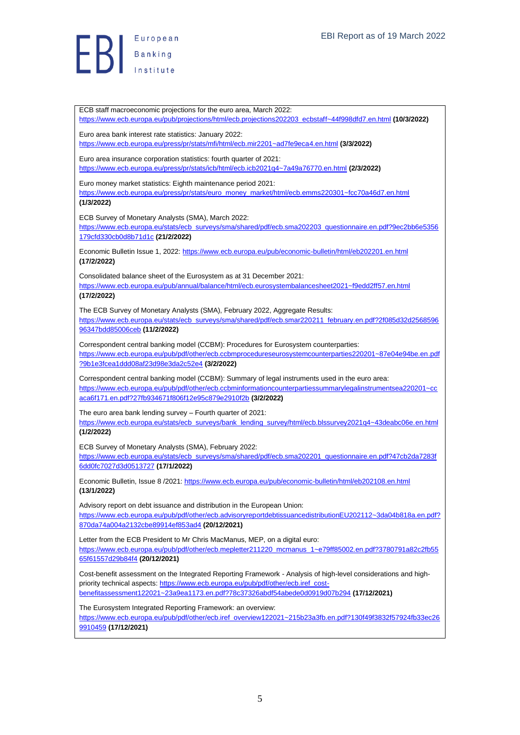ECB staff macroeconomic projections for the euro area, March 2022: https://www.ecb.europa.eu/pub/projections/html/ecb.projections202203_ecbstaff~44f998dfd7.en.html **(10/3/2022)**

Euro area bank interest rate statistics: January 2022: https://www.ecb.europa.eu/press/pr/stats/mfi/html/ecb.mir2201~ad7fe9eca4.en.html **(3/3/2022)**

Euro area insurance corporation statistics: fourth quarter of 2021: https://www.ecb.europa.eu/press/pr/stats/icb/html/ecb.icb2021q4~7a49a76770.en.html **(2/3/2022)**

Euro money market statistics: Eighth maintenance period 2021: https://www.ecb.europa.eu/press/pr/stats/euro_money_market/html/ecb.emms220301~fcc70a46d7.en.html **(1/3/2022)**

ECB Survey of Monetary Analysts (SMA), March 2022: https://www.ecb.europa.eu/stats/ecb_surveys/sma/shared/pdf/ecb.sma202203_questionnaire.en.pdf?9ec2bb6e5356179cfd330cb0d8b71d1c **(21/2/2022)**

Economic Bulletin Issue 1, 2022: https://www.ecb.europa.eu/pub/economic-bulletin/html/eb202201.en.html **(17/2/2022)**

Consolidated balance sheet of the Eurosystem as at 31 December 2021: https://www.ecb.europa.eu/pub/annual/balance/html/ecb.eurosystembalancesheet2021~f9edd2ff57.en.html **(17/2/2022)**

The ECB Survey of Monetary Analysts (SMA), February 2022, Aggregate Results: https://www.ecb.europa.eu/stats/ecb_surveys/sma/shared/pdf/ecb.smar220211_february.en.pdf?2f085d32d256859696347bdd85006ceb **(11/2/2022)**

Correspondent central banking model (CCBM): Procedures for Eurosystem counterparties: https://www.ecb.europa.eu/pub/pdf/other/ecb.ccbmprocedureseurosystemcounterparties220201~87e04e94be.en.pdf?9b1e3fcea1ddd08af23d98e3da2c52e4 **(3/2/2022)**

Correspondent central banking model (CCBM): Summary of legal instruments used in the euro area: https://www.ecb.europa.eu/pub/pdf/other/ecb.ccbminformationcounterpartiessummarylegalinstrumentsea220201~ccaca6f171.en.pdf?27fb934671f806f12e95c879e2910f2b **(3/2/2022)**

The euro area bank lending survey – Fourth quarter of 2021: https://www.ecb.europa.eu/stats/ecb_surveys/bank_lending_survey/html/ecb.blssurvey2021q4~43deabc06e.en.html **(1/2/2022)**

ECB Survey of Monetary Analysts (SMA), February 2022: https://www.ecb.europa.eu/stats/ecb_surveys/sma/shared/pdf/ecb.sma202201_questionnaire.en.pdf?47cb2da7283f6dd0fc7027d3d0513727 **(17/1/2022)**

Economic Bulletin, Issue 8 /2021: https://www.ecb.europa.eu/pub/economic-bulletin/html/eb202108.en.html **(13/1/2022)**

Advisory report on debt issuance and distribution in the European Union: https://www.ecb.europa.eu/pub/pdf/other/ecb.advisoryreportdebtissuancedistributionEU202112~3da04b818a.en.pdf?870da74a004a2132cbe89914ef853ad4 **(20/12/2021)**

Letter from the ECB President to Mr Chris MacManus, MEP, on a digital euro: https://www.ecb.europa.eu/pub/pdf/other/ecb.mepletter211220_mcmanus_1~e79ff85002.en.pdf?3780791a82c2fb5565f61557d29b84f4 **(20/12/2021)**

Cost-benefit assessment on the Integrated Reporting Framework - Analysis of high-level considerations and high-priority technical aspects: https://www.ecb.europa.eu/pub/pdf/other/ecb.iref_cost-benefitassessment122021~23a9ea1173.en.pdf?78c37326abdf54abede0d0919d07b294 **(17/12/2021)**

The Eurosystem Integrated Reporting Framework: an overview: https://www.ecb.europa.eu/pub/pdf/other/ecb.iref_overview122021~215b23a3fb.en.pdf?130f49f3832f57924fb33ec269910459 **(17/12/2021)**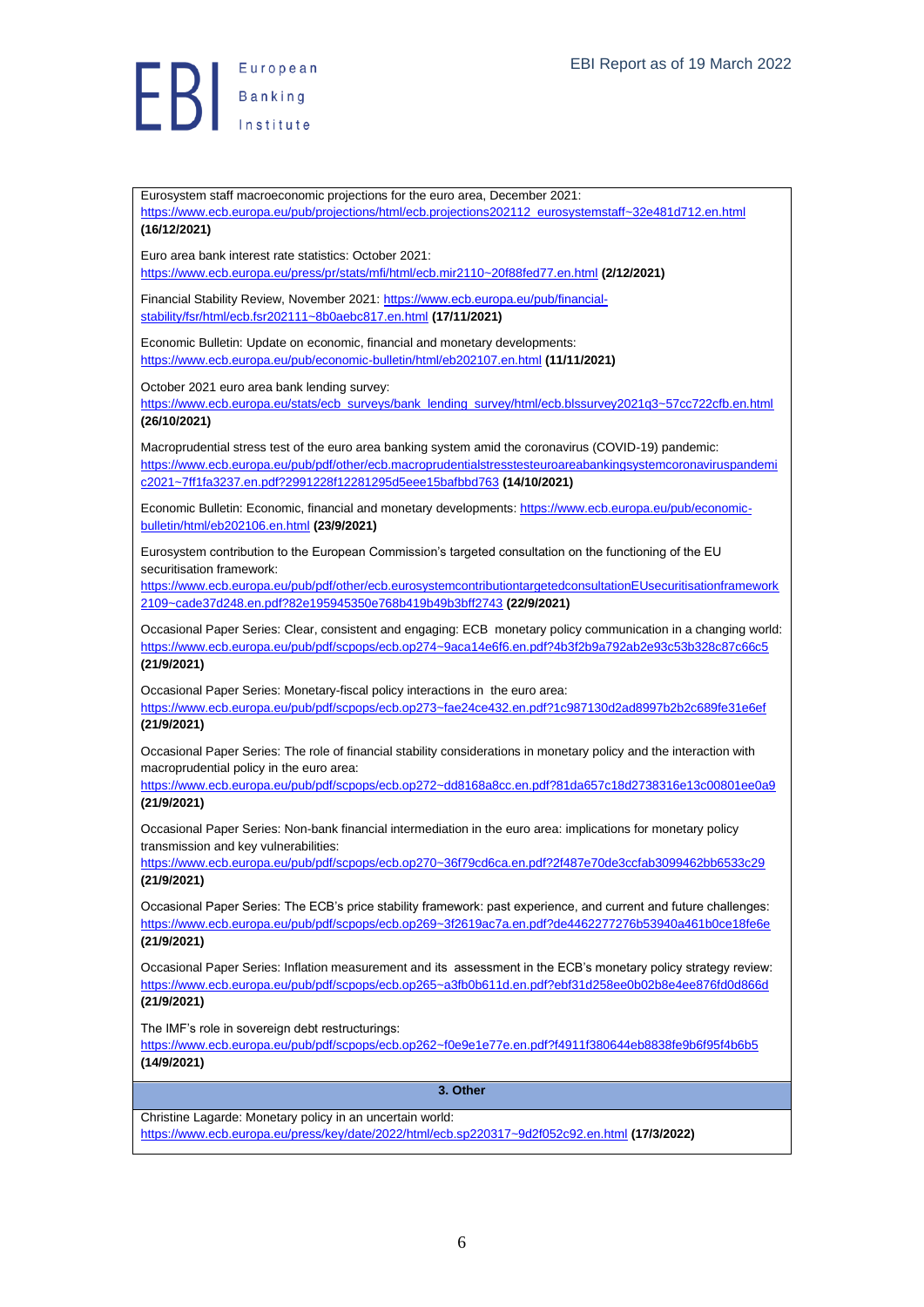Eurosystem staff macroeconomic projections for the euro area, December 2021:
https://www.ecb.europa.eu/pub/projections/html/ecb.projections202112_eurosystemstaff~32e481d712.en.html **(16/12/2021)**

Euro area bank interest rate statistics: October 2021:
https://www.ecb.europa.eu/press/pr/stats/mfi/html/ecb.mir2110~20f88fed77.en.html **(2/12/2021)**

Financial Stability Review, November 2021: https://www.ecb.europa.eu/pub/financial-stability/fsr/html/ecb.fsr202111~8b0aebc817.en.html **(17/11/2021)**

Economic Bulletin: Update on economic, financial and monetary developments:
https://www.ecb.europa.eu/pub/economic-bulletin/html/eb202107.en.html **(11/11/2021)**

October 2021 euro area bank lending survey:
https://www.ecb.europa.eu/stats/ecb_surveys/bank_lending_survey/html/ecb.blssurvey2021q3~57cc722cfb.en.html **(26/10/2021)**

Macroprudential stress test of the euro area banking system amid the coronavirus (COVID-19) pandemic:
https://www.ecb.europa.eu/pub/pdf/other/ecb.macroprudentialstresstesteuroareabankingsystemcoronaviruspandemic2021~7ff1fa3237.en.pdf?2991228f12281295d5eee15bafbbd763 **(14/10/2021)**

Economic Bulletin: Economic, financial and monetary developments: https://www.ecb.europa.eu/pub/economic-bulletin/html/eb202106.en.html **(23/9/2021)**

Eurosystem contribution to the European Commission's targeted consultation on the functioning of the EU securitisation framework:
https://www.ecb.europa.eu/pub/pdf/other/ecb.eurosystemcontributiontargetedconsultationEUsecuritisationframework2109~cade37d248.en.pdf?82e195945350e768b419b49b3bff2743 **(22/9/2021)**

Occasional Paper Series: Clear, consistent and engaging: ECB monetary policy communication in a changing world:
https://www.ecb.europa.eu/pub/pdf/scpops/ecb.op274~9aca14e6f6.en.pdf?4b3f2b9a792ab2e93c53b328c87c66c5 **(21/9/2021)**

Occasional Paper Series: Monetary-fiscal policy interactions in the euro area:
https://www.ecb.europa.eu/pub/pdf/scpops/ecb.op273~fae24ce432.en.pdf?1c987130d2ad8997b2b2c689fe31e6ef **(21/9/2021)**

Occasional Paper Series: The role of financial stability considerations in monetary policy and the interaction with macroprudential policy in the euro area:
https://www.ecb.europa.eu/pub/pdf/scpops/ecb.op272~dd8168a8cc.en.pdf?81da657c18d2738316e13c00801ee0a9 **(21/9/2021)**

Occasional Paper Series: Non-bank financial intermediation in the euro area: implications for monetary policy transmission and key vulnerabilities:
https://www.ecb.europa.eu/pub/pdf/scpops/ecb.op270~36f79cd6ca.en.pdf?2f487e70de3ccfab3099462bb6533c29 **(21/9/2021)**

Occasional Paper Series: The ECB's price stability framework: past experience, and current and future challenges:
https://www.ecb.europa.eu/pub/pdf/scpops/ecb.op269~3f2619ac7a.en.pdf?de4462277276b53940a461b0ce18fe6e **(21/9/2021)**

Occasional Paper Series: Inflation measurement and its assessment in the ECB's monetary policy strategy review:
https://www.ecb.europa.eu/pub/pdf/scpops/ecb.op265~a3fb0b611d.en.pdf?ebf31d258ee0b02b8e4ee876fd0d866d **(21/9/2021)**

The IMF's role in sovereign debt restructurings:
https://www.ecb.europa.eu/pub/pdf/scpops/ecb.op262~f0e9e1e77e.en.pdf?f4911f380644eb8838fe9b6f95f4b6b5 **(14/9/2021)**

**3. Other**

Christine Lagarde: Monetary policy in an uncertain world:
https://www.ecb.europa.eu/press/key/date/2022/html/ecb.sp220317~9d2f052c92.en.html **(17/3/2022)**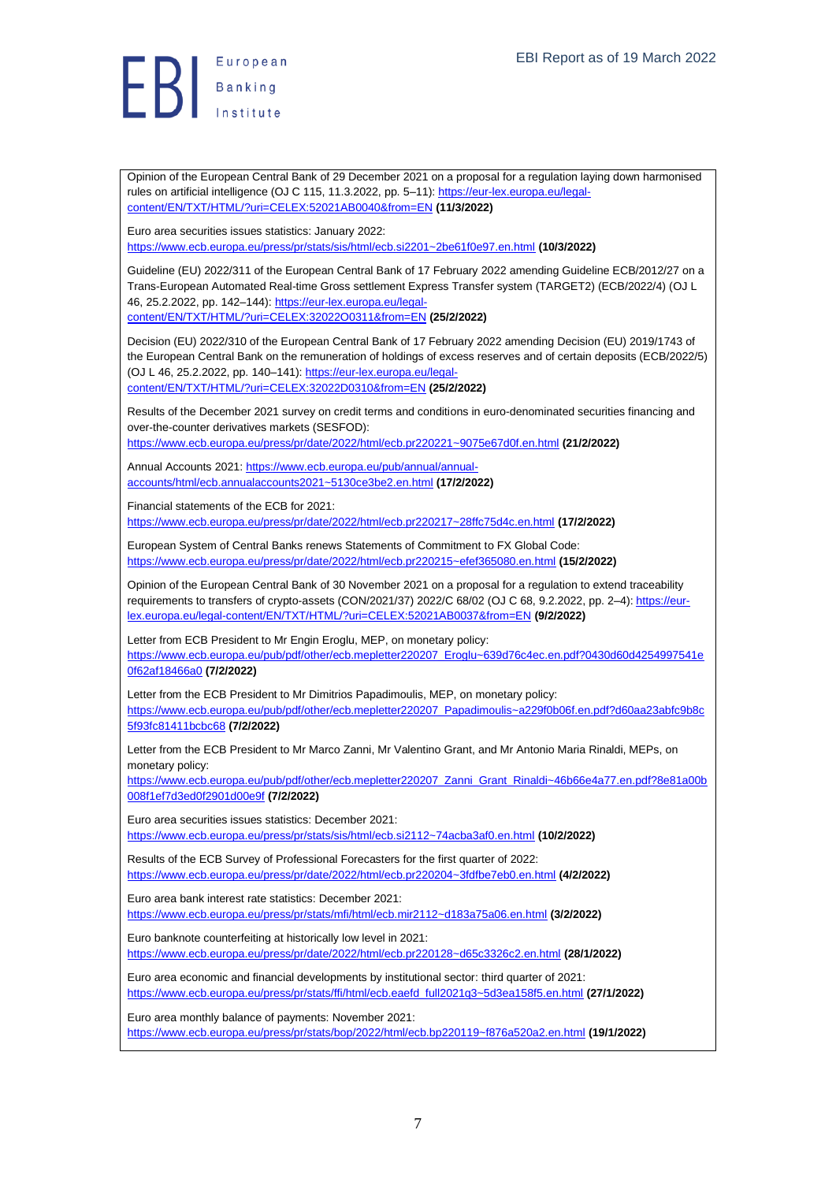Opinion of the European Central Bank of 29 December 2021 on a proposal for a regulation laying down harmonised rules on artificial intelligence (OJ C 115, 11.3.2022, pp. 5–11): https://eur-lex.europa.eu/legal-content/EN/TXT/HTML/?uri=CELEX:52021AB0040&from=EN **(11/3/2022)**

Euro area securities issues statistics: January 2022: https://www.ecb.europa.eu/press/pr/stats/sis/html/ecb.si2201~2be61f0e97.en.html **(10/3/2022)**

Guideline (EU) 2022/311 of the European Central Bank of 17 February 2022 amending Guideline ECB/2012/27 on a Trans-European Automated Real-time Gross settlement Express Transfer system (TARGET2) (ECB/2022/4) (OJ L 46, 25.2.2022, pp. 142–144): https://eur-lex.europa.eu/legal-content/EN/TXT/HTML/?uri=CELEX:32022O0311&from=EN **(25/2/2022)**

Decision (EU) 2022/310 of the European Central Bank of 17 February 2022 amending Decision (EU) 2019/1743 of the European Central Bank on the remuneration of holdings of excess reserves and of certain deposits (ECB/2022/5) (OJ L 46, 25.2.2022, pp. 140–141): https://eur-lex.europa.eu/legal-content/EN/TXT/HTML/?uri=CELEX:32022D0310&from=EN **(25/2/2022)**

Results of the December 2021 survey on credit terms and conditions in euro-denominated securities financing and over-the-counter derivatives markets (SESFOD): https://www.ecb.europa.eu/press/pr/date/2022/html/ecb.pr220221~9075e67d0f.en.html **(21/2/2022)**

Annual Accounts 2021: https://www.ecb.europa.eu/pub/annual/annual-accounts/html/ecb.annualaccounts2021~5130ce3be2.en.html **(17/2/2022)**

Financial statements of the ECB for 2021: https://www.ecb.europa.eu/press/pr/date/2022/html/ecb.pr220217~28ffc75d4c.en.html **(17/2/2022)**

European System of Central Banks renews Statements of Commitment to FX Global Code: https://www.ecb.europa.eu/press/pr/date/2022/html/ecb.pr220215~efef365080.en.html **(15/2/2022)**

Opinion of the European Central Bank of 30 November 2021 on a proposal for a regulation to extend traceability requirements to transfers of crypto-assets (CON/2021/37) 2022/C 68/02 (OJ C 68, 9.2.2022, pp. 2–4): https://eur-lex.europa.eu/legal-content/EN/TXT/HTML/?uri=CELEX:52021AB0037&from=EN **(9/2/2022)**

Letter from ECB President to Mr Engin Eroglu, MEP, on monetary policy: https://www.ecb.europa.eu/pub/pdf/other/ecb.mepletter220207_Eroglu~639d76c4ec.en.pdf?0430d60d4254997541e0f62af18466a0 **(7/2/2022)**

Letter from the ECB President to Mr Dimitrios Papadimoulis, MEP, on monetary policy: https://www.ecb.europa.eu/pub/pdf/other/ecb.mepletter220207_Papadimoulis~a229f0b06f.en.pdf?d60aa23abfc9b8c5f93fc81411bcbc68 **(7/2/2022)**

Letter from the ECB President to Mr Marco Zanni, Mr Valentino Grant, and Mr Antonio Maria Rinaldi, MEPs, on monetary policy: https://www.ecb.europa.eu/pub/pdf/other/ecb.mepletter220207_Zanni_Grant_Rinaldi~46b66e4a77.en.pdf?8e81a00b008f1ef7d3ed0f2901d00e9f **(7/2/2022)**

Euro area securities issues statistics: December 2021: https://www.ecb.europa.eu/press/pr/stats/sis/html/ecb.si2112~74acba3af0.en.html **(10/2/2022)**

Results of the ECB Survey of Professional Forecasters for the first quarter of 2022: https://www.ecb.europa.eu/press/pr/date/2022/html/ecb.pr220204~3fdfbe7eb0.en.html **(4/2/2022)**

Euro area bank interest rate statistics: December 2021: https://www.ecb.europa.eu/press/pr/stats/mfi/html/ecb.mir2112~d183a75a06.en.html **(3/2/2022)**

Euro banknote counterfeiting at historically low level in 2021: https://www.ecb.europa.eu/press/pr/date/2022/html/ecb.pr220128~d65c3326c2.en.html **(28/1/2022)**

Euro area economic and financial developments by institutional sector: third quarter of 2021: https://www.ecb.europa.eu/press/pr/stats/ffi/html/ecb.eaefd_full2021q3~5d3ea158f5.en.html **(27/1/2022)**

Euro area monthly balance of payments: November 2021: https://www.ecb.europa.eu/press/pr/stats/bop/2022/html/ecb.bp220119~f876a520a2.en.html **(19/1/2022)**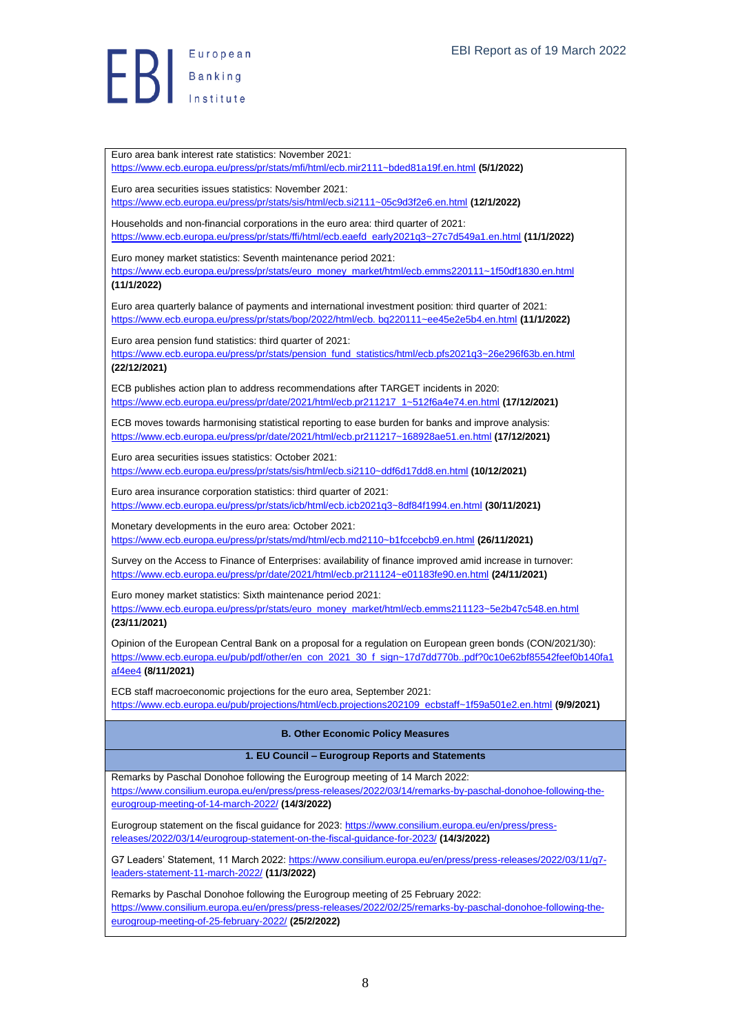Euro area bank interest rate statistics: November 2021: https://www.ecb.europa.eu/press/pr/stats/mfi/html/ecb.mir2111~bded81a19f.en.html **(5/1/2022)**

Euro area securities issues statistics: November 2021: https://www.ecb.europa.eu/press/pr/stats/sis/html/ecb.si2111~05c9d3f2e6.en.html **(12/1/2022)**

Households and non-financial corporations in the euro area: third quarter of 2021: https://www.ecb.europa.eu/press/pr/stats/ffi/html/ecb.eaefd_early2021q3~27c7d549a1.en.html **(11/1/2022)**

Euro money market statistics: Seventh maintenance period 2021: https://www.ecb.europa.eu/press/pr/stats/euro_money_market/html/ecb.emms220111~1f50df1830.en.html **(11/1/2022)**

Euro area quarterly balance of payments and international investment position: third quarter of 2021: https://www.ecb.europa.eu/press/pr/stats/bop/2022/html/ecb. bq220111~ee45e2e5b4.en.html **(11/1/2022)**

Euro area pension fund statistics: third quarter of 2021: https://www.ecb.europa.eu/press/pr/stats/pension_fund_statistics/html/ecb.pfs2021q3~26e296f63b.en.html **(22/12/2021)**

ECB publishes action plan to address recommendations after TARGET incidents in 2020: https://www.ecb.europa.eu/press/pr/date/2021/html/ecb.pr211217_1~512f6a4e74.en.html **(17/12/2021)**

ECB moves towards harmonising statistical reporting to ease burden for banks and improve analysis: https://www.ecb.europa.eu/press/pr/date/2021/html/ecb.pr211217~168928ae51.en.html **(17/12/2021)**

Euro area securities issues statistics: October 2021: https://www.ecb.europa.eu/press/pr/stats/sis/html/ecb.si2110~ddf6d17dd8.en.html **(10/12/2021)**

Euro area insurance corporation statistics: third quarter of 2021: https://www.ecb.europa.eu/press/pr/stats/icb/html/ecb.icb2021q3~8df84f1994.en.html **(30/11/2021)**

Monetary developments in the euro area: October 2021: https://www.ecb.europa.eu/press/pr/stats/md/html/ecb.md2110~b1fccebcb9.en.html **(26/11/2021)**

Survey on the Access to Finance of Enterprises: availability of finance improved amid increase in turnover: https://www.ecb.europa.eu/press/pr/date/2021/html/ecb.pr211124~e01183fe90.en.html **(24/11/2021)**

Euro money market statistics: Sixth maintenance period 2021: https://www.ecb.europa.eu/press/pr/stats/euro_money_market/html/ecb.emms211123~5e2b47c548.en.html **(23/11/2021)**

Opinion of the European Central Bank on a proposal for a regulation on European green bonds (CON/2021/30): https://www.ecb.europa.eu/pub/pdf/other/en_con_2021_30_f_sign~17d7dd770b..pdf?0c10e62bf85542feef0b140fa1af4ee4 **(8/11/2021)**

ECB staff macroeconomic projections for the euro area, September 2021: https://www.ecb.europa.eu/pub/projections/html/ecb.projections202109_ecbstaff~1f59a501e2.en.html **(9/9/2021)**

## B. Other Economic Policy Measures

### 1. EU Council – Eurogroup Reports and Statements

Remarks by Paschal Donohoe following the Eurogroup meeting of 14 March 2022: https://www.consilium.europa.eu/en/press/press-releases/2022/03/14/remarks-by-paschal-donohoe-following-the-eurogroup-meeting-of-14-march-2022/ **(14/3/2022)**

Eurogroup statement on the fiscal guidance for 2023: https://www.consilium.europa.eu/en/press/press-releases/2022/03/14/eurogroup-statement-on-the-fiscal-guidance-for-2023/ **(14/3/2022)**

G7 Leaders' Statement, 11 March 2022: https://www.consilium.europa.eu/en/press/press-releases/2022/03/11/g7-leaders-statement-11-march-2022/ **(11/3/2022)**

Remarks by Paschal Donohoe following the Eurogroup meeting of 25 February 2022: https://www.consilium.europa.eu/en/press/press-releases/2022/02/25/remarks-by-paschal-donohoe-following-the-eurogroup-meeting-of-25-february-2022/ **(25/2/2022)**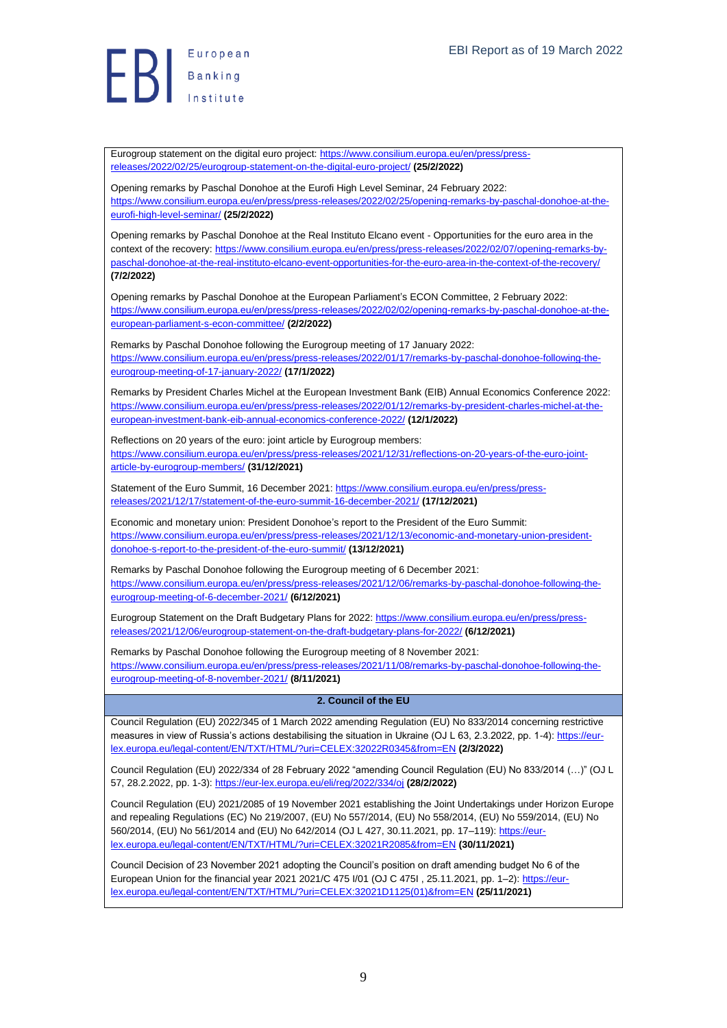Eurogroup statement on the digital euro project: https://www.consilium.europa.eu/en/press/press-releases/2022/02/25/eurogroup-statement-on-the-digital-euro-project/ **(25/2/2022)**

Opening remarks by Paschal Donohoe at the Eurofi High Level Seminar, 24 February 2022: https://www.consilium.europa.eu/en/press/press-releases/2022/02/25/opening-remarks-by-paschal-donohoe-at-the-eurofi-high-level-seminar/ **(25/2/2022)**

Opening remarks by Paschal Donohoe at the Real Instituto Elcano event - Opportunities for the euro area in the context of the recovery: https://www.consilium.europa.eu/en/press/press-releases/2022/02/07/opening-remarks-by-paschal-donohoe-at-the-real-instituto-elcano-event-opportunities-for-the-euro-area-in-the-context-of-the-recovery/ **(7/2/2022)**

Opening remarks by Paschal Donohoe at the European Parliament's ECON Committee, 2 February 2022: https://www.consilium.europa.eu/en/press/press-releases/2022/02/02/opening-remarks-by-paschal-donohoe-at-the-european-parliament-s-econ-committee/ **(2/2/2022)**

Remarks by Paschal Donohoe following the Eurogroup meeting of 17 January 2022: https://www.consilium.europa.eu/en/press/press-releases/2022/01/17/remarks-by-paschal-donohoe-following-the-eurogroup-meeting-of-17-january-2022/ **(17/1/2022)**

Remarks by President Charles Michel at the European Investment Bank (EIB) Annual Economics Conference 2022: https://www.consilium.europa.eu/en/press/press-releases/2022/01/12/remarks-by-president-charles-michel-at-the-european-investment-bank-eib-annual-economics-conference-2022/ **(12/1/2022)**

Reflections on 20 years of the euro: joint article by Eurogroup members: https://www.consilium.europa.eu/en/press/press-releases/2021/12/31/reflections-on-20-years-of-the-euro-joint-article-by-eurogroup-members/ **(31/12/2021)**

Statement of the Euro Summit, 16 December 2021: https://www.consilium.europa.eu/en/press/press-releases/2021/12/17/statement-of-the-euro-summit-16-december-2021/ **(17/12/2021)**

Economic and monetary union: President Donohoe's report to the President of the Euro Summit: https://www.consilium.europa.eu/en/press/press-releases/2021/12/13/economic-and-monetary-union-president-donohoe-s-report-to-the-president-of-the-euro-summit/ **(13/12/2021)**

Remarks by Paschal Donohoe following the Eurogroup meeting of 6 December 2021: https://www.consilium.europa.eu/en/press/press-releases/2021/12/06/remarks-by-paschal-donohoe-following-the-eurogroup-meeting-of-6-december-2021/ **(6/12/2021)**

Eurogroup Statement on the Draft Budgetary Plans for 2022: https://www.consilium.europa.eu/en/press/press-releases/2021/12/06/eurogroup-statement-on-the-draft-budgetary-plans-for-2022/ **(6/12/2021)**

Remarks by Paschal Donohoe following the Eurogroup meeting of 8 November 2021: https://www.consilium.europa.eu/en/press/press-releases/2021/11/08/remarks-by-paschal-donohoe-following-the-eurogroup-meeting-of-8-november-2021/ **(8/11/2021)**

**2. Council of the EU**

Council Regulation (EU) 2022/345 of 1 March 2022 amending Regulation (EU) No 833/2014 concerning restrictive measures in view of Russia's actions destabilising the situation in Ukraine (OJ L 63, 2.3.2022, pp. 1-4): https://eur-lex.europa.eu/legal-content/EN/TXT/HTML/?uri=CELEX:32022R0345&from=EN **(2/3/2022)**

Council Regulation (EU) 2022/334 of 28 February 2022 "amending Council Regulation (EU) No 833/2014 (…)" (OJ L 57, 28.2.2022, pp. 1-3): https://eur-lex.europa.eu/eli/reg/2022/334/oj **(28/2/2022)**

Council Regulation (EU) 2021/2085 of 19 November 2021 establishing the Joint Undertakings under Horizon Europe and repealing Regulations (EC) No 219/2007, (EU) No 557/2014, (EU) No 558/2014, (EU) No 559/2014, (EU) No 560/2014, (EU) No 561/2014 and (EU) No 642/2014 (OJ L 427, 30.11.2021, pp. 17–119): https://eur-lex.europa.eu/legal-content/EN/TXT/HTML/?uri=CELEX:32021R2085&from=EN **(30/11/2021)**

Council Decision of 23 November 2021 adopting the Council's position on draft amending budget No 6 of the European Union for the financial year 2021 2021/C 475 I/01 (OJ C 475I , 25.11.2021, pp. 1–2): https://eur-lex.europa.eu/legal-content/EN/TXT/HTML/?uri=CELEX:32021D1125(01)&from=EN **(25/11/2021)**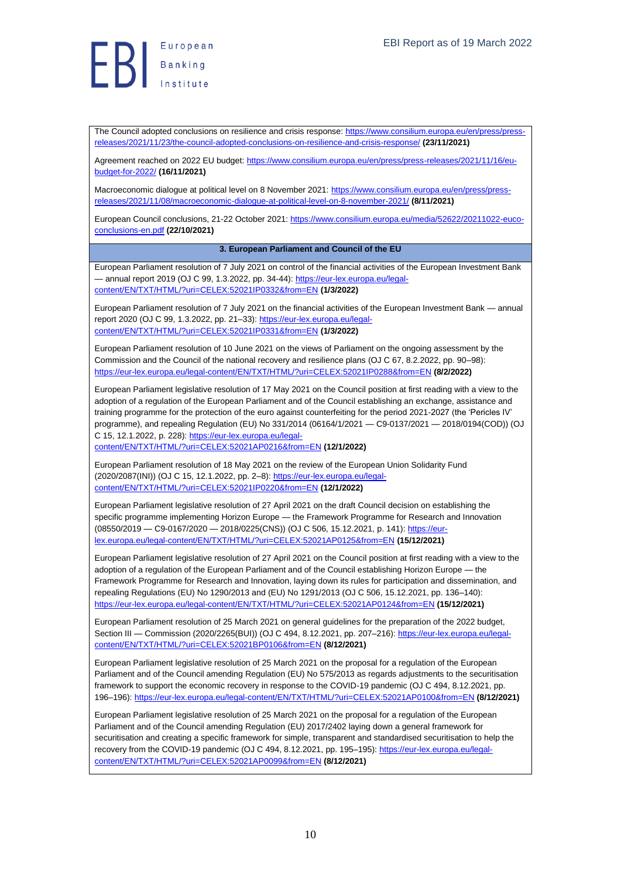The Council adopted conclusions on resilience and crisis response: https://www.consilium.europa.eu/en/press/press-releases/2021/11/23/the-council-adopted-conclusions-on-resilience-and-crisis-response/ **(23/11/2021)**

Agreement reached on 2022 EU budget: https://www.consilium.europa.eu/en/press/press-releases/2021/11/16/eu-budget-for-2022/ **(16/11/2021)**

Macroeconomic dialogue at political level on 8 November 2021: https://www.consilium.europa.eu/en/press/press-releases/2021/11/08/macroeconomic-dialogue-at-political-level-on-8-november-2021/ **(8/11/2021)**

European Council conclusions, 21-22 October 2021: https://www.consilium.europa.eu/media/52622/20211022-euco-conclusions-en.pdf **(22/10/2021)**

**3. European Parliament and Council of the EU**

European Parliament resolution of 7 July 2021 on control of the financial activities of the European Investment Bank — annual report 2019 (OJ C 99, 1.3.2022, pp. 34-44): https://eur-lex.europa.eu/legal-content/EN/TXT/HTML/?uri=CELEX:52021IP0332&from=EN **(1/3/2022)**

European Parliament resolution of 7 July 2021 on the financial activities of the European Investment Bank — annual report 2020 (OJ C 99, 1.3.2022, pp. 21–33): https://eur-lex.europa.eu/legal-content/EN/TXT/HTML/?uri=CELEX:52021IP0331&from=EN **(1/3/2022)**

European Parliament resolution of 10 June 2021 on the views of Parliament on the ongoing assessment by the Commission and the Council of the national recovery and resilience plans (OJ C 67, 8.2.2022, pp. 90–98): https://eur-lex.europa.eu/legal-content/EN/TXT/HTML/?uri=CELEX:52021IP0288&from=EN **(8/2/2022)**

European Parliament legislative resolution of 17 May 2021 on the Council position at first reading with a view to the adoption of a regulation of the European Parliament and of the Council establishing an exchange, assistance and training programme for the protection of the euro against counterfeiting for the period 2021-2027 (the 'Pericles IV' programme), and repealing Regulation (EU) No 331/2014 (06164/1/2021 — C9-0137/2021 — 2018/0194(COD)) (OJ C 15, 12.1.2022, p. 228): https://eur-lex.europa.eu/legal-content/EN/TXT/HTML/?uri=CELEX:52021AP0216&from=EN **(12/1/2022)**

European Parliament resolution of 18 May 2021 on the review of the European Union Solidarity Fund (2020/2087(INI)) (OJ C 15, 12.1.2022, pp. 2–8): https://eur-lex.europa.eu/legal-content/EN/TXT/HTML/?uri=CELEX:52021IP0220&from=EN **(12/1/2022)**

European Parliament legislative resolution of 27 April 2021 on the draft Council decision on establishing the specific programme implementing Horizon Europe — the Framework Programme for Research and Innovation (08550/2019 — C9-0167/2020 — 2018/0225(CNS)) (OJ C 506, 15.12.2021, p. 141): https://eur-lex.europa.eu/legal-content/EN/TXT/HTML/?uri=CELEX:52021AP0125&from=EN **(15/12/2021)**

European Parliament legislative resolution of 27 April 2021 on the Council position at first reading with a view to the adoption of a regulation of the European Parliament and of the Council establishing Horizon Europe — the Framework Programme for Research and Innovation, laying down its rules for participation and dissemination, and repealing Regulations (EU) No 1290/2013 and (EU) No 1291/2013 (OJ C 506, 15.12.2021, pp. 136–140): https://eur-lex.europa.eu/legal-content/EN/TXT/HTML/?uri=CELEX:52021AP0124&from=EN **(15/12/2021)**

European Parliament resolution of 25 March 2021 on general guidelines for the preparation of the 2022 budget, Section III — Commission (2020/2265(BUI)) (OJ C 494, 8.12.2021, pp. 207–216): https://eur-lex.europa.eu/legal-content/EN/TXT/HTML/?uri=CELEX:52021BP0106&from=EN **(8/12/2021)**

European Parliament legislative resolution of 25 March 2021 on the proposal for a regulation of the European Parliament and of the Council amending Regulation (EU) No 575/2013 as regards adjustments to the securitisation framework to support the economic recovery in response to the COVID-19 pandemic (OJ C 494, 8.12.2021, pp. 196–196): https://eur-lex.europa.eu/legal-content/EN/TXT/HTML/?uri=CELEX:52021AP0100&from=EN **(8/12/2021)**

European Parliament legislative resolution of 25 March 2021 on the proposal for a regulation of the European Parliament and of the Council amending Regulation (EU) 2017/2402 laying down a general framework for securitisation and creating a specific framework for simple, transparent and standardised securitisation to help the recovery from the COVID-19 pandemic (OJ C 494, 8.12.2021, pp. 195–195): https://eur-lex.europa.eu/legal-content/EN/TXT/HTML/?uri=CELEX:52021AP0099&from=EN **(8/12/2021)**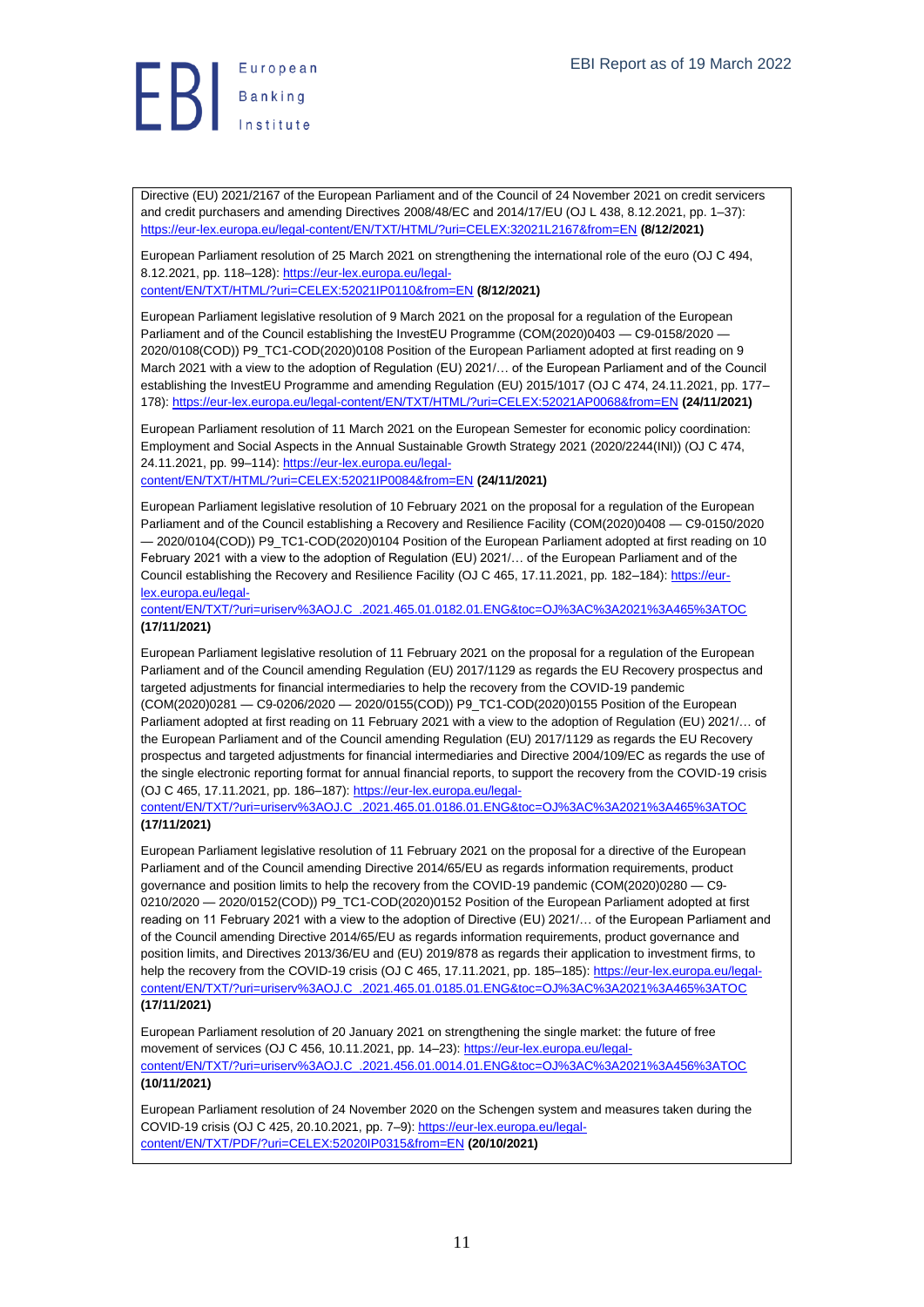Directive (EU) 2021/2167 of the European Parliament and of the Council of 24 November 2021 on credit servicers and credit purchasers and amending Directives 2008/48/EC and 2014/17/EU (OJ L 438, 8.12.2021, pp. 1–37): https://eur-lex.europa.eu/legal-content/EN/TXT/HTML/?uri=CELEX:32021L2167&from=EN **(8/12/2021)**

European Parliament resolution of 25 March 2021 on strengthening the international role of the euro (OJ C 494, 8.12.2021, pp. 118–128): https://eur-lex.europa.eu/legal-content/EN/TXT/HTML/?uri=CELEX:52021IP0110&from=EN **(8/12/2021)**

European Parliament legislative resolution of 9 March 2021 on the proposal for a regulation of the European Parliament and of the Council establishing the InvestEU Programme (COM(2020)0403 — C9-0158/2020 — 2020/0108(COD)) P9_TC1-COD(2020)0108 Position of the European Parliament adopted at first reading on 9 March 2021 with a view to the adoption of Regulation (EU) 2021/… of the European Parliament and of the Council establishing the InvestEU Programme and amending Regulation (EU) 2015/1017 (OJ C 474, 24.11.2021, pp. 177–178): https://eur-lex.europa.eu/legal-content/EN/TXT/HTML/?uri=CELEX:52021AP0068&from=EN **(24/11/2021)**

European Parliament resolution of 11 March 2021 on the European Semester for economic policy coordination: Employment and Social Aspects in the Annual Sustainable Growth Strategy 2021 (2020/2244(INI)) (OJ C 474, 24.11.2021, pp. 99–114): https://eur-lex.europa.eu/legal-content/EN/TXT/HTML/?uri=CELEX:52021IP0084&from=EN **(24/11/2021)**

European Parliament legislative resolution of 10 February 2021 on the proposal for a regulation of the European Parliament and of the Council establishing a Recovery and Resilience Facility (COM(2020)0408 — C9-0150/2020 — 2020/0104(COD)) P9_TC1-COD(2020)0104 Position of the European Parliament adopted at first reading on 10 February 2021 with a view to the adoption of Regulation (EU) 2021/… of the European Parliament and of the Council establishing the Recovery and Resilience Facility (OJ C 465, 17.11.2021, pp. 182–184): https://eur-lex.europa.eu/legal-content/EN/TXT/?uri=uriserv%3AOJ.C_.2021.465.01.0182.01.ENG&toc=OJ%3AC%3A2021%3A465%3ATOC **(17/11/2021)**

European Parliament legislative resolution of 11 February 2021 on the proposal for a regulation of the European Parliament and of the Council amending Regulation (EU) 2017/1129 as regards the EU Recovery prospectus and targeted adjustments for financial intermediaries to help the recovery from the COVID-19 pandemic (COM(2020)0281 — C9-0206/2020 — 2020/0155(COD)) P9_TC1-COD(2020)0155 Position of the European Parliament adopted at first reading on 11 February 2021 with a view to the adoption of Regulation (EU) 2021/… of the European Parliament and of the Council amending Regulation (EU) 2017/1129 as regards the EU Recovery prospectus and targeted adjustments for financial intermediaries and Directive 2004/109/EC as regards the use of the single electronic reporting format for annual financial reports, to support the recovery from the COVID-19 crisis (OJ C 465, 17.11.2021, pp. 186–187): https://eur-lex.europa.eu/legal-content/EN/TXT/?uri=uriserv%3AOJ.C_.2021.465.01.0186.01.ENG&toc=OJ%3AC%3A2021%3A465%3ATOC **(17/11/2021)**

European Parliament legislative resolution of 11 February 2021 on the proposal for a directive of the European Parliament and of the Council amending Directive 2014/65/EU as regards information requirements, product governance and position limits to help the recovery from the COVID-19 pandemic (COM(2020)0280 — C9-0210/2020 — 2020/0152(COD)) P9_TC1-COD(2020)0152 Position of the European Parliament adopted at first reading on 11 February 2021 with a view to the adoption of Directive (EU) 2021/… of the European Parliament and of the Council amending Directive 2014/65/EU as regards information requirements, product governance and position limits, and Directives 2013/36/EU and (EU) 2019/878 as regards their application to investment firms, to help the recovery from the COVID-19 crisis (OJ C 465, 17.11.2021, pp. 185–185): https://eur-lex.europa.eu/legal-content/EN/TXT/?uri=uriserv%3AOJ.C_.2021.465.01.0185.01.ENG&toc=OJ%3AC%3A2021%3A465%3ATOC **(17/11/2021)**

European Parliament resolution of 20 January 2021 on strengthening the single market: the future of free movement of services (OJ C 456, 10.11.2021, pp. 14–23): https://eur-lex.europa.eu/legal-content/EN/TXT/?uri=uriserv%3AOJ.C_.2021.456.01.0014.01.ENG&toc=OJ%3AC%3A2021%3A456%3ATOC **(10/11/2021)**

European Parliament resolution of 24 November 2020 on the Schengen system and measures taken during the COVID-19 crisis (OJ C 425, 20.10.2021, pp. 7–9): https://eur-lex.europa.eu/legal-content/EN/TXT/PDF/?uri=CELEX:52020IP0315&from=EN **(20/10/2021)**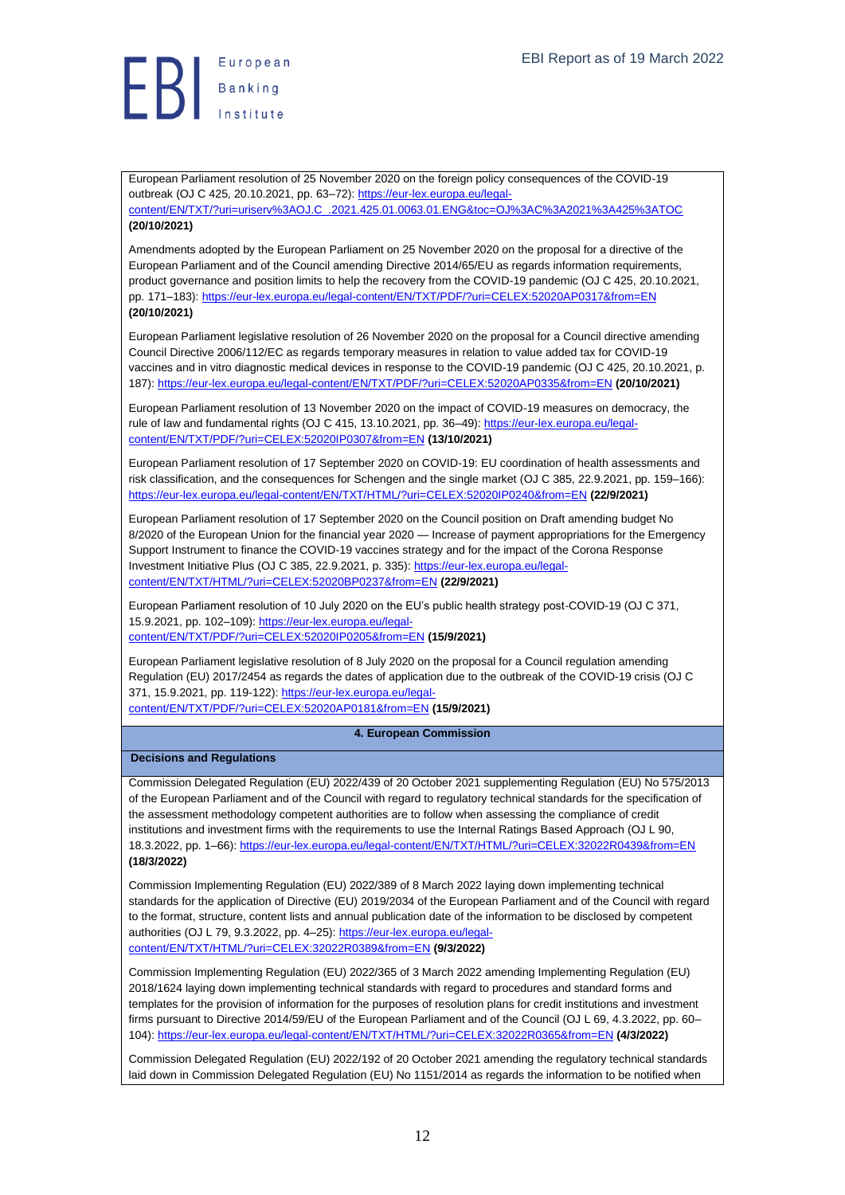European Parliament resolution of 25 November 2020 on the foreign policy consequences of the COVID-19 outbreak (OJ C 425, 20.10.2021, pp. 63–72): https://eur-lex.europa.eu/legal-content/EN/TXT/?uri=uriserv%3AOJ.C_.2021.425.01.0063.01.ENG&toc=OJ%3AC%3A2021%3A425%3ATOC **(20/10/2021)**

Amendments adopted by the European Parliament on 25 November 2020 on the proposal for a directive of the European Parliament and of the Council amending Directive 2014/65/EU as regards information requirements, product governance and position limits to help the recovery from the COVID-19 pandemic (OJ C 425, 20.10.2021, pp. 171–183): https://eur-lex.europa.eu/legal-content/EN/TXT/PDF/?uri=CELEX:52020AP0317&from=EN **(20/10/2021)**

European Parliament legislative resolution of 26 November 2020 on the proposal for a Council directive amending Council Directive 2006/112/EC as regards temporary measures in relation to value added tax for COVID-19 vaccines and in vitro diagnostic medical devices in response to the COVID-19 pandemic (OJ C 425, 20.10.2021, p. 187): https://eur-lex.europa.eu/legal-content/EN/TXT/PDF/?uri=CELEX:52020AP0335&from=EN **(20/10/2021)**

European Parliament resolution of 13 November 2020 on the impact of COVID-19 measures on democracy, the rule of law and fundamental rights (OJ C 415, 13.10.2021, pp. 36–49): https://eur-lex.europa.eu/legal-content/EN/TXT/PDF/?uri=CELEX:52020IP0307&from=EN **(13/10/2021)**

European Parliament resolution of 17 September 2020 on COVID-19: EU coordination of health assessments and risk classification, and the consequences for Schengen and the single market (OJ C 385, 22.9.2021, pp. 159–166): https://eur-lex.europa.eu/legal-content/EN/TXT/HTML/?uri=CELEX:52020IP0240&from=EN **(22/9/2021)**

European Parliament resolution of 17 September 2020 on the Council position on Draft amending budget No 8/2020 of the European Union for the financial year 2020 — Increase of payment appropriations for the Emergency Support Instrument to finance the COVID-19 vaccines strategy and for the impact of the Corona Response Investment Initiative Plus (OJ C 385, 22.9.2021, p. 335): https://eur-lex.europa.eu/legal-content/EN/TXT/HTML/?uri=CELEX:52020BP0237&from=EN **(22/9/2021)**

European Parliament resolution of 10 July 2020 on the EU's public health strategy post-COVID-19 (OJ C 371, 15.9.2021, pp. 102–109): https://eur-lex.europa.eu/legal-content/EN/TXT/PDF/?uri=CELEX:52020IP0205&from=EN **(15/9/2021)**

European Parliament legislative resolution of 8 July 2020 on the proposal for a Council regulation amending Regulation (EU) 2017/2454 as regards the dates of application due to the outbreak of the COVID-19 crisis (OJ C 371, 15.9.2021, pp. 119-122): https://eur-lex.europa.eu/legal-content/EN/TXT/PDF/?uri=CELEX:52020AP0181&from=EN **(15/9/2021)**

## 4. European Commission

### Decisions and Regulations

Commission Delegated Regulation (EU) 2022/439 of 20 October 2021 supplementing Regulation (EU) No 575/2013 of the European Parliament and of the Council with regard to regulatory technical standards for the specification of the assessment methodology competent authorities are to follow when assessing the compliance of credit institutions and investment firms with the requirements to use the Internal Ratings Based Approach (OJ L 90, 18.3.2022, pp. 1–66): https://eur-lex.europa.eu/legal-content/EN/TXT/HTML/?uri=CELEX:32022R0439&from=EN **(18/3/2022)**

Commission Implementing Regulation (EU) 2022/389 of 8 March 2022 laying down implementing technical standards for the application of Directive (EU) 2019/2034 of the European Parliament and of the Council with regard to the format, structure, content lists and annual publication date of the information to be disclosed by competent authorities (OJ L 79, 9.3.2022, pp. 4–25): https://eur-lex.europa.eu/legal-content/EN/TXT/HTML/?uri=CELEX:32022R0389&from=EN **(9/3/2022)**

Commission Implementing Regulation (EU) 2022/365 of 3 March 2022 amending Implementing Regulation (EU) 2018/1624 laying down implementing technical standards with regard to procedures and standard forms and templates for the provision of information for the purposes of resolution plans for credit institutions and investment firms pursuant to Directive 2014/59/EU of the European Parliament and of the Council (OJ L 69, 4.3.2022, pp. 60–104): https://eur-lex.europa.eu/legal-content/EN/TXT/HTML/?uri=CELEX:32022R0365&from=EN **(4/3/2022)**

Commission Delegated Regulation (EU) 2022/192 of 20 October 2021 amending the regulatory technical standards laid down in Commission Delegated Regulation (EU) No 1151/2014 as regards the information to be notified when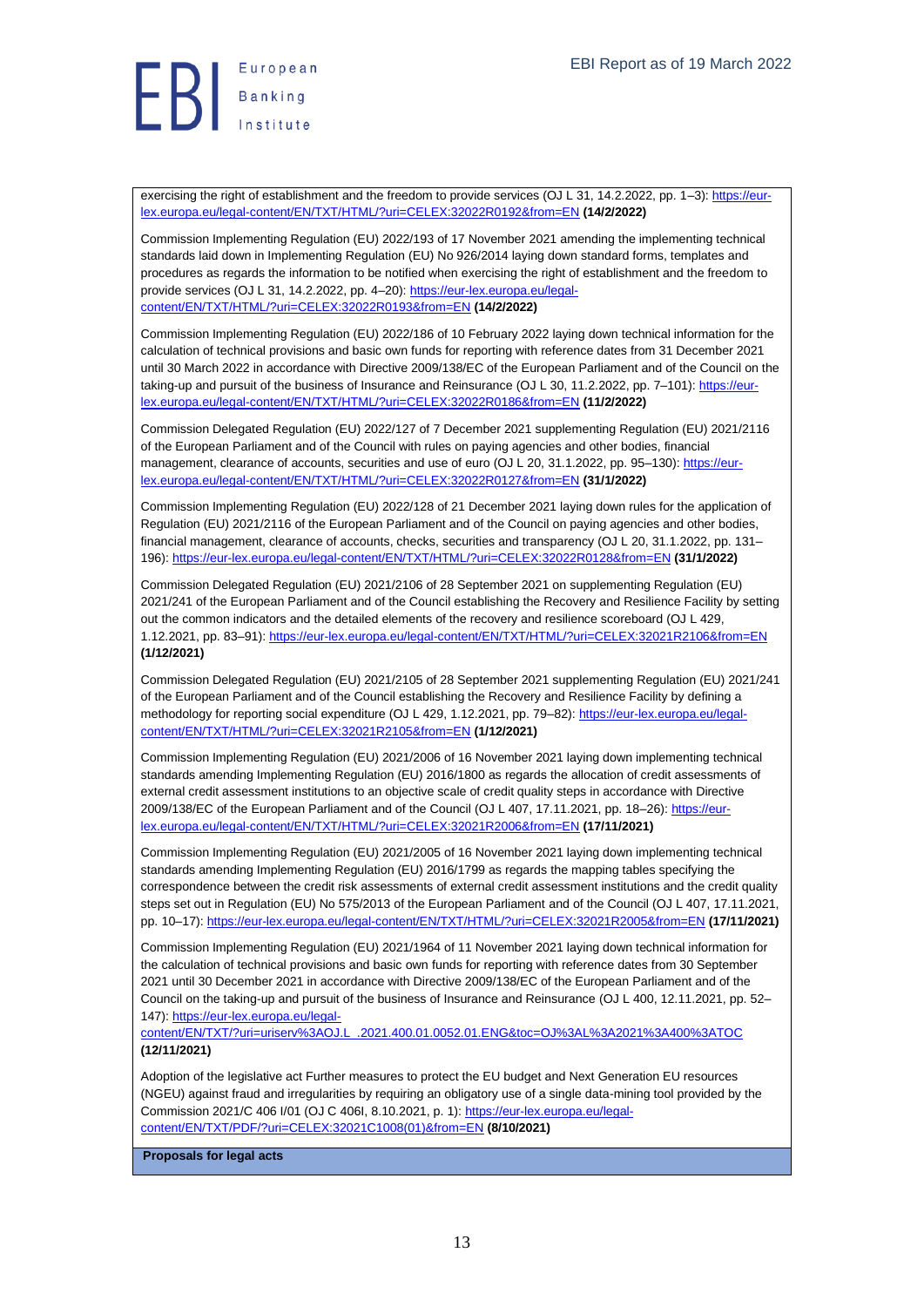exercising the right of establishment and the freedom to provide services (OJ L 31, 14.2.2022, pp. 1–3): https://eur-lex.europa.eu/legal-content/EN/TXT/HTML/?uri=CELEX:32022R0192&from=EN **(14/2/2022)**

Commission Implementing Regulation (EU) 2022/193 of 17 November 2021 amending the implementing technical standards laid down in Implementing Regulation (EU) No 926/2014 laying down standard forms, templates and procedures as regards the information to be notified when exercising the right of establishment and the freedom to provide services (OJ L 31, 14.2.2022, pp. 4–20): https://eur-lex.europa.eu/legal-content/EN/TXT/HTML/?uri=CELEX:32022R0193&from=EN **(14/2/2022)**

Commission Implementing Regulation (EU) 2022/186 of 10 February 2022 laying down technical information for the calculation of technical provisions and basic own funds for reporting with reference dates from 31 December 2021 until 30 March 2022 in accordance with Directive 2009/138/EC of the European Parliament and of the Council on the taking-up and pursuit of the business of Insurance and Reinsurance (OJ L 30, 11.2.2022, pp. 7–101): https://eur-lex.europa.eu/legal-content/EN/TXT/HTML/?uri=CELEX:32022R0186&from=EN **(11/2/2022)**

Commission Delegated Regulation (EU) 2022/127 of 7 December 2021 supplementing Regulation (EU) 2021/2116 of the European Parliament and of the Council with rules on paying agencies and other bodies, financial management, clearance of accounts, securities and use of euro (OJ L 20, 31.1.2022, pp. 95–130): https://eur-lex.europa.eu/legal-content/EN/TXT/HTML/?uri=CELEX:32022R0127&from=EN **(31/1/2022)**

Commission Implementing Regulation (EU) 2022/128 of 21 December 2021 laying down rules for the application of Regulation (EU) 2021/2116 of the European Parliament and of the Council on paying agencies and other bodies, financial management, clearance of accounts, checks, securities and transparency (OJ L 20, 31.1.2022, pp. 131–196): https://eur-lex.europa.eu/legal-content/EN/TXT/HTML/?uri=CELEX:32022R0128&from=EN **(31/1/2022)**

Commission Delegated Regulation (EU) 2021/2106 of 28 September 2021 on supplementing Regulation (EU) 2021/241 of the European Parliament and of the Council establishing the Recovery and Resilience Facility by setting out the common indicators and the detailed elements of the recovery and resilience scoreboard (OJ L 429, 1.12.2021, pp. 83–91): https://eur-lex.europa.eu/legal-content/EN/TXT/HTML/?uri=CELEX:32021R2106&from=EN **(1/12/2021)**

Commission Delegated Regulation (EU) 2021/2105 of 28 September 2021 supplementing Regulation (EU) 2021/241 of the European Parliament and of the Council establishing the Recovery and Resilience Facility by defining a methodology for reporting social expenditure (OJ L 429, 1.12.2021, pp. 79–82): https://eur-lex.europa.eu/legal-content/EN/TXT/HTML/?uri=CELEX:32021R2105&from=EN **(1/12/2021)**

Commission Implementing Regulation (EU) 2021/2006 of 16 November 2021 laying down implementing technical standards amending Implementing Regulation (EU) 2016/1800 as regards the allocation of credit assessments of external credit assessment institutions to an objective scale of credit quality steps in accordance with Directive 2009/138/EC of the European Parliament and of the Council (OJ L 407, 17.11.2021, pp. 18–26): https://eur-lex.europa.eu/legal-content/EN/TXT/HTML/?uri=CELEX:32021R2006&from=EN **(17/11/2021)**

Commission Implementing Regulation (EU) 2021/2005 of 16 November 2021 laying down implementing technical standards amending Implementing Regulation (EU) 2016/1799 as regards the mapping tables specifying the correspondence between the credit risk assessments of external credit assessment institutions and the credit quality steps set out in Regulation (EU) No 575/2013 of the European Parliament and of the Council (OJ L 407, 17.11.2021, pp. 10–17): https://eur-lex.europa.eu/legal-content/EN/TXT/HTML/?uri=CELEX:32021R2005&from=EN **(17/11/2021)**

Commission Implementing Regulation (EU) 2021/1964 of 11 November 2021 laying down technical information for the calculation of technical provisions and basic own funds for reporting with reference dates from 30 September 2021 until 30 December 2021 in accordance with Directive 2009/138/EC of the European Parliament and of the Council on the taking-up and pursuit of the business of Insurance and Reinsurance (OJ L 400, 12.11.2021, pp. 52–147): https://eur-lex.europa.eu/legal-content/EN/TXT/?uri=uriserv%3AOJ.L_.2021.400.01.0052.01.ENG&toc=OJ%3AL%3A2021%3A400%3ATOC **(12/11/2021)**

Adoption of the legislative act Further measures to protect the EU budget and Next Generation EU resources (NGEU) against fraud and irregularities by requiring an obligatory use of a single data-mining tool provided by the Commission 2021/C 406 I/01 (OJ C 406I, 8.10.2021, p. 1): https://eur-lex.europa.eu/legal-content/EN/TXT/PDF/?uri=CELEX:32021C1008(01)&from=EN **(8/10/2021)**

**Proposals for legal acts**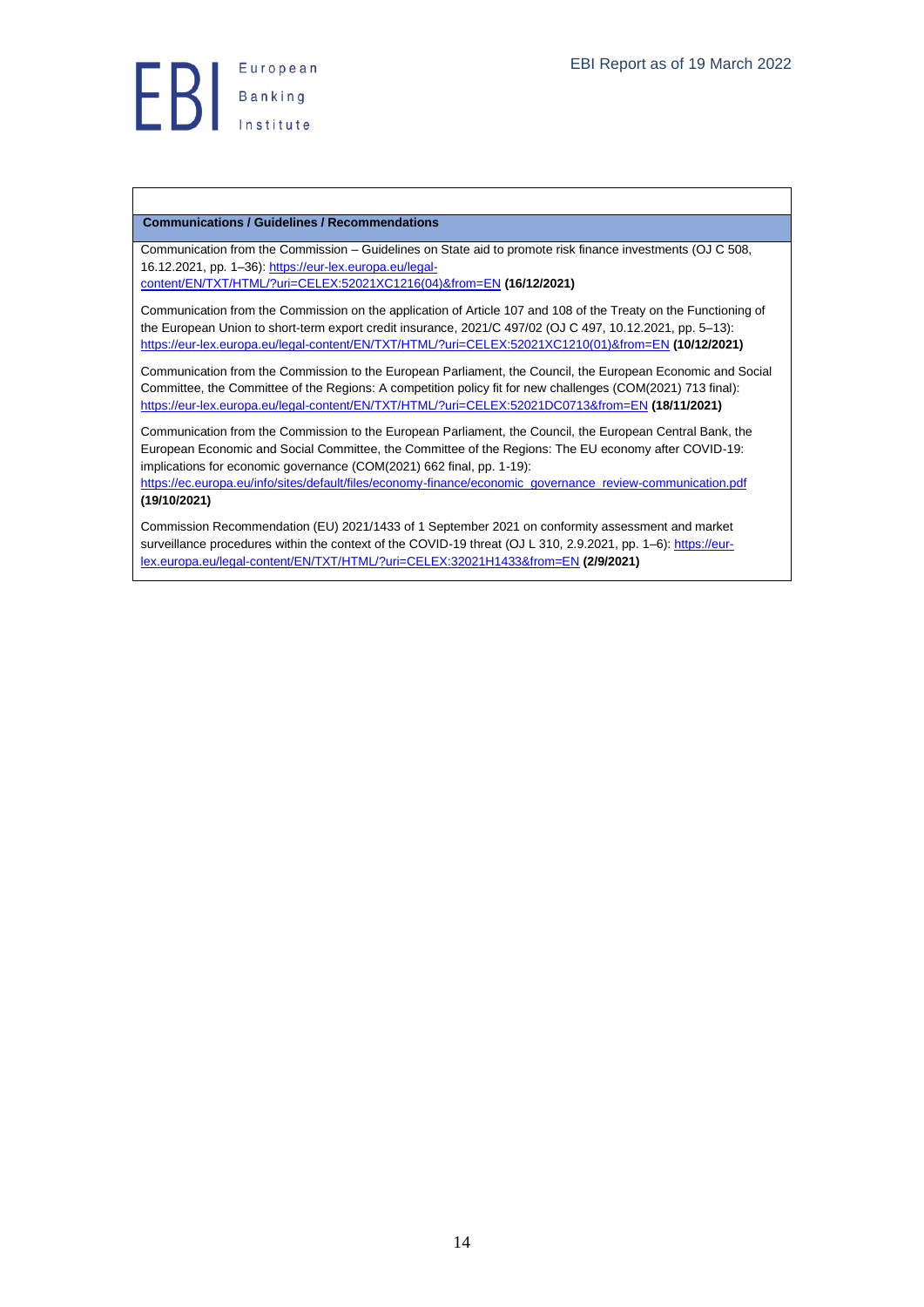| Communications / Guidelines / Recommendations |
| --- |
| Communication from the Commission – Guidelines on State aid to promote risk finance investments (OJ C 508, 16.12.2021, pp. 1–36): https://eur-lex.europa.eu/legal-content/EN/TXT/HTML/?uri=CELEX:52021XC1216(04)&from=EN **(16/12/2021)** |
| Communication from the Commission on the application of Article 107 and 108 of the Treaty on the Functioning of the European Union to short-term export credit insurance, 2021/C 497/02 (OJ C 497, 10.12.2021, pp. 5–13): https://eur-lex.europa.eu/legal-content/EN/TXT/HTML/?uri=CELEX:52021XC1210(01)&from=EN **(10/12/2021)** |
| Communication from the Commission to the European Parliament, the Council, the European Economic and Social Committee, the Committee of the Regions: A competition policy fit for new challenges (COM(2021) 713 final): https://eur-lex.europa.eu/legal-content/EN/TXT/HTML/?uri=CELEX:52021DC0713&from=EN **(18/11/2021)** |
| Communication from the Commission to the European Parliament, the Council, the European Central Bank, the European Economic and Social Committee, the Committee of the Regions: The EU economy after COVID-19: implications for economic governance (COM(2021) 662 final, pp. 1-19): https://ec.europa.eu/info/sites/default/files/economy-finance/economic_governance_review-communication.pdf **(19/10/2021)** |
| Commission Recommendation (EU) 2021/1433 of 1 September 2021 on conformity assessment and market surveillance procedures within the context of the COVID-19 threat (OJ L 310, 2.9.2021, pp. 1–6): https://eur-lex.europa.eu/legal-content/EN/TXT/HTML/?uri=CELEX:32021H1433&from=EN **(2/9/2021)** |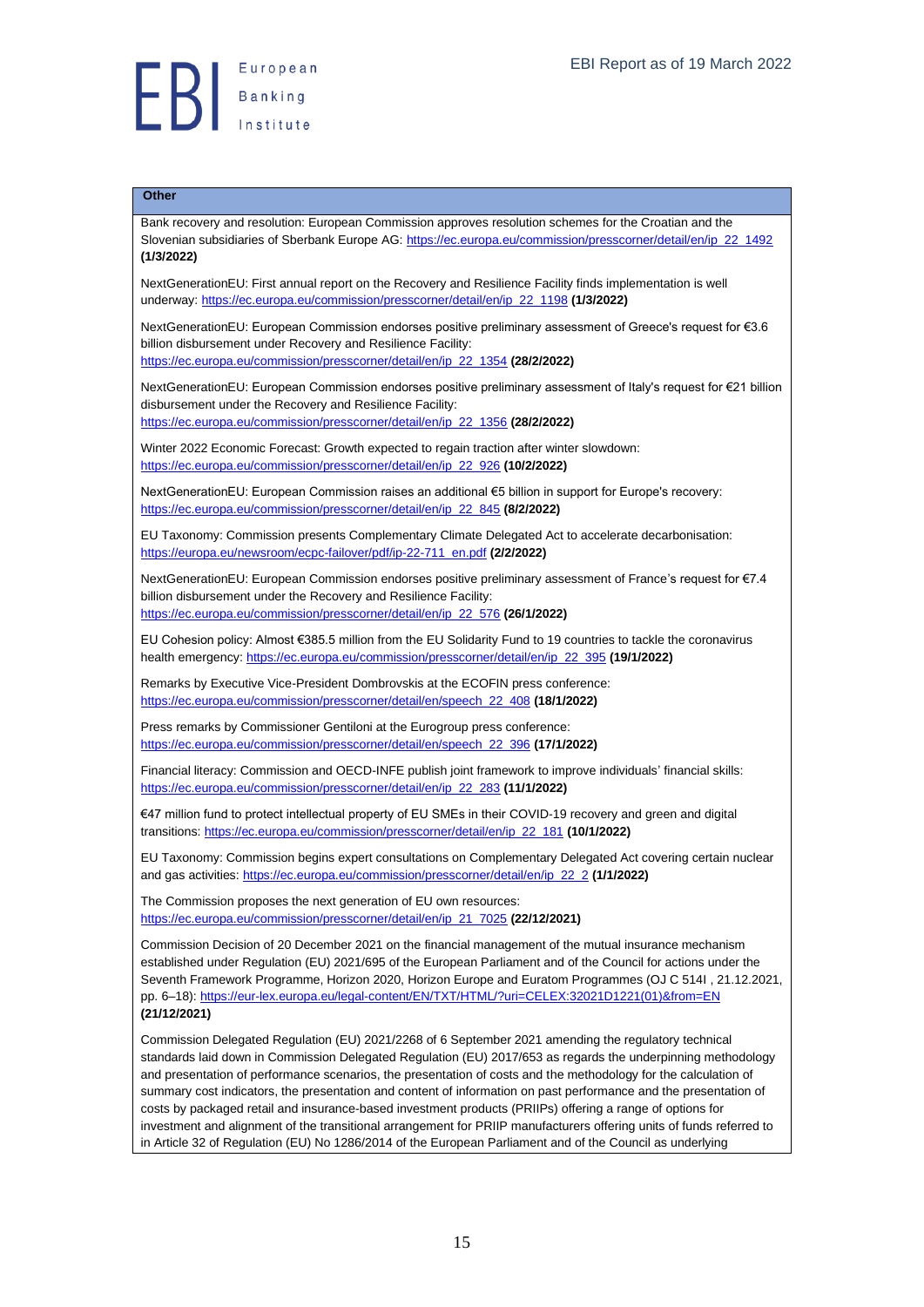| Other |
| --- |
| Bank recovery and resolution: European Commission approves resolution schemes for the Croatian and the Slovenian subsidiaries of Sberbank Europe AG: https://ec.europa.eu/commission/presscorner/detail/en/ip_22_1492 **(1/3/2022)** |
| NextGenerationEU: First annual report on the Recovery and Resilience Facility finds implementation is well underway: https://ec.europa.eu/commission/presscorner/detail/en/ip_22_1198 **(1/3/2022)** |
| NextGenerationEU: European Commission endorses positive preliminary assessment of Greece's request for €3.6 billion disbursement under Recovery and Resilience Facility: https://ec.europa.eu/commission/presscorner/detail/en/ip_22_1354 **(28/2/2022)** |
| NextGenerationEU: European Commission endorses positive preliminary assessment of Italy's request for €21 billion disbursement under the Recovery and Resilience Facility: https://ec.europa.eu/commission/presscorner/detail/en/ip_22_1356 **(28/2/2022)** |
| Winter 2022 Economic Forecast: Growth expected to regain traction after winter slowdown: https://ec.europa.eu/commission/presscorner/detail/en/ip_22_926 **(10/2/2022)** |
| NextGenerationEU: European Commission raises an additional €5 billion in support for Europe's recovery: https://ec.europa.eu/commission/presscorner/detail/en/ip_22_845 **(8/2/2022)** |
| EU Taxonomy: Commission presents Complementary Climate Delegated Act to accelerate decarbonisation: https://europa.eu/newsroom/ecpc-failover/pdf/ip-22-711_en.pdf **(2/2/2022)** |
| NextGenerationEU: European Commission endorses positive preliminary assessment of France's request for €7.4 billion disbursement under the Recovery and Resilience Facility: https://ec.europa.eu/commission/presscorner/detail/en/ip_22_576 **(26/1/2022)** |
| EU Cohesion policy: Almost €385.5 million from the EU Solidarity Fund to 19 countries to tackle the coronavirus health emergency: https://ec.europa.eu/commission/presscorner/detail/en/ip_22_395 **(19/1/2022)** |
| Remarks by Executive Vice-President Dombrovskis at the ECOFIN press conference: https://ec.europa.eu/commission/presscorner/detail/en/speech_22_408 **(18/1/2022)** |
| Press remarks by Commissioner Gentiloni at the Eurogroup press conference: https://ec.europa.eu/commission/presscorner/detail/en/speech_22_396 **(17/1/2022)** |
| Financial literacy: Commission and OECD-INFE publish joint framework to improve individuals' financial skills: https://ec.europa.eu/commission/presscorner/detail/en/ip_22_283 **(11/1/2022)** |
| €47 million fund to protect intellectual property of EU SMEs in their COVID-19 recovery and green and digital transitions: https://ec.europa.eu/commission/presscorner/detail/en/ip_22_181 **(10/1/2022)** |
| EU Taxonomy: Commission begins expert consultations on Complementary Delegated Act covering certain nuclear and gas activities: https://ec.europa.eu/commission/presscorner/detail/en/ip_22_2 **(1/1/2022)** |
| The Commission proposes the next generation of EU own resources: https://ec.europa.eu/commission/presscorner/detail/en/ip_21_7025 **(22/12/2021)** |
| Commission Decision of 20 December 2021 on the financial management of the mutual insurance mechanism established under Regulation (EU) 2021/695 of the European Parliament and of the Council for actions under the Seventh Framework Programme, Horizon 2020, Horizon Europe and Euratom Programmes (OJ C 514I , 21.12.2021, pp. 6–18): https://eur-lex.europa.eu/legal-content/EN/TXT/HTML/?uri=CELEX:32021D1221(01)&from=EN **(21/12/2021)** |
| Commission Delegated Regulation (EU) 2021/2268 of 6 September 2021 amending the regulatory technical standards laid down in Commission Delegated Regulation (EU) 2017/653 as regards the underpinning methodology and presentation of performance scenarios, the presentation of costs and the methodology for the calculation of summary cost indicators, the presentation and content of information on past performance and the presentation of costs by packaged retail and insurance-based investment products (PRIIPs) offering a range of options for investment and alignment of the transitional arrangement for PRIIP manufacturers offering units of funds referred to in Article 32 of Regulation (EU) No 1286/2014 of the European Parliament and of the Council as underlying |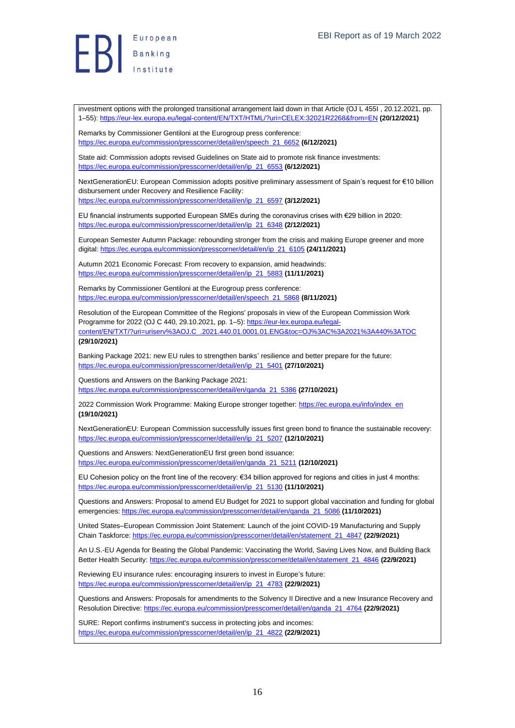investment options with the prolonged transitional arrangement laid down in that Article (OJ L 455I , 20.12.2021, pp. 1–55): https://eur-lex.europa.eu/legal-content/EN/TXT/HTML/?uri=CELEX:32021R2268&from=EN **(20/12/2021)**

Remarks by Commissioner Gentiloni at the Eurogroup press conference: https://ec.europa.eu/commission/presscorner/detail/en/speech_21_6652 **(6/12/2021)**

State aid: Commission adopts revised Guidelines on State aid to promote risk finance investments: https://ec.europa.eu/commission/presscorner/detail/en/ip_21_6553 **(6/12/2021)**

NextGenerationEU: European Commission adopts positive preliminary assessment of Spain's request for €10 billion disbursement under Recovery and Resilience Facility: https://ec.europa.eu/commission/presscorner/detail/en/ip_21_6597 **(3/12/2021)**

EU financial instruments supported European SMEs during the coronavirus crises with €29 billion in 2020: https://ec.europa.eu/commission/presscorner/detail/en/ip_21_6348 **(2/12/2021)**

European Semester Autumn Package: rebounding stronger from the crisis and making Europe greener and more digital: https://ec.europa.eu/commission/presscorner/detail/en/ip_21_6105 **(24/11/2021)**

Autumn 2021 Economic Forecast: From recovery to expansion, amid headwinds: https://ec.europa.eu/commission/presscorner/detail/en/ip_21_5883 **(11/11/2021)**

Remarks by Commissioner Gentiloni at the Eurogroup press conference: https://ec.europa.eu/commission/presscorner/detail/en/speech_21_5868 **(8/11/2021)**

Resolution of the European Committee of the Regions' proposals in view of the European Commission Work Programme for 2022 (OJ C 440, 29.10.2021, pp. 1–5): https://eur-lex.europa.eu/legal-content/EN/TXT/?uri=uriserv%3AOJ.C_.2021.440.01.0001.01.ENG&toc=OJ%3AC%3A2021%3A440%3ATOC **(29/10/2021)**

Banking Package 2021: new EU rules to strengthen banks' resilience and better prepare for the future: https://ec.europa.eu/commission/presscorner/detail/en/ip_21_5401 **(27/10/2021)**

Questions and Answers on the Banking Package 2021: https://ec.europa.eu/commission/presscorner/detail/en/qanda_21_5386 **(27/10/2021)**

2022 Commission Work Programme: Making Europe stronger together: https://ec.europa.eu/info/index_en **(19/10/2021)**

NextGenerationEU: European Commission successfully issues first green bond to finance the sustainable recovery: https://ec.europa.eu/commission/presscorner/detail/en/ip_21_5207 **(12/10/2021)**

Questions and Answers: NextGenerationEU first green bond issuance: https://ec.europa.eu/commission/presscorner/detail/en/qanda_21_5211 **(12/10/2021)**

EU Cohesion policy on the front line of the recovery: €34 billion approved for regions and cities in just 4 months: https://ec.europa.eu/commission/presscorner/detail/en/ip_21_5130 **(11/10/2021)**

Questions and Answers: Proposal to amend EU Budget for 2021 to support global vaccination and funding for global emergencies: https://ec.europa.eu/commission/presscorner/detail/en/qanda_21_5086 **(11/10/2021)**

United States–European Commission Joint Statement: Launch of the joint COVID-19 Manufacturing and Supply Chain Taskforce: https://ec.europa.eu/commission/presscorner/detail/en/statement_21_4847 **(22/9/2021)**

An U.S.-EU Agenda for Beating the Global Pandemic: Vaccinating the World, Saving Lives Now, and Building Back Better Health Security: https://ec.europa.eu/commission/presscorner/detail/en/statement_21_4846 **(22/9/2021)**

Reviewing EU insurance rules: encouraging insurers to invest in Europe's future: https://ec.europa.eu/commission/presscorner/detail/en/ip_21_4783 **(22/9/2021)**

Questions and Answers: Proposals for amendments to the Solvency II Directive and a new Insurance Recovery and Resolution Directive: https://ec.europa.eu/commission/presscorner/detail/en/qanda_21_4764 **(22/9/2021)**

SURE: Report confirms instrument's success in protecting jobs and incomes: https://ec.europa.eu/commission/presscorner/detail/en/ip_21_4822 **(22/9/2021)**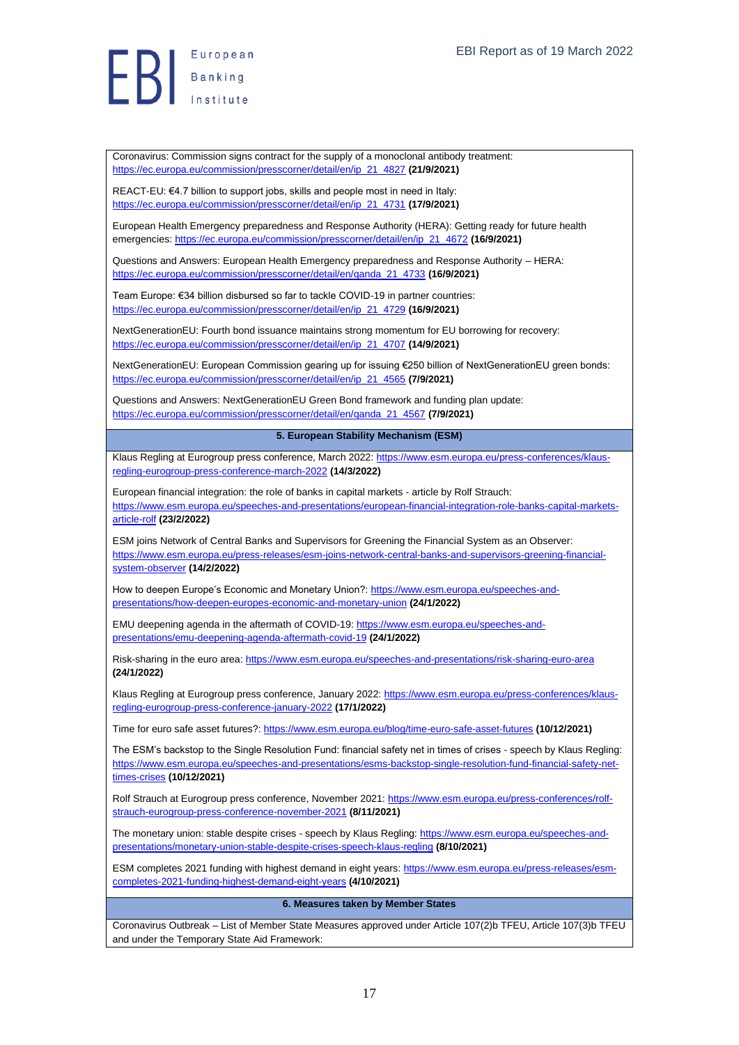Coronavirus: Commission signs contract for the supply of a monoclonal antibody treatment: https://ec.europa.eu/commission/presscorner/detail/en/ip_21_4827 **(21/9/2021)**

REACT-EU: €4.7 billion to support jobs, skills and people most in need in Italy: https://ec.europa.eu/commission/presscorner/detail/en/ip_21_4731 **(17/9/2021)**

European Health Emergency preparedness and Response Authority (HERA): Getting ready for future health emergencies: https://ec.europa.eu/commission/presscorner/detail/en/ip_21_4672 **(16/9/2021)**

Questions and Answers: European Health Emergency preparedness and Response Authority – HERA: https://ec.europa.eu/commission/presscorner/detail/en/qanda_21_4733 **(16/9/2021)**

Team Europe: €34 billion disbursed so far to tackle COVID-19 in partner countries: https://ec.europa.eu/commission/presscorner/detail/en/ip_21_4729 **(16/9/2021)**

NextGenerationEU: Fourth bond issuance maintains strong momentum for EU borrowing for recovery: https://ec.europa.eu/commission/presscorner/detail/en/ip_21_4707 **(14/9/2021)**

NextGenerationEU: European Commission gearing up for issuing €250 billion of NextGenerationEU green bonds: https://ec.europa.eu/commission/presscorner/detail/en/ip_21_4565 **(7/9/2021)**

Questions and Answers: NextGenerationEU Green Bond framework and funding plan update: https://ec.europa.eu/commission/presscorner/detail/en/qanda_21_4567 **(7/9/2021)**

## 5. European Stability Mechanism (ESM)

Klaus Regling at Eurogroup press conference, March 2022: https://www.esm.europa.eu/press-conferences/klaus-regling-eurogroup-press-conference-march-2022 **(14/3/2022)**

European financial integration: the role of banks in capital markets - article by Rolf Strauch: https://www.esm.europa.eu/speeches-and-presentations/european-financial-integration-role-banks-capital-markets-article-rolf **(23/2/2022)**

ESM joins Network of Central Banks and Supervisors for Greening the Financial System as an Observer: https://www.esm.europa.eu/press-releases/esm-joins-network-central-banks-and-supervisors-greening-financial-system-observer **(14/2/2022)**

How to deepen Europe's Economic and Monetary Union?: https://www.esm.europa.eu/speeches-and-presentations/how-deepen-europes-economic-and-monetary-union **(24/1/2022)**

EMU deepening agenda in the aftermath of COVID-19: https://www.esm.europa.eu/speeches-and-presentations/emu-deepening-agenda-aftermath-covid-19 **(24/1/2022)**

Risk-sharing in the euro area: https://www.esm.europa.eu/speeches-and-presentations/risk-sharing-euro-area **(24/1/2022)**

Klaus Regling at Eurogroup press conference, January 2022: https://www.esm.europa.eu/press-conferences/klaus-regling-eurogroup-press-conference-january-2022 **(17/1/2022)**

Time for euro safe asset futures?: https://www.esm.europa.eu/blog/time-euro-safe-asset-futures **(10/12/2021)**

The ESM's backstop to the Single Resolution Fund: financial safety net in times of crises - speech by Klaus Regling: https://www.esm.europa.eu/speeches-and-presentations/esms-backstop-single-resolution-fund-financial-safety-net-times-crises **(10/12/2021)**

Rolf Strauch at Eurogroup press conference, November 2021: https://www.esm.europa.eu/press-conferences/rolf-strauch-eurogroup-press-conference-november-2021 **(8/11/2021)**

The monetary union: stable despite crises - speech by Klaus Regling: https://www.esm.europa.eu/speeches-and-presentations/monetary-union-stable-despite-crises-speech-klaus-regling **(8/10/2021)**

ESM completes 2021 funding with highest demand in eight years: https://www.esm.europa.eu/press-releases/esm-completes-2021-funding-highest-demand-eight-years **(4/10/2021)**

## 6. Measures taken by Member States

Coronavirus Outbreak – List of Member State Measures approved under Article 107(2)b TFEU, Article 107(3)b TFEU and under the Temporary State Aid Framework: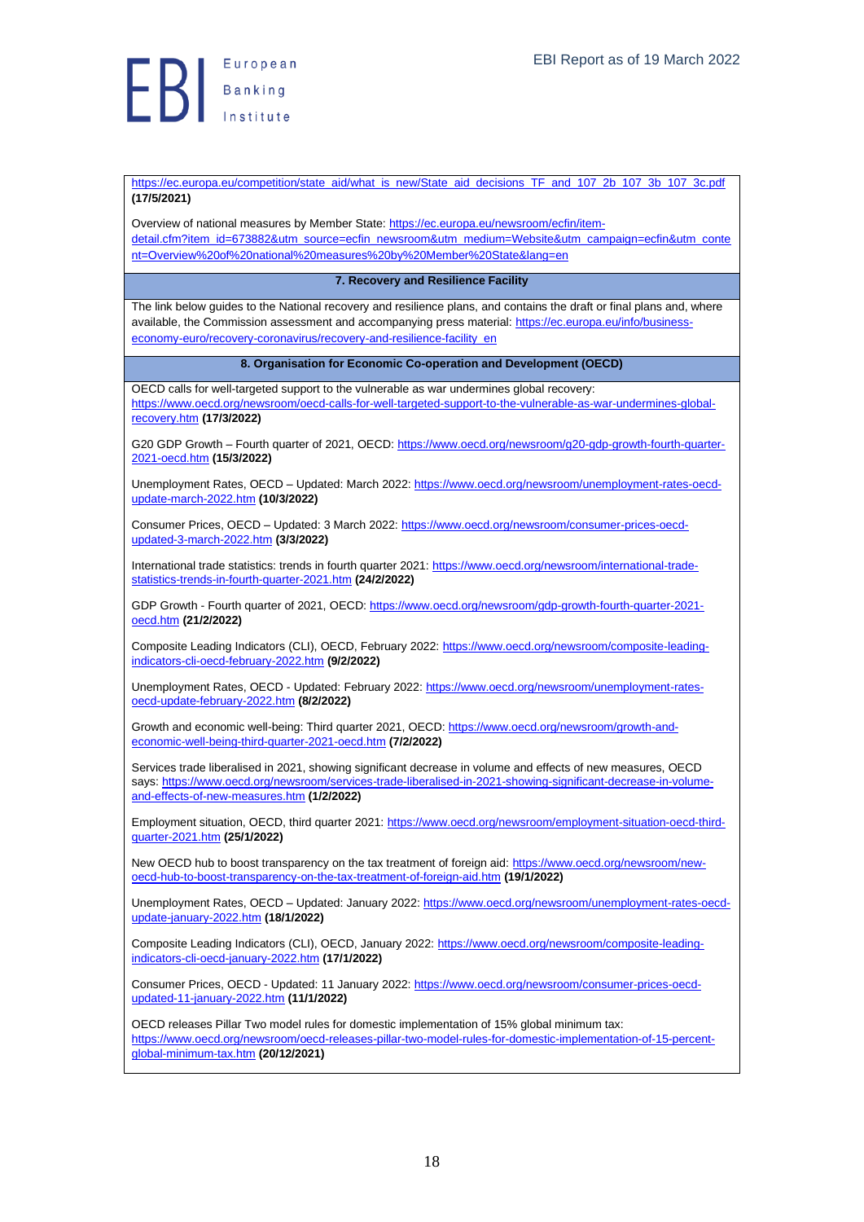https://ec.europa.eu/competition/state_aid/what_is_new/State_aid_decisions_TF_and_107_2b_107_3b_107_3c.pdf **(17/5/2021)**

Overview of national measures by Member State: https://ec.europa.eu/newsroom/ecfin/item-detail.cfm?item_id=673882&utm_source=ecfin_newsroom&utm_medium=Website&utm_campaign=ecfin&utm_content=Overview%20of%20national%20measures%20by%20Member%20State&lang=en

**7. Recovery and Resilience Facility**

The link below guides to the National recovery and resilience plans, and contains the draft or final plans and, where available, the Commission assessment and accompanying press material: https://ec.europa.eu/info/business-economy-euro/recovery-coronavirus/recovery-and-resilience-facility_en

**8. Organisation for Economic Co-operation and Development (OECD)**

OECD calls for well-targeted support to the vulnerable as war undermines global recovery: https://www.oecd.org/newsroom/oecd-calls-for-well-targeted-support-to-the-vulnerable-as-war-undermines-global-recovery.htm **(17/3/2022)**

G20 GDP Growth – Fourth quarter of 2021, OECD: https://www.oecd.org/newsroom/g20-gdp-growth-fourth-quarter-2021-oecd.htm **(15/3/2022)**

Unemployment Rates, OECD – Updated: March 2022: https://www.oecd.org/newsroom/unemployment-rates-oecd-update-march-2022.htm **(10/3/2022)**

Consumer Prices, OECD – Updated: 3 March 2022: https://www.oecd.org/newsroom/consumer-prices-oecd-updated-3-march-2022.htm **(3/3/2022)**

International trade statistics: trends in fourth quarter 2021: https://www.oecd.org/newsroom/international-trade-statistics-trends-in-fourth-quarter-2021.htm **(24/2/2022)**

GDP Growth - Fourth quarter of 2021, OECD: https://www.oecd.org/newsroom/gdp-growth-fourth-quarter-2021-oecd.htm **(21/2/2022)**

Composite Leading Indicators (CLI), OECD, February 2022: https://www.oecd.org/newsroom/composite-leading-indicators-cli-oecd-february-2022.htm **(9/2/2022)**

Unemployment Rates, OECD - Updated: February 2022: https://www.oecd.org/newsroom/unemployment-rates-oecd-update-february-2022.htm **(8/2/2022)**

Growth and economic well-being: Third quarter 2021, OECD: https://www.oecd.org/newsroom/growth-and-economic-well-being-third-quarter-2021-oecd.htm **(7/2/2022)**

Services trade liberalised in 2021, showing significant decrease in volume and effects of new measures, OECD says: https://www.oecd.org/newsroom/services-trade-liberalised-in-2021-showing-significant-decrease-in-volume-and-effects-of-new-measures.htm **(1/2/2022)**

Employment situation, OECD, third quarter 2021: https://www.oecd.org/newsroom/employment-situation-oecd-third-quarter-2021.htm **(25/1/2022)**

New OECD hub to boost transparency on the tax treatment of foreign aid: https://www.oecd.org/newsroom/new-oecd-hub-to-boost-transparency-on-the-tax-treatment-of-foreign-aid.htm **(19/1/2022)**

Unemployment Rates, OECD – Updated: January 2022: https://www.oecd.org/newsroom/unemployment-rates-oecd-update-january-2022.htm **(18/1/2022)**

Composite Leading Indicators (CLI), OECD, January 2022: https://www.oecd.org/newsroom/composite-leading-indicators-cli-oecd-january-2022.htm **(17/1/2022)**

Consumer Prices, OECD - Updated: 11 January 2022: https://www.oecd.org/newsroom/consumer-prices-oecd-updated-11-january-2022.htm **(11/1/2022)**

OECD releases Pillar Two model rules for domestic implementation of 15% global minimum tax: https://www.oecd.org/newsroom/oecd-releases-pillar-two-model-rules-for-domestic-implementation-of-15-percent-global-minimum-tax.htm **(20/12/2021)**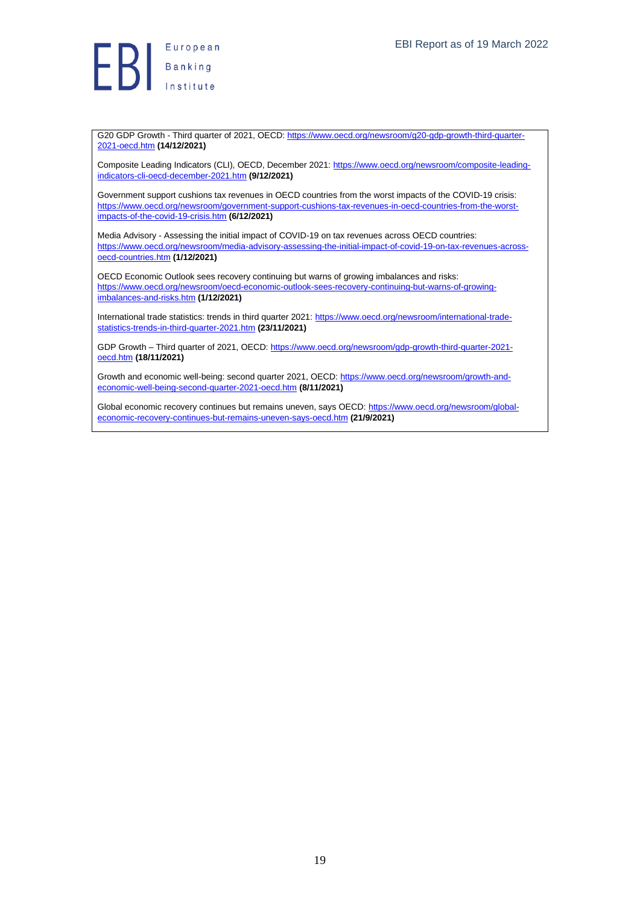G20 GDP Growth - Third quarter of 2021, OECD: https://www.oecd.org/newsroom/g20-gdp-growth-third-quarter-2021-oecd.htm **(14/12/2021)**

Composite Leading Indicators (CLI), OECD, December 2021: https://www.oecd.org/newsroom/composite-leading-indicators-cli-oecd-december-2021.htm **(9/12/2021)**

Government support cushions tax revenues in OECD countries from the worst impacts of the COVID-19 crisis: https://www.oecd.org/newsroom/government-support-cushions-tax-revenues-in-oecd-countries-from-the-worst-impacts-of-the-covid-19-crisis.htm **(6/12/2021)**

Media Advisory - Assessing the initial impact of COVID-19 on tax revenues across OECD countries: https://www.oecd.org/newsroom/media-advisory-assessing-the-initial-impact-of-covid-19-on-tax-revenues-across-oecd-countries.htm **(1/12/2021)**

OECD Economic Outlook sees recovery continuing but warns of growing imbalances and risks: https://www.oecd.org/newsroom/oecd-economic-outlook-sees-recovery-continuing-but-warns-of-growing-imbalances-and-risks.htm **(1/12/2021)**

International trade statistics: trends in third quarter 2021: https://www.oecd.org/newsroom/international-trade-statistics-trends-in-third-quarter-2021.htm **(23/11/2021)**

GDP Growth – Third quarter of 2021, OECD: https://www.oecd.org/newsroom/gdp-growth-third-quarter-2021-oecd.htm **(18/11/2021)**

Growth and economic well-being: second quarter 2021, OECD: https://www.oecd.org/newsroom/growth-and-economic-well-being-second-quarter-2021-oecd.htm **(8/11/2021)**

Global economic recovery continues but remains uneven, says OECD: https://www.oecd.org/newsroom/global-economic-recovery-continues-but-remains-uneven-says-oecd.htm **(21/9/2021)**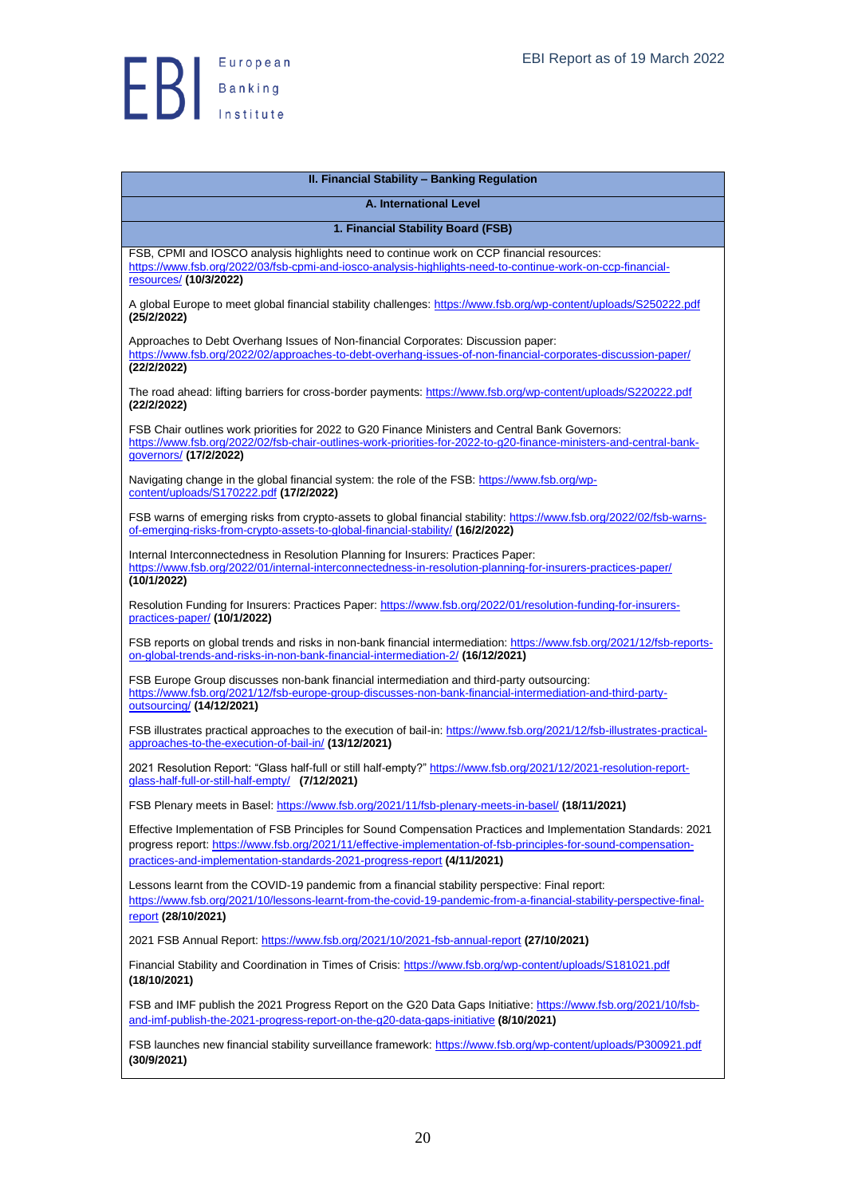## II. Financial Stability – Banking Regulation

### A. International Level

#### 1. Financial Stability Board (FSB)

FSB, CPMI and IOSCO analysis highlights need to continue work on CCP financial resources: https://www.fsb.org/2022/03/fsb-cpmi-and-iosco-analysis-highlights-need-to-continue-work-on-ccp-financial-resources/ **(10/3/2022)**

A global Europe to meet global financial stability challenges: https://www.fsb.org/wp-content/uploads/S250222.pdf **(25/2/2022)**

Approaches to Debt Overhang Issues of Non-financial Corporates: Discussion paper: https://www.fsb.org/2022/02/approaches-to-debt-overhang-issues-of-non-financial-corporates-discussion-paper/ **(22/2/2022)**

The road ahead: lifting barriers for cross-border payments: https://www.fsb.org/wp-content/uploads/S220222.pdf **(22/2/2022)**

FSB Chair outlines work priorities for 2022 to G20 Finance Ministers and Central Bank Governors: https://www.fsb.org/2022/02/fsb-chair-outlines-work-priorities-for-2022-to-g20-finance-ministers-and-central-bank-governors/ **(17/2/2022)**

Navigating change in the global financial system: the role of the FSB: https://www.fsb.org/wp-content/uploads/S170222.pdf **(17/2/2022)**

FSB warns of emerging risks from crypto-assets to global financial stability: https://www.fsb.org/2022/02/fsb-warns-of-emerging-risks-from-crypto-assets-to-global-financial-stability/ **(16/2/2022)**

Internal Interconnectedness in Resolution Planning for Insurers: Practices Paper: https://www.fsb.org/2022/01/internal-interconnectedness-in-resolution-planning-for-insurers-practices-paper/ **(10/1/2022)**

Resolution Funding for Insurers: Practices Paper: https://www.fsb.org/2022/01/resolution-funding-for-insurers-practices-paper/ **(10/1/2022)**

FSB reports on global trends and risks in non-bank financial intermediation: https://www.fsb.org/2021/12/fsb-reports-on-global-trends-and-risks-in-non-bank-financial-intermediation-2/ **(16/12/2021)**

FSB Europe Group discusses non-bank financial intermediation and third-party outsourcing: https://www.fsb.org/2021/12/fsb-europe-group-discusses-non-bank-financial-intermediation-and-third-party-outsourcing/ **(14/12/2021)**

FSB illustrates practical approaches to the execution of bail-in: https://www.fsb.org/2021/12/fsb-illustrates-practical-approaches-to-the-execution-of-bail-in/ **(13/12/2021)**

2021 Resolution Report: "Glass half-full or still half-empty?" https://www.fsb.org/2021/12/2021-resolution-report-glass-half-full-or-still-half-empty/ **(7/12/2021)**

FSB Plenary meets in Basel: https://www.fsb.org/2021/11/fsb-plenary-meets-in-basel/ **(18/11/2021)**

Effective Implementation of FSB Principles for Sound Compensation Practices and Implementation Standards: 2021 progress report: https://www.fsb.org/2021/11/effective-implementation-of-fsb-principles-for-sound-compensation-practices-and-implementation-standards-2021-progress-report **(4/11/2021)**

Lessons learnt from the COVID-19 pandemic from a financial stability perspective: Final report: https://www.fsb.org/2021/10/lessons-learnt-from-the-covid-19-pandemic-from-a-financial-stability-perspective-final-report **(28/10/2021)**

2021 FSB Annual Report: https://www.fsb.org/2021/10/2021-fsb-annual-report **(27/10/2021)**

Financial Stability and Coordination in Times of Crisis: https://www.fsb.org/wp-content/uploads/S181021.pdf **(18/10/2021)**

FSB and IMF publish the 2021 Progress Report on the G20 Data Gaps Initiative: https://www.fsb.org/2021/10/fsb-and-imf-publish-the-2021-progress-report-on-the-g20-data-gaps-initiative **(8/10/2021)**

FSB launches new financial stability surveillance framework: https://www.fsb.org/wp-content/uploads/P300921.pdf **(30/9/2021)**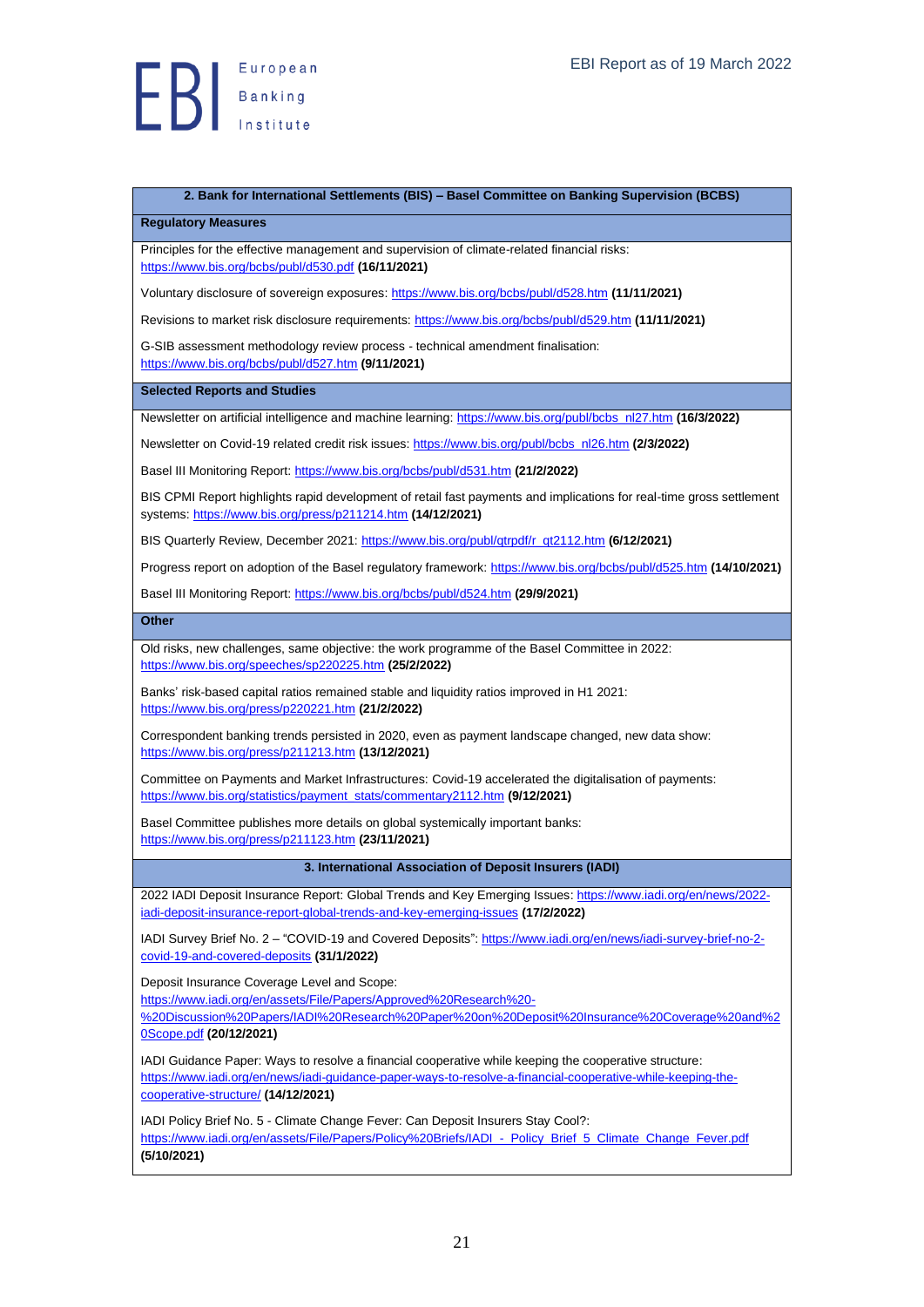## 2. Bank for International Settlements (BIS) – Basel Committee on Banking Supervision (BCBS)

### Regulatory Measures

Principles for the effective management and supervision of climate-related financial risks: https://www.bis.org/bcbs/publ/d530.pdf **(16/11/2021)**

Voluntary disclosure of sovereign exposures: https://www.bis.org/bcbs/publ/d528.htm **(11/11/2021)**

Revisions to market risk disclosure requirements: https://www.bis.org/bcbs/publ/d529.htm **(11/11/2021)**

G-SIB assessment methodology review process - technical amendment finalisation: https://www.bis.org/bcbs/publ/d527.htm **(9/11/2021)**

### Selected Reports and Studies

Newsletter on artificial intelligence and machine learning: https://www.bis.org/publ/bcbs_nl27.htm **(16/3/2022)**

Newsletter on Covid-19 related credit risk issues: https://www.bis.org/publ/bcbs_nl26.htm **(2/3/2022)**

Basel III Monitoring Report: https://www.bis.org/bcbs/publ/d531.htm **(21/2/2022)**

BIS CPMI Report highlights rapid development of retail fast payments and implications for real-time gross settlement systems: https://www.bis.org/press/p211214.htm **(14/12/2021)**

BIS Quarterly Review, December 2021: https://www.bis.org/publ/qtrpdf/r_qt2112.htm **(6/12/2021)**

Progress report on adoption of the Basel regulatory framework: https://www.bis.org/bcbs/publ/d525.htm **(14/10/2021)**

Basel III Monitoring Report: https://www.bis.org/bcbs/publ/d524.htm **(29/9/2021)**

### Other

Old risks, new challenges, same objective: the work programme of the Basel Committee in 2022: https://www.bis.org/speeches/sp220225.htm **(25/2/2022)**

Banks' risk-based capital ratios remained stable and liquidity ratios improved in H1 2021: https://www.bis.org/press/p220221.htm **(21/2/2022)**

Correspondent banking trends persisted in 2020, even as payment landscape changed, new data show: https://www.bis.org/press/p211213.htm **(13/12/2021)**

Committee on Payments and Market Infrastructures: Covid-19 accelerated the digitalisation of payments: https://www.bis.org/statistics/payment_stats/commentary2112.htm **(9/12/2021)**

Basel Committee publishes more details on global systemically important banks: https://www.bis.org/press/p211123.htm **(23/11/2021)**

## 3. International Association of Deposit Insurers (IADI)

2022 IADI Deposit Insurance Report: Global Trends and Key Emerging Issues: https://www.iadi.org/en/news/2022-iadi-deposit-insurance-report-global-trends-and-key-emerging-issues **(17/2/2022)**

IADI Survey Brief No. 2 – "COVID-19 and Covered Deposits": https://www.iadi.org/en/news/iadi-survey-brief-no-2-covid-19-and-covered-deposits **(31/1/2022)**

Deposit Insurance Coverage Level and Scope: https://www.iadi.org/en/assets/File/Papers/Approved%20Research%20-%20Discussion%20Papers/IADI%20Research%20Paper%20on%20Deposit%20Insurance%20Coverage%20and%20Scope.pdf **(20/12/2021)**

IADI Guidance Paper: Ways to resolve a financial cooperative while keeping the cooperative structure: https://www.iadi.org/en/news/iadi-guidance-paper-ways-to-resolve-a-financial-cooperative-while-keeping-the-cooperative-structure/ **(14/12/2021)**

IADI Policy Brief No. 5 - Climate Change Fever: Can Deposit Insurers Stay Cool?: https://www.iadi.org/en/assets/File/Papers/Policy%20Briefs/IADI_-_Policy_Brief_5_Climate_Change_Fever.pdf **(5/10/2021)**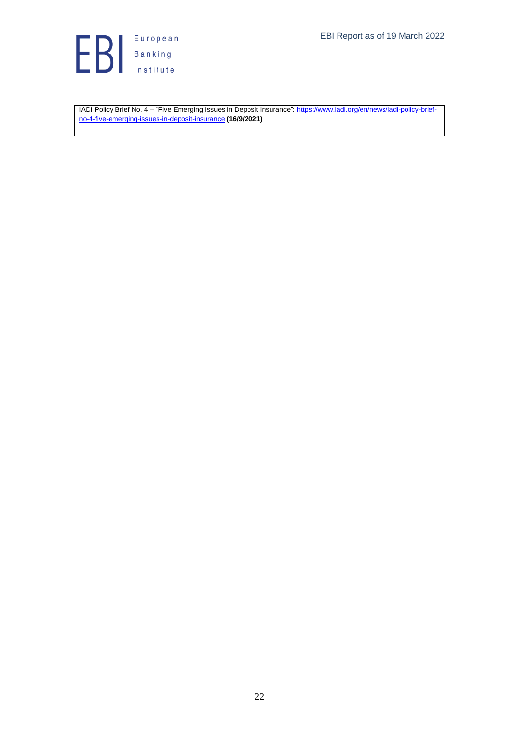IADI Policy Brief No. 4 – "Five Emerging Issues in Deposit Insurance": https://www.iadi.org/en/news/iadi-policy-brief-no-4-five-emerging-issues-in-deposit-insurance **(16/9/2021)**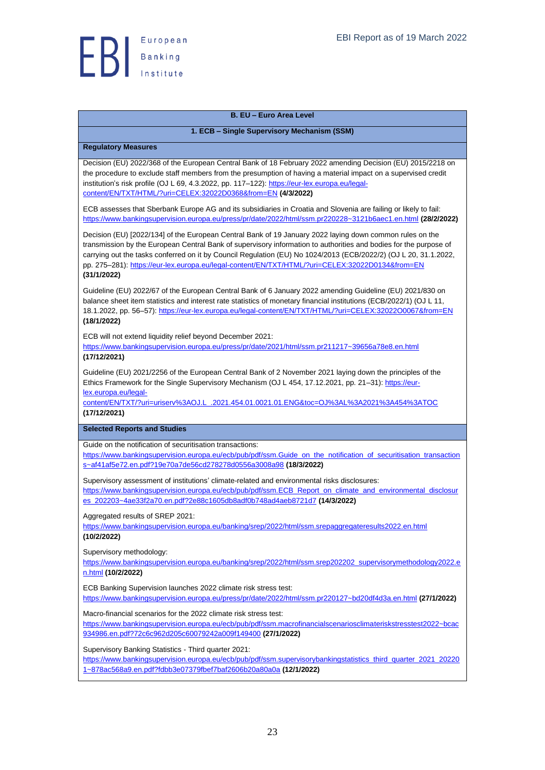## B. EU – Euro Area Level

### 1. ECB – Single Supervisory Mechanism (SSM)

#### Regulatory Measures

Decision (EU) 2022/368 of the European Central Bank of 18 February 2022 amending Decision (EU) 2015/2218 on the procedure to exclude staff members from the presumption of having a material impact on a supervised credit institution's risk profile (OJ L 69, 4.3.2022, pp. 117–122): https://eur-lex.europa.eu/legal-content/EN/TXT/HTML/?uri=CELEX:32022D0368&from=EN **(4/3/2022)**

ECB assesses that Sberbank Europe AG and its subsidiaries in Croatia and Slovenia are failing or likely to fail: https://www.bankingsupervision.europa.eu/press/pr/date/2022/html/ssm.pr220228~3121b6aec1.en.html **(28/2/2022)**

Decision (EU) [2022/134] of the European Central Bank of 19 January 2022 laying down common rules on the transmission by the European Central Bank of supervisory information to authorities and bodies for the purpose of carrying out the tasks conferred on it by Council Regulation (EU) No 1024/2013 (ECB/2022/2) (OJ L 20, 31.1.2022, pp. 275–281): https://eur-lex.europa.eu/legal-content/EN/TXT/HTML/?uri=CELEX:32022D0134&from=EN **(31/1/2022)**

Guideline (EU) 2022/67 of the European Central Bank of 6 January 2022 amending Guideline (EU) 2021/830 on balance sheet item statistics and interest rate statistics of monetary financial institutions (ECB/2022/1) (OJ L 11, 18.1.2022, pp. 56–57): https://eur-lex.europa.eu/legal-content/EN/TXT/HTML/?uri=CELEX:32022O0067&from=EN **(18/1/2022)**

ECB will not extend liquidity relief beyond December 2021: https://www.bankingsupervision.europa.eu/press/pr/date/2021/html/ssm.pr211217~39656a78e8.en.html **(17/12/2021)**

Guideline (EU) 2021/2256 of the European Central Bank of 2 November 2021 laying down the principles of the Ethics Framework for the Single Supervisory Mechanism (OJ L 454, 17.12.2021, pp. 21–31): https://eur-lex.europa.eu/legal-content/EN/TXT/?uri=uriserv%3AOJ.L_.2021.454.01.0021.01.ENG&toc=OJ%3AL%3A2021%3A454%3ATOC **(17/12/2021)**

#### Selected Reports and Studies

Guide on the notification of securitisation transactions: https://www.bankingsupervision.europa.eu/ecb/pub/pdf/ssm.Guide_on_the_notification_of_securitisation_transactions~af41af5e72.en.pdf?19e70a7de56cd278278d0556a3008a98 **(18/3/2022)**

Supervisory assessment of institutions' climate-related and environmental risks disclosures: https://www.bankingsupervision.europa.eu/ecb/pub/pdf/ssm.ECB_Report_on_climate_and_environmental_disclosures_202203~4ae33f2a70.en.pdf?2e88c1605db8adf0b748ad4aeb8721d7 **(14/3/2022)**

Aggregated results of SREP 2021: https://www.bankingsupervision.europa.eu/banking/srep/2022/html/ssm.srepaggregateresults2022.en.html **(10/2/2022)**

Supervisory methodology: https://www.bankingsupervision.europa.eu/banking/srep/2022/html/ssm.srep202202_supervisorymethodology2022.en.html **(10/2/2022)**

ECB Banking Supervision launches 2022 climate risk stress test: https://www.bankingsupervision.europa.eu/press/pr/date/2022/html/ssm.pr220127~bd20df4d3a.en.html **(27/1/2022)**

Macro-financial scenarios for the 2022 climate risk stress test: https://www.bankingsupervision.europa.eu/ecb/pub/pdf/ssm.macrofinancialscenariosclimateriskstresstest2022~bcac934986.en.pdf?72c6c962d205c60079242a009f149400 **(27/1/2022)**

Supervisory Banking Statistics - Third quarter 2021: https://www.bankingsupervision.europa.eu/ecb/pub/pdf/ssm.supervisorybankingstatistics_third_quarter_2021_202201~878ac568a9.en.pdf?fdbb3e07379fbef7baf2606b20a80a0a **(12/1/2022)**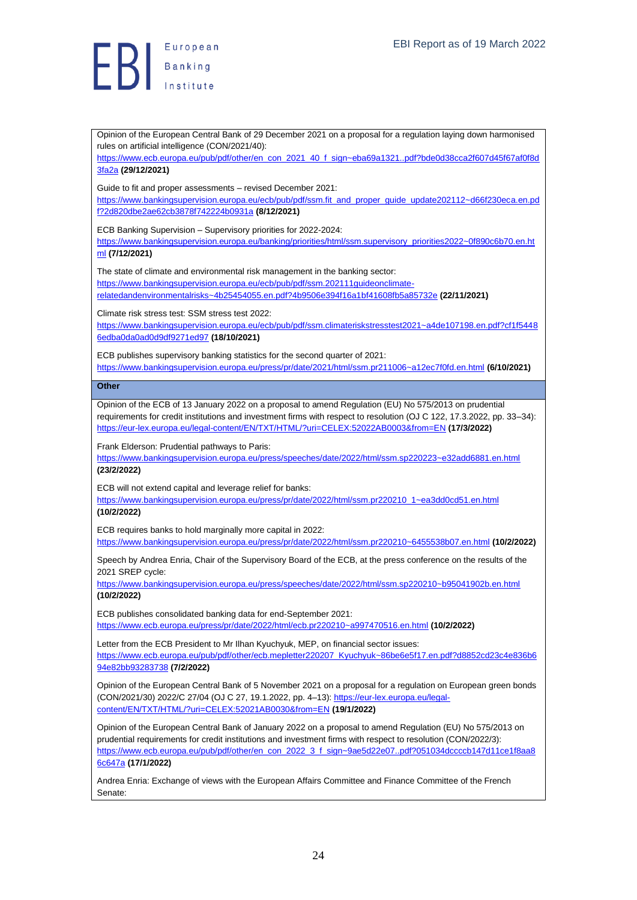Opinion of the European Central Bank of 29 December 2021 on a proposal for a regulation laying down harmonised rules on artificial intelligence (CON/2021/40):
https://www.ecb.europa.eu/pub/pdf/other/en_con_2021_40_f_sign~eba69a1321..pdf?bde0d38cca2f607d45f67af0f8d3fa2a **(29/12/2021)**

Guide to fit and proper assessments – revised December 2021:
https://www.bankingsupervision.europa.eu/ecb/pub/pdf/ssm.fit_and_proper_guide_update202112~d66f230eca.en.pdf?2d820dbe2ae62cb3878f742224b0931a **(8/12/2021)**

ECB Banking Supervision – Supervisory priorities for 2022-2024:
https://www.bankingsupervision.europa.eu/banking/priorities/html/ssm.supervisory_priorities2022~0f890c6b70.en.html **(7/12/2021)**

The state of climate and environmental risk management in the banking sector:
https://www.bankingsupervision.europa.eu/ecb/pub/pdf/ssm.202111guideonclimate-relatedandenvironmentalrisks~4b25454055.en.pdf?4b9506e394f16a1bf41608fb5a85732e **(22/11/2021)**

Climate risk stress test: SSM stress test 2022:
https://www.bankingsupervision.europa.eu/ecb/pub/pdf/ssm.climateriskstresstest2021~a4de107198.en.pdf?cf1f54486edba0da0ad0d9df9271ed97 **(18/10/2021)**

ECB publishes supervisory banking statistics for the second quarter of 2021:
https://www.bankingsupervision.europa.eu/press/pr/date/2021/html/ssm.pr211006~a12ec7f0fd.en.html **(6/10/2021)**

**Other**

Opinion of the ECB of 13 January 2022 on a proposal to amend Regulation (EU) No 575/2013 on prudential requirements for credit institutions and investment firms with respect to resolution (OJ C 122, 17.3.2022, pp. 33–34):
https://eur-lex.europa.eu/legal-content/EN/TXT/HTML/?uri=CELEX:52022AB0003&from=EN **(17/3/2022)**

Frank Elderson: Prudential pathways to Paris:
https://www.bankingsupervision.europa.eu/press/speeches/date/2022/html/ssm.sp220223~e32add6881.en.html **(23/2/2022)**

ECB will not extend capital and leverage relief for banks:
https://www.bankingsupervision.europa.eu/press/pr/date/2022/html/ssm.pr220210_1~ea3dd0cd51.en.html **(10/2/2022)**

ECB requires banks to hold marginally more capital in 2022:
https://www.bankingsupervision.europa.eu/press/pr/date/2022/html/ssm.pr220210~6455538b07.en.html **(10/2/2022)**

Speech by Andrea Enria, Chair of the Supervisory Board of the ECB, at the press conference on the results of the 2021 SREP cycle:
https://www.bankingsupervision.europa.eu/press/speeches/date/2022/html/ssm.sp220210~b95041902b.en.html **(10/2/2022)**

ECB publishes consolidated banking data for end-September 2021:
https://www.ecb.europa.eu/press/pr/date/2022/html/ecb.pr220210~a997470516.en.html **(10/2/2022)**

Letter from the ECB President to Mr Ilhan Kyuchyuk, MEP, on financial sector issues:
https://www.ecb.europa.eu/pub/pdf/other/ecb.mepletter220207_Kyuchyuk~86be6e5f17.en.pdf?d8852cd23c4e836b694e82bb93283738 **(7/2/2022)**

Opinion of the European Central Bank of 5 November 2021 on a proposal for a regulation on European green bonds (CON/2021/30) 2022/C 27/04 (OJ C 27, 19.1.2022, pp. 4–13): https://eur-lex.europa.eu/legal-content/EN/TXT/HTML/?uri=CELEX:52021AB0030&from=EN **(19/1/2022)**

Opinion of the European Central Bank of January 2022 on a proposal to amend Regulation (EU) No 575/2013 on prudential requirements for credit institutions and investment firms with respect to resolution (CON/2022/3):
https://www.ecb.europa.eu/pub/pdf/other/en_con_2022_3_f_sign~9ae5d22e07..pdf?051034dccccb147d11ce1f8aa86c647a **(17/1/2022)**

Andrea Enria: Exchange of views with the European Affairs Committee and Finance Committee of the French Senate: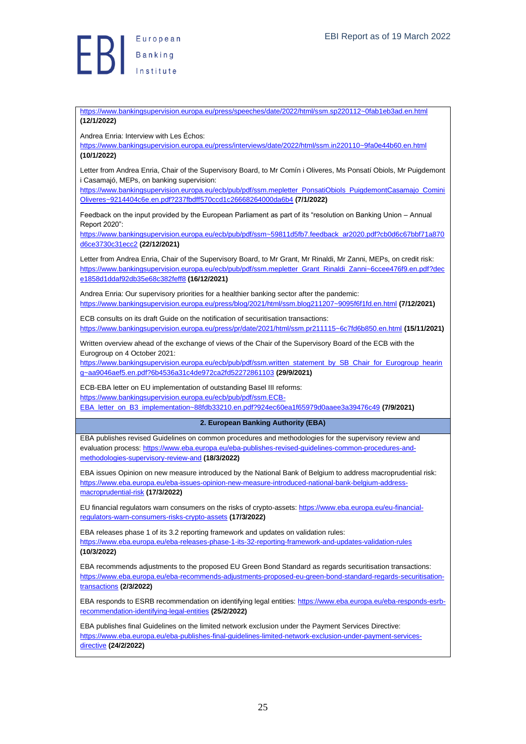https://www.bankingsupervision.europa.eu/press/speeches/date/2022/html/ssm.sp220112~0fab1eb3ad.en.html **(12/1/2022)**

Andrea Enria: Interview with Les Échos:
https://www.bankingsupervision.europa.eu/press/interviews/date/2022/html/ssm.in220110~9fa0e44b60.en.html **(10/1/2022)**

Letter from Andrea Enria, Chair of the Supervisory Board, to Mr Comín i Oliveres, Ms Ponsatí Obiols, Mr Puigdemont i Casamajó, MEPs, on banking supervision:
https://www.bankingsupervision.europa.eu/ecb/pub/pdf/ssm.mepletter_PonsatiObiols_PuigdemontCasamajo_CominiOliveres~9214404c6e.en.pdf?237fbdff570ccd1c26668264000da6b4 **(7/1/2022)**

Feedback on the input provided by the European Parliament as part of its "resolution on Banking Union – Annual Report 2020":
https://www.bankingsupervision.europa.eu/ecb/pub/pdf/ssm~59811d5fb7.feedback_ar2020.pdf?cb0d6c67bbf71a870d6ce3730c31ecc2 **(22/12/2021)**

Letter from Andrea Enria, Chair of the Supervisory Board, to Mr Grant, Mr Rinaldi, Mr Zanni, MEPs, on credit risk:
https://www.bankingsupervision.europa.eu/ecb/pub/pdf/ssm.mepletter_Grant_Rinaldi_Zanni~6ccee476f9.en.pdf?dece1858d1ddaf92db35e68c382feff8 **(16/12/2021)**

Andrea Enria: Our supervisory priorities for a healthier banking sector after the pandemic:
https://www.bankingsupervision.europa.eu/press/blog/2021/html/ssm.blog211207~9095f6f1fd.en.html **(7/12/2021)**

ECB consults on its draft Guide on the notification of securitisation transactions:
https://www.bankingsupervision.europa.eu/press/pr/date/2021/html/ssm.pr211115~6c7fd6b850.en.html **(15/11/2021)**

Written overview ahead of the exchange of views of the Chair of the Supervisory Board of the ECB with the Eurogroup on 4 October 2021:
https://www.bankingsupervision.europa.eu/ecb/pub/pdf/ssm.written_statement_by_SB_Chair_for_Eurogroup_hearing~aa9046aef5.en.pdf?6b4536a31c4de972ca2fd52272861103 **(29/9/2021)**

ECB-EBA letter on EU implementation of outstanding Basel III reforms:
https://www.bankingsupervision.europa.eu/ecb/pub/pdf/ssm.ECB-EBA_letter_on_B3_implementation~88fdb33210.en.pdf?924ec60ea1f65979d0aaee3a39476c49 **(7/9/2021)**

## 2. European Banking Authority (EBA)

EBA publishes revised Guidelines on common procedures and methodologies for the supervisory review and evaluation process: https://www.eba.europa.eu/eba-publishes-revised-guidelines-common-procedures-and-methodologies-supervisory-review-and **(18/3/2022)**

EBA issues Opinion on new measure introduced by the National Bank of Belgium to address macroprudential risk: https://www.eba.europa.eu/eba-issues-opinion-new-measure-introduced-national-bank-belgium-address-macroprudential-risk **(17/3/2022)**

EU financial regulators warn consumers on the risks of crypto-assets: https://www.eba.europa.eu/eu-financial-regulators-warn-consumers-risks-crypto-assets **(17/3/2022)**

EBA releases phase 1 of its 3.2 reporting framework and updates on validation rules:
https://www.eba.europa.eu/eba-releases-phase-1-its-32-reporting-framework-and-updates-validation-rules **(10/3/2022)**

EBA recommends adjustments to the proposed EU Green Bond Standard as regards securitisation transactions:
https://www.eba.europa.eu/eba-recommends-adjustments-proposed-eu-green-bond-standard-regards-securitisation-transactions **(2/3/2022)**

EBA responds to ESRB recommendation on identifying legal entities: https://www.eba.europa.eu/eba-responds-esrb-recommendation-identifying-legal-entities **(25/2/2022)**

EBA publishes final Guidelines on the limited network exclusion under the Payment Services Directive:
https://www.eba.europa.eu/eba-publishes-final-guidelines-limited-network-exclusion-under-payment-services-directive **(24/2/2022)**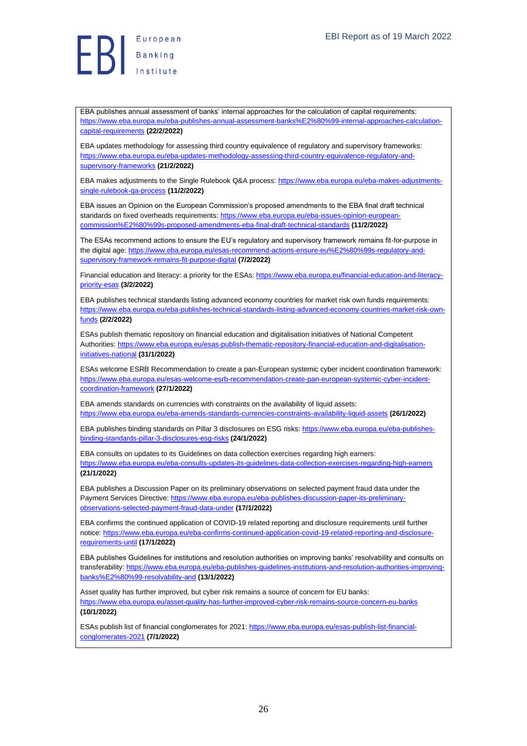EBA publishes annual assessment of banks' internal approaches for the calculation of capital requirements: https://www.eba.europa.eu/eba-publishes-annual-assessment-banks%E2%80%99-internal-approaches-calculation-capital-requirements **(22/2/2022)**

EBA updates methodology for assessing third country equivalence of regulatory and supervisory frameworks: https://www.eba.europa.eu/eba-updates-methodology-assessing-third-country-equivalence-regulatory-and-supervisory-frameworks **(21/2/2022)**

EBA makes adjustments to the Single Rulebook Q&A process: https://www.eba.europa.eu/eba-makes-adjustments-single-rulebook-qa-process **(11/2/2022)**

EBA issues an Opinion on the European Commission's proposed amendments to the EBA final draft technical standards on fixed overheads requirements: https://www.eba.europa.eu/eba-issues-opinion-european-commission%E2%80%99s-proposed-amendments-eba-final-draft-technical-standards **(11/2/2022)**

The ESAs recommend actions to ensure the EU's regulatory and supervisory framework remains fit-for-purpose in the digital age: https://www.eba.europa.eu/esas-recommend-actions-ensure-eu%E2%80%99s-regulatory-and-supervisory-framework-remains-fit-purpose-digital **(7/2/2022)**

Financial education and literacy: a priority for the ESAs: https://www.eba.europa.eu/financial-education-and-literacy-priority-esas **(3/2/2022)**

EBA publishes technical standards listing advanced economy countries for market risk own funds requirements: https://www.eba.europa.eu/eba-publishes-technical-standards-listing-advanced-economy-countries-market-risk-own-funds **(2/2/2022)**

ESAs publish thematic repository on financial education and digitalisation initiatives of National Competent Authorities: https://www.eba.europa.eu/esas-publish-thematic-repository-financial-education-and-digitalisation-initiatives-national **(31/1/2022)**

ESAs welcome ESRB Recommendation to create a pan-European systemic cyber incident coordination framework: https://www.eba.europa.eu/esas-welcome-esrb-recommendation-create-pan-european-systemic-cyber-incident-coordination-framework **(27/1/2022)**

EBA amends standards on currencies with constraints on the availability of liquid assets: https://www.eba.europa.eu/eba-amends-standards-currencies-constraints-availability-liquid-assets **(26/1/2022)**

EBA publishes binding standards on Pillar 3 disclosures on ESG risks: https://www.eba.europa.eu/eba-publishes-binding-standards-pillar-3-disclosures-esg-risks **(24/1/2022)**

EBA consults on updates to its Guidelines on data collection exercises regarding high earners: https://www.eba.europa.eu/eba-consults-updates-its-guidelines-data-collection-exercises-regarding-high-earners **(21/1/2022)**

EBA publishes a Discussion Paper on its preliminary observations on selected payment fraud data under the Payment Services Directive: https://www.eba.europa.eu/eba-publishes-discussion-paper-its-preliminary-observations-selected-payment-fraud-data-under **(17/1/2022)**

EBA confirms the continued application of COVID-19 related reporting and disclosure requirements until further notice: https://www.eba.europa.eu/eba-confirms-continued-application-covid-19-related-reporting-and-disclosure-requirements-until **(17/1/2022)**

EBA publishes Guidelines for institutions and resolution authorities on improving banks' resolvability and consults on transferability: https://www.eba.europa.eu/eba-publishes-guidelines-institutions-and-resolution-authorities-improving-banks%E2%80%99-resolvability-and **(13/1/2022)**

Asset quality has further improved, but cyber risk remains a source of concern for EU banks: https://www.eba.europa.eu/asset-quality-has-further-improved-cyber-risk-remains-source-concern-eu-banks **(10/1/2022)**

ESAs publish list of financial conglomerates for 2021: https://www.eba.europa.eu/esas-publish-list-financial-conglomerates-2021 **(7/1/2022)**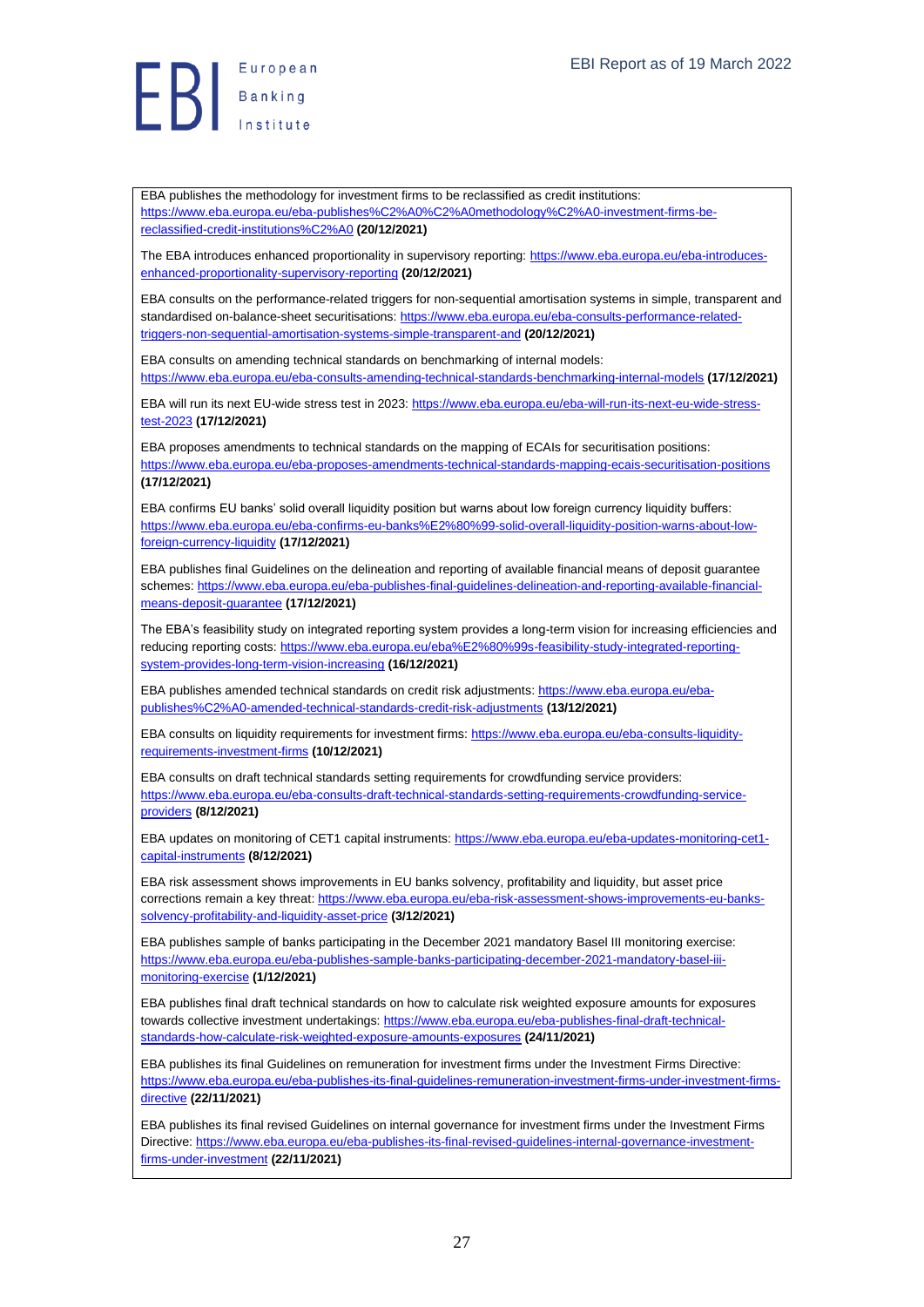EBA publishes the methodology for investment firms to be reclassified as credit institutions: https://www.eba.europa.eu/eba-publishes%C2%A0%C2%A0methodology%C2%A0-investment-firms-be-reclassified-credit-institutions%C2%A0 **(20/12/2021)**

The EBA introduces enhanced proportionality in supervisory reporting: https://www.eba.europa.eu/eba-introduces-enhanced-proportionality-supervisory-reporting **(20/12/2021)**

EBA consults on the performance-related triggers for non-sequential amortisation systems in simple, transparent and standardised on-balance-sheet securitisations: https://www.eba.europa.eu/eba-consults-performance-related-triggers-non-sequential-amortisation-systems-simple-transparent-and **(20/12/2021)**

EBA consults on amending technical standards on benchmarking of internal models: https://www.eba.europa.eu/eba-consults-amending-technical-standards-benchmarking-internal-models **(17/12/2021)**

EBA will run its next EU-wide stress test in 2023: https://www.eba.europa.eu/eba-will-run-its-next-eu-wide-stress-test-2023 **(17/12/2021)**

EBA proposes amendments to technical standards on the mapping of ECAIs for securitisation positions: https://www.eba.europa.eu/eba-proposes-amendments-technical-standards-mapping-ecais-securitisation-positions **(17/12/2021)**

EBA confirms EU banks' solid overall liquidity position but warns about low foreign currency liquidity buffers: https://www.eba.europa.eu/eba-confirms-eu-banks%E2%80%99-solid-overall-liquidity-position-warns-about-low-foreign-currency-liquidity **(17/12/2021)**

EBA publishes final Guidelines on the delineation and reporting of available financial means of deposit guarantee schemes: https://www.eba.europa.eu/eba-publishes-final-guidelines-delineation-and-reporting-available-financial-means-deposit-guarantee **(17/12/2021)**

The EBA's feasibility study on integrated reporting system provides a long-term vision for increasing efficiencies and reducing reporting costs: https://www.eba.europa.eu/eba%E2%80%99s-feasibility-study-integrated-reporting-system-provides-long-term-vision-increasing **(16/12/2021)**

EBA publishes amended technical standards on credit risk adjustments: https://www.eba.europa.eu/eba-publishes%C2%A0-amended-technical-standards-credit-risk-adjustments **(13/12/2021)**

EBA consults on liquidity requirements for investment firms: https://www.eba.europa.eu/eba-consults-liquidity-requirements-investment-firms **(10/12/2021)**

EBA consults on draft technical standards setting requirements for crowdfunding service providers: https://www.eba.europa.eu/eba-consults-draft-technical-standards-setting-requirements-crowdfunding-service-providers **(8/12/2021)**

EBA updates on monitoring of CET1 capital instruments: https://www.eba.europa.eu/eba-updates-monitoring-cet1-capital-instruments **(8/12/2021)**

EBA risk assessment shows improvements in EU banks solvency, profitability and liquidity, but asset price corrections remain a key threat: https://www.eba.europa.eu/eba-risk-assessment-shows-improvements-eu-banks-solvency-profitability-and-liquidity-asset-price **(3/12/2021)**

EBA publishes sample of banks participating in the December 2021 mandatory Basel III monitoring exercise: https://www.eba.europa.eu/eba-publishes-sample-banks-participating-december-2021-mandatory-basel-iii-monitoring-exercise **(1/12/2021)**

EBA publishes final draft technical standards on how to calculate risk weighted exposure amounts for exposures towards collective investment undertakings: https://www.eba.europa.eu/eba-publishes-final-draft-technical-standards-how-calculate-risk-weighted-exposure-amounts-exposures **(24/11/2021)**

EBA publishes its final Guidelines on remuneration for investment firms under the Investment Firms Directive: https://www.eba.europa.eu/eba-publishes-its-final-guidelines-remuneration-investment-firms-under-investment-firms-directive **(22/11/2021)**

EBA publishes its final revised Guidelines on internal governance for investment firms under the Investment Firms Directive: https://www.eba.europa.eu/eba-publishes-its-final-revised-guidelines-internal-governance-investment-firms-under-investment **(22/11/2021)**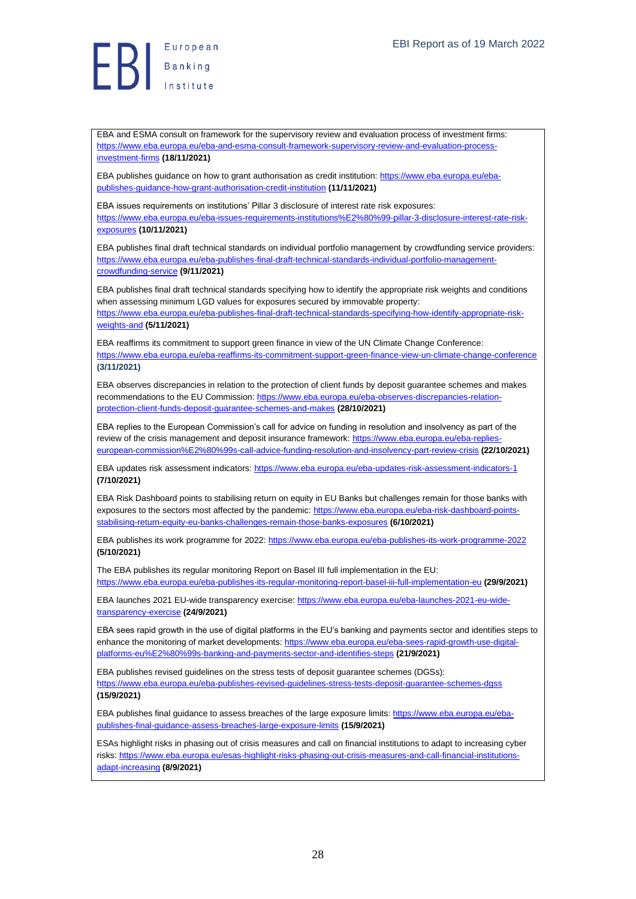EBA and ESMA consult on framework for the supervisory review and evaluation process of investment firms: https://www.eba.europa.eu/eba-and-esma-consult-framework-supervisory-review-and-evaluation-process-investment-firms **(18/11/2021)**

EBA publishes guidance on how to grant authorisation as credit institution: https://www.eba.europa.eu/eba-publishes-guidance-how-grant-authorisation-credit-institution **(11/11/2021)**

EBA issues requirements on institutions' Pillar 3 disclosure of interest rate risk exposures: https://www.eba.europa.eu/eba-issues-requirements-institutions%E2%80%99-pillar-3-disclosure-interest-rate-risk-exposures **(10/11/2021)**

EBA publishes final draft technical standards on individual portfolio management by crowdfunding service providers: https://www.eba.europa.eu/eba-publishes-final-draft-technical-standards-individual-portfolio-management-crowdfunding-service **(9/11/2021)**

EBA publishes final draft technical standards specifying how to identify the appropriate risk weights and conditions when assessing minimum LGD values for exposures secured by immovable property: https://www.eba.europa.eu/eba-publishes-final-draft-technical-standards-specifying-how-identify-appropriate-risk-weights-and **(5/11/2021)**

EBA reaffirms its commitment to support green finance in view of the UN Climate Change Conference: https://www.eba.europa.eu/eba-reaffirms-its-commitment-support-green-finance-view-un-climate-change-conference **(3/11/2021)**

EBA observes discrepancies in relation to the protection of client funds by deposit guarantee schemes and makes recommendations to the EU Commission: https://www.eba.europa.eu/eba-observes-discrepancies-relation-protection-client-funds-deposit-guarantee-schemes-and-makes **(28/10/2021)**

EBA replies to the European Commission's call for advice on funding in resolution and insolvency as part of the review of the crisis management and deposit insurance framework: https://www.eba.europa.eu/eba-replies-european-commission%E2%80%99s-call-advice-funding-resolution-and-insolvency-part-review-crisis **(22/10/2021)**

EBA updates risk assessment indicators: https://www.eba.europa.eu/eba-updates-risk-assessment-indicators-1 **(7/10/2021)**

EBA Risk Dashboard points to stabilising return on equity in EU Banks but challenges remain for those banks with exposures to the sectors most affected by the pandemic: https://www.eba.europa.eu/eba-risk-dashboard-points-stabilising-return-equity-eu-banks-challenges-remain-those-banks-exposures **(6/10/2021)**

EBA publishes its work programme for 2022: https://www.eba.europa.eu/eba-publishes-its-work-programme-2022 **(5/10/2021)**

The EBA publishes its regular monitoring Report on Basel III full implementation in the EU: https://www.eba.europa.eu/eba-publishes-its-regular-monitoring-report-basel-iii-full-implementation-eu **(29/9/2021)**

EBA launches 2021 EU-wide transparency exercise: https://www.eba.europa.eu/eba-launches-2021-eu-wide-transparency-exercise **(24/9/2021)**

EBA sees rapid growth in the use of digital platforms in the EU's banking and payments sector and identifies steps to enhance the monitoring of market developments: https://www.eba.europa.eu/eba-sees-rapid-growth-use-digital-platforms-eu%E2%80%99s-banking-and-payments-sector-and-identifies-steps **(21/9/2021)**

EBA publishes revised guidelines on the stress tests of deposit guarantee schemes (DGSs): https://www.eba.europa.eu/eba-publishes-revised-guidelines-stress-tests-deposit-guarantee-schemes-dgss **(15/9/2021)**

EBA publishes final guidance to assess breaches of the large exposure limits: https://www.eba.europa.eu/eba-publishes-final-guidance-assess-breaches-large-exposure-limits **(15/9/2021)**

ESAs highlight risks in phasing out of crisis measures and call on financial institutions to adapt to increasing cyber risks: https://www.eba.europa.eu/esas-highlight-risks-phasing-out-crisis-measures-and-call-financial-institutions-adapt-increasing **(8/9/2021)**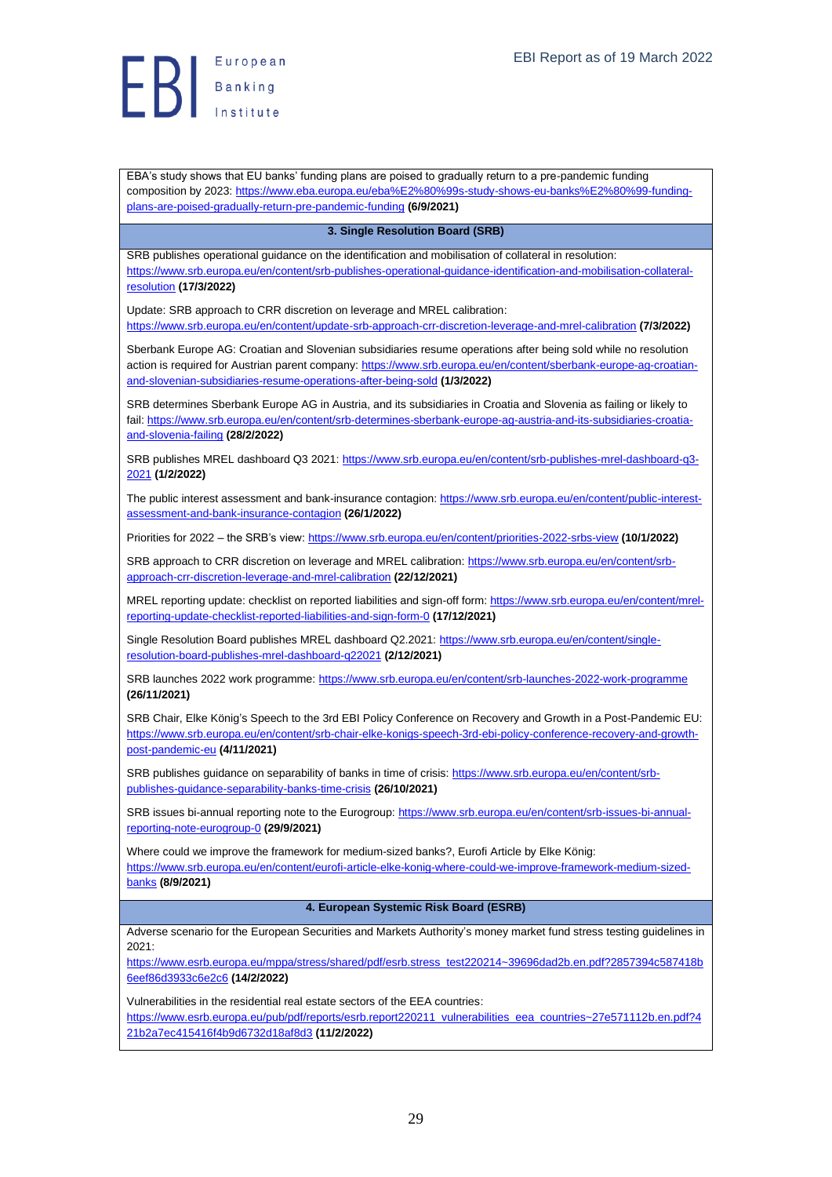EBA's study shows that EU banks' funding plans are poised to gradually return to a pre-pandemic funding composition by 2023: https://www.eba.europa.eu/eba%E2%80%99s-study-shows-eu-banks%E2%80%99-funding-plans-are-poised-gradually-return-pre-pandemic-funding **(6/9/2021)**

### 3. Single Resolution Board (SRB)

SRB publishes operational guidance on the identification and mobilisation of collateral in resolution: https://www.srb.europa.eu/en/content/srb-publishes-operational-guidance-identification-and-mobilisation-collateral-resolution **(17/3/2022)**

Update: SRB approach to CRR discretion on leverage and MREL calibration: https://www.srb.europa.eu/en/content/update-srb-approach-crr-discretion-leverage-and-mrel-calibration **(7/3/2022)**

Sberbank Europe AG: Croatian and Slovenian subsidiaries resume operations after being sold while no resolution action is required for Austrian parent company: https://www.srb.europa.eu/en/content/sberbank-europe-ag-croatian-and-slovenian-subsidiaries-resume-operations-after-being-sold **(1/3/2022)**

SRB determines Sberbank Europe AG in Austria, and its subsidiaries in Croatia and Slovenia as failing or likely to fail: https://www.srb.europa.eu/en/content/srb-determines-sberbank-europe-ag-austria-and-its-subsidiaries-croatia-and-slovenia-failing **(28/2/2022)**

SRB publishes MREL dashboard Q3 2021: https://www.srb.europa.eu/en/content/srb-publishes-mrel-dashboard-q3-2021 **(1/2/2022)**

The public interest assessment and bank-insurance contagion: https://www.srb.europa.eu/en/content/public-interest-assessment-and-bank-insurance-contagion **(26/1/2022)**

Priorities for 2022 – the SRB's view: https://www.srb.europa.eu/en/content/priorities-2022-srbs-view **(10/1/2022)**

SRB approach to CRR discretion on leverage and MREL calibration: https://www.srb.europa.eu/en/content/srb-approach-crr-discretion-leverage-and-mrel-calibration **(22/12/2021)**

MREL reporting update: checklist on reported liabilities and sign-off form: https://www.srb.europa.eu/en/content/mrel-reporting-update-checklist-reported-liabilities-and-sign-form-0 **(17/12/2021)**

Single Resolution Board publishes MREL dashboard Q2.2021: https://www.srb.europa.eu/en/content/single-resolution-board-publishes-mrel-dashboard-q22021 **(2/12/2021)**

SRB launches 2022 work programme: https://www.srb.europa.eu/en/content/srb-launches-2022-work-programme **(26/11/2021)**

SRB Chair, Elke König's Speech to the 3rd EBI Policy Conference on Recovery and Growth in a Post-Pandemic EU: https://www.srb.europa.eu/en/content/srb-chair-elke-konigs-speech-3rd-ebi-policy-conference-recovery-and-growth-post-pandemic-eu **(4/11/2021)**

SRB publishes guidance on separability of banks in time of crisis: https://www.srb.europa.eu/en/content/srb-publishes-guidance-separability-banks-time-crisis **(26/10/2021)**

SRB issues bi-annual reporting note to the Eurogroup: https://www.srb.europa.eu/en/content/srb-issues-bi-annual-reporting-note-eurogroup-0 **(29/9/2021)**

Where could we improve the framework for medium-sized banks?, Eurofi Article by Elke König: https://www.srb.europa.eu/en/content/eurofi-article-elke-konig-where-could-we-improve-framework-medium-sized-banks **(8/9/2021)**

### 4. European Systemic Risk Board (ESRB)

Adverse scenario for the European Securities and Markets Authority's money market fund stress testing guidelines in 2021: https://www.esrb.europa.eu/mppa/stress/shared/pdf/esrb.stress_test220214~39696dad2b.en.pdf?2857394c587418b6eef86d3933c6e2c6 **(14/2/2022)**

Vulnerabilities in the residential real estate sectors of the EEA countries: https://www.esrb.europa.eu/pub/pdf/reports/esrb.report220211_vulnerabilities_eea_countries~27e571112b.en.pdf?421b2a7ec415416f4b9d6732d18af8d3 **(11/2/2022)**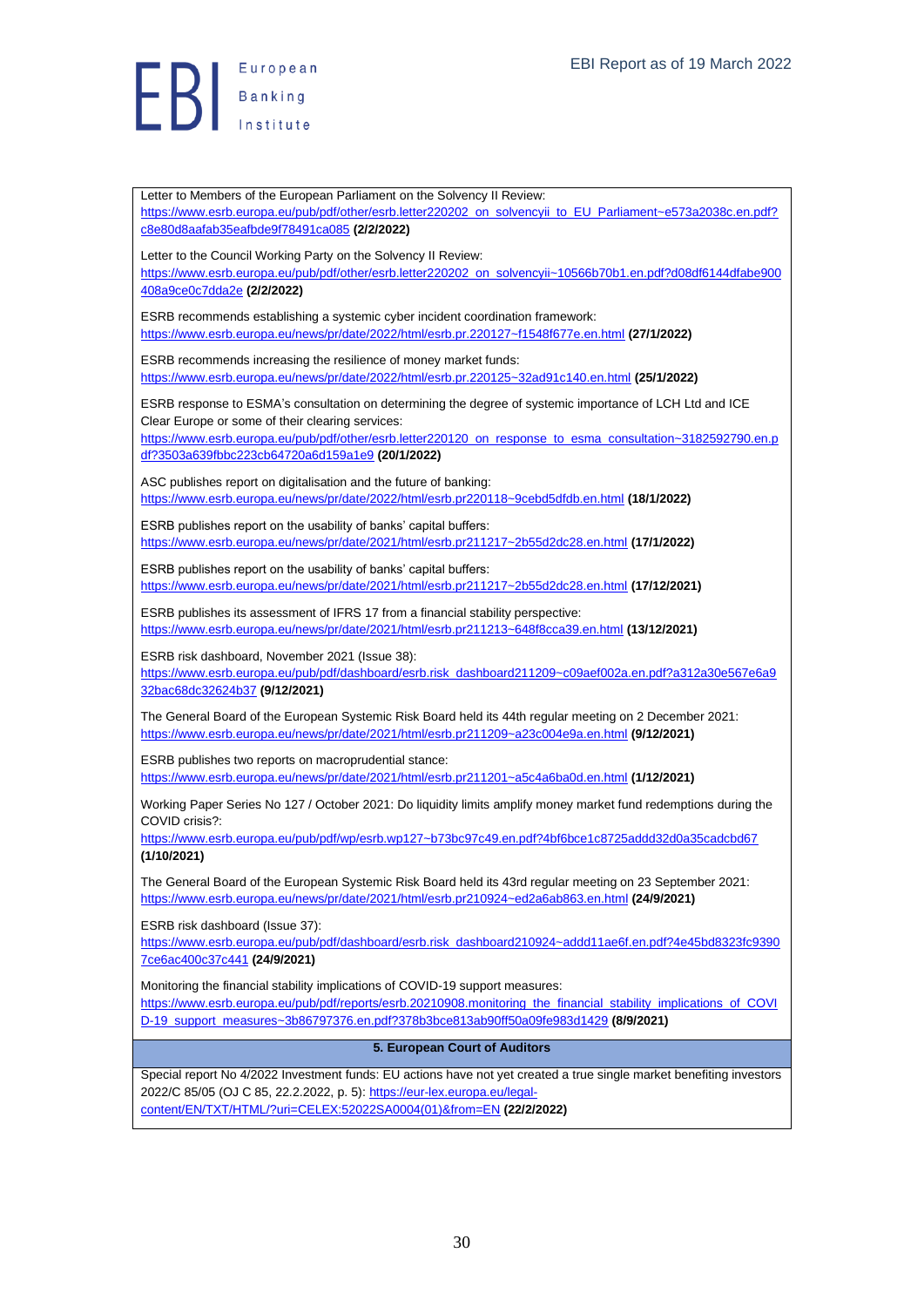Letter to Members of the European Parliament on the Solvency II Review: https://www.esrb.europa.eu/pub/pdf/other/esrb.letter220202_on_solvencyii_to_EU_Parliament~e573a2038c.en.pdf?c8e80d8aafab35eafbde9f78491ca085 **(2/2/2022)**

Letter to the Council Working Party on the Solvency II Review: https://www.esrb.europa.eu/pub/pdf/other/esrb.letter220202_on_solvencyii~10566b70b1.en.pdf?d08df6144dfabe900408a9ce0c7dda2e **(2/2/2022)**

ESRB recommends establishing a systemic cyber incident coordination framework: https://www.esrb.europa.eu/news/pr/date/2022/html/esrb.pr.220127~f1548f677e.en.html **(27/1/2022)**

ESRB recommends increasing the resilience of money market funds: https://www.esrb.europa.eu/news/pr/date/2022/html/esrb.pr.220125~32ad91c140.en.html **(25/1/2022)**

ESRB response to ESMA's consultation on determining the degree of systemic importance of LCH Ltd and ICE Clear Europe or some of their clearing services: https://www.esrb.europa.eu/pub/pdf/other/esrb.letter220120_on_response_to_esma_consultation~3182592790.en.pdf?3503a639fbbc223cb64720a6d159a1e9 **(20/1/2022)**

ASC publishes report on digitalisation and the future of banking: https://www.esrb.europa.eu/news/pr/date/2022/html/esrb.pr220118~9cebd5dfdb.en.html **(18/1/2022)**

ESRB publishes report on the usability of banks' capital buffers: https://www.esrb.europa.eu/news/pr/date/2021/html/esrb.pr211217~2b55d2dc28.en.html **(17/1/2022)**

ESRB publishes report on the usability of banks' capital buffers: https://www.esrb.europa.eu/news/pr/date/2021/html/esrb.pr211217~2b55d2dc28.en.html **(17/12/2021)**

ESRB publishes its assessment of IFRS 17 from a financial stability perspective: https://www.esrb.europa.eu/news/pr/date/2021/html/esrb.pr211213~648f8cca39.en.html **(13/12/2021)**

ESRB risk dashboard, November 2021 (Issue 38): https://www.esrb.europa.eu/pub/pdf/dashboard/esrb.risk_dashboard211209~c09aef002a.en.pdf?a312a30e567e6a932bac68dc32624b37 **(9/12/2021)**

The General Board of the European Systemic Risk Board held its 44th regular meeting on 2 December 2021: https://www.esrb.europa.eu/news/pr/date/2021/html/esrb.pr211209~a23c004e9a.en.html **(9/12/2021)**

ESRB publishes two reports on macroprudential stance: https://www.esrb.europa.eu/news/pr/date/2021/html/esrb.pr211201~a5c4a6ba0d.en.html **(1/12/2021)**

Working Paper Series No 127 / October 2021: Do liquidity limits amplify money market fund redemptions during the COVID crisis?: https://www.esrb.europa.eu/pub/pdf/wp/esrb.wp127~b73bc97c49.en.pdf?4bf6bce1c8725addd32d0a35cadcbd67 **(1/10/2021)**

The General Board of the European Systemic Risk Board held its 43rd regular meeting on 23 September 2021: https://www.esrb.europa.eu/news/pr/date/2021/html/esrb.pr210924~ed2a6ab863.en.html **(24/9/2021)**

ESRB risk dashboard (Issue 37): https://www.esrb.europa.eu/pub/pdf/dashboard/esrb.risk_dashboard210924~addd11ae6f.en.pdf?4e45bd8323fc93907ce6ac400c37c441 **(24/9/2021)**

Monitoring the financial stability implications of COVID-19 support measures: https://www.esrb.europa.eu/pub/pdf/reports/esrb.20210908.monitoring_the_financial_stability_implications_of_COVID-19_support_measures~3b86797376.en.pdf?378b3bce813ab90ff50a09fe983d1429 **(8/9/2021)**

## 5. European Court of Auditors

Special report No 4/2022 Investment funds: EU actions have not yet created a true single market benefiting investors 2022/C 85/05 (OJ C 85, 22.2.2022, p. 5): https://eur-lex.europa.eu/legal-content/EN/TXT/HTML/?uri=CELEX:52022SA0004(01)&from=EN **(22/2/2022)**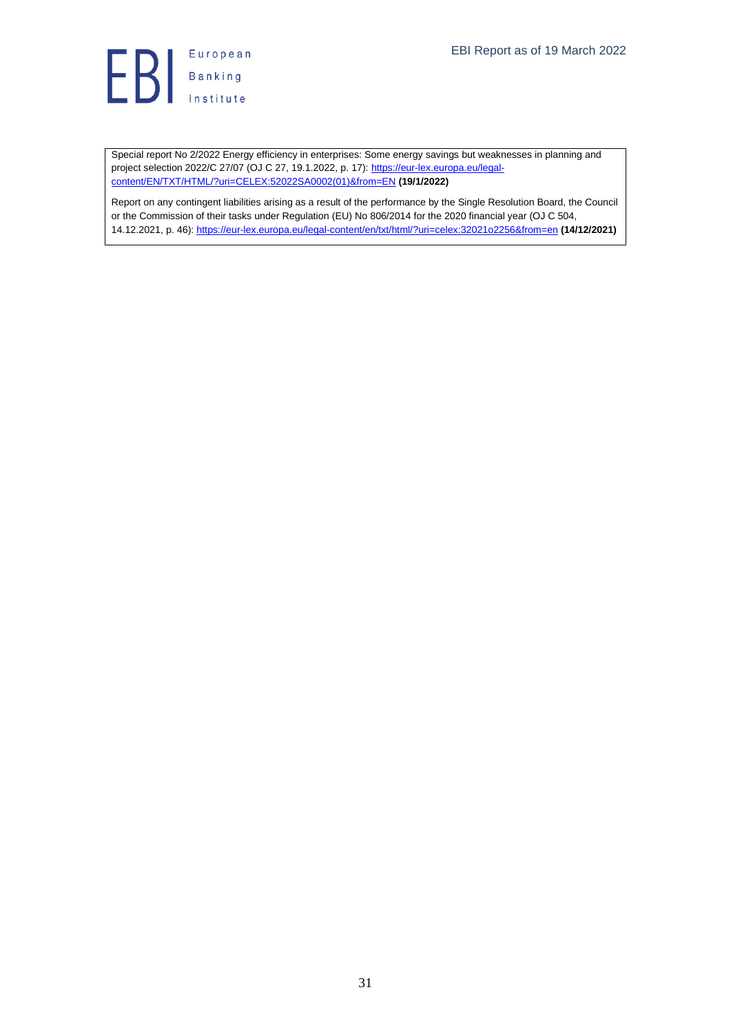Special report No 2/2022 Energy efficiency in enterprises: Some energy savings but weaknesses in planning and project selection 2022/C 27/07 (OJ C 27, 19.1.2022, p. 17): [https://eur-lex.europa.eu/legal-content/EN/TXT/HTML/?uri=CELEX:52022SA0002(01)&from=EN](https://eur-lex.europa.eu/legal-content/EN/TXT/HTML/?uri=CELEX:52022SA0002(01)&from=EN) **(19/1/2022)**

Report on any contingent liabilities arising as a result of the performance by the Single Resolution Board, the Council or the Commission of their tasks under Regulation (EU) No 806/2014 for the 2020 financial year (OJ C 504, 14.12.2021, p. 46): [https://eur-lex.europa.eu/legal-content/en/txt/html/?uri=celex:32021o2256&from=en](https://eur-lex.europa.eu/legal-content/en/txt/html/?uri=celex:32021o2256&from=en) **(14/12/2021)**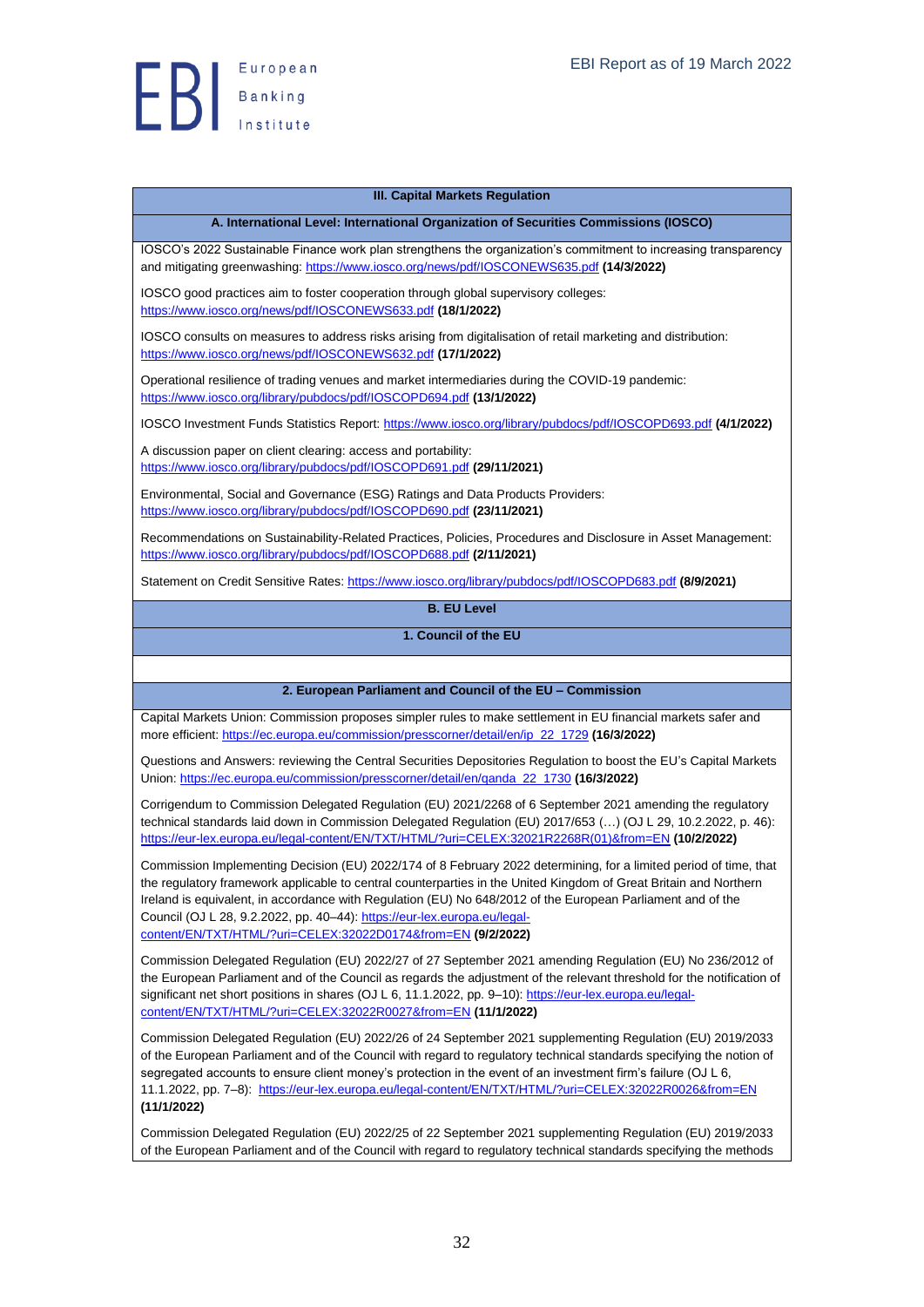## III. Capital Markets Regulation

### A. International Level: International Organization of Securities Commissions (IOSCO)

IOSCO's 2022 Sustainable Finance work plan strengthens the organization's commitment to increasing transparency and mitigating greenwashing: https://www.iosco.org/news/pdf/IOSCONEWS635.pdf **(14/3/2022)**

IOSCO good practices aim to foster cooperation through global supervisory colleges: https://www.iosco.org/news/pdf/IOSCONEWS633.pdf **(18/1/2022)**

IOSCO consults on measures to address risks arising from digitalisation of retail marketing and distribution: https://www.iosco.org/news/pdf/IOSCONEWS632.pdf **(17/1/2022)**

Operational resilience of trading venues and market intermediaries during the COVID-19 pandemic: https://www.iosco.org/library/pubdocs/pdf/IOSCOPD694.pdf **(13/1/2022)**

IOSCO Investment Funds Statistics Report: https://www.iosco.org/library/pubdocs/pdf/IOSCOPD693.pdf **(4/1/2022)**

A discussion paper on client clearing: access and portability: https://www.iosco.org/library/pubdocs/pdf/IOSCOPD691.pdf **(29/11/2021)**

Environmental, Social and Governance (ESG) Ratings and Data Products Providers: https://www.iosco.org/library/pubdocs/pdf/IOSCOPD690.pdf **(23/11/2021)**

Recommendations on Sustainability-Related Practices, Policies, Procedures and Disclosure in Asset Management: https://www.iosco.org/library/pubdocs/pdf/IOSCOPD688.pdf **(2/11/2021)**

Statement on Credit Sensitive Rates: https://www.iosco.org/library/pubdocs/pdf/IOSCOPD683.pdf **(8/9/2021)**

### B. EU Level

#### 1. Council of the EU

#### 2. European Parliament and Council of the EU – Commission

Capital Markets Union: Commission proposes simpler rules to make settlement in EU financial markets safer and more efficient: https://ec.europa.eu/commission/presscorner/detail/en/ip_22_1729 **(16/3/2022)**

Questions and Answers: reviewing the Central Securities Depositories Regulation to boost the EU's Capital Markets Union: https://ec.europa.eu/commission/presscorner/detail/en/qanda_22_1730 **(16/3/2022)**

Corrigendum to Commission Delegated Regulation (EU) 2021/2268 of 6 September 2021 amending the regulatory technical standards laid down in Commission Delegated Regulation (EU) 2017/653 (…) (OJ L 29, 10.2.2022, p. 46): https://eur-lex.europa.eu/legal-content/EN/TXT/HTML/?uri=CELEX:32021R2268R(01)&from=EN **(10/2/2022)**

Commission Implementing Decision (EU) 2022/174 of 8 February 2022 determining, for a limited period of time, that the regulatory framework applicable to central counterparties in the United Kingdom of Great Britain and Northern Ireland is equivalent, in accordance with Regulation (EU) No 648/2012 of the European Parliament and of the Council (OJ L 28, 9.2.2022, pp. 40–44): https://eur-lex.europa.eu/legal-content/EN/TXT/HTML/?uri=CELEX:32022D0174&from=EN **(9/2/2022)**

Commission Delegated Regulation (EU) 2022/27 of 27 September 2021 amending Regulation (EU) No 236/2012 of the European Parliament and of the Council as regards the adjustment of the relevant threshold for the notification of significant net short positions in shares (OJ L 6, 11.1.2022, pp. 9–10): https://eur-lex.europa.eu/legal-content/EN/TXT/HTML/?uri=CELEX:32022R0027&from=EN **(11/1/2022)**

Commission Delegated Regulation (EU) 2022/26 of 24 September 2021 supplementing Regulation (EU) 2019/2033 of the European Parliament and of the Council with regard to regulatory technical standards specifying the notion of segregated accounts to ensure client money's protection in the event of an investment firm's failure (OJ L 6, 11.1.2022, pp. 7–8): https://eur-lex.europa.eu/legal-content/EN/TXT/HTML/?uri=CELEX:32022R0026&from=EN **(11/1/2022)**

Commission Delegated Regulation (EU) 2022/25 of 22 September 2021 supplementing Regulation (EU) 2019/2033 of the European Parliament and of the Council with regard to regulatory technical standards specifying the methods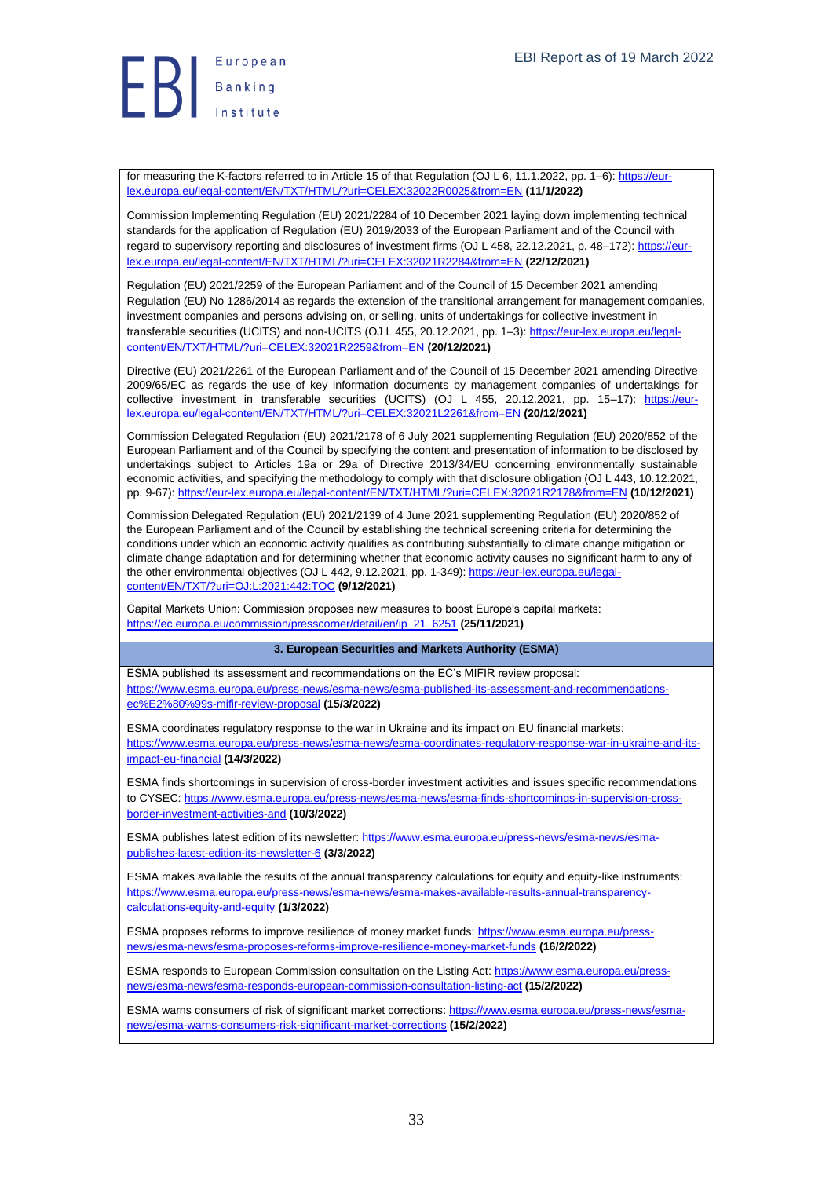for measuring the K-factors referred to in Article 15 of that Regulation (OJ L 6, 11.1.2022, pp. 1–6): https://eur-lex.europa.eu/legal-content/EN/TXT/HTML/?uri=CELEX:32022R0025&from=EN **(11/1/2022)**

Commission Implementing Regulation (EU) 2021/2284 of 10 December 2021 laying down implementing technical standards for the application of Regulation (EU) 2019/2033 of the European Parliament and of the Council with regard to supervisory reporting and disclosures of investment firms (OJ L 458, 22.12.2021, p. 48–172): https://eur-lex.europa.eu/legal-content/EN/TXT/HTML/?uri=CELEX:32021R2284&from=EN **(22/12/2021)**

Regulation (EU) 2021/2259 of the European Parliament and of the Council of 15 December 2021 amending Regulation (EU) No 1286/2014 as regards the extension of the transitional arrangement for management companies, investment companies and persons advising on, or selling, units of undertakings for collective investment in transferable securities (UCITS) and non-UCITS (OJ L 455, 20.12.2021, pp. 1–3): https://eur-lex.europa.eu/legal-content/EN/TXT/HTML/?uri=CELEX:32021R2259&from=EN **(20/12/2021)**

Directive (EU) 2021/2261 of the European Parliament and of the Council of 15 December 2021 amending Directive 2009/65/EC as regards the use of key information documents by management companies of undertakings for collective investment in transferable securities (UCITS) (OJ L 455, 20.12.2021, pp. 15–17): https://eur-lex.europa.eu/legal-content/EN/TXT/HTML/?uri=CELEX:32021L2261&from=EN **(20/12/2021)**

Commission Delegated Regulation (EU) 2021/2178 of 6 July 2021 supplementing Regulation (EU) 2020/852 of the European Parliament and of the Council by specifying the content and presentation of information to be disclosed by undertakings subject to Articles 19a or 29a of Directive 2013/34/EU concerning environmentally sustainable economic activities, and specifying the methodology to comply with that disclosure obligation (OJ L 443, 10.12.2021, pp. 9-67): https://eur-lex.europa.eu/legal-content/EN/TXT/HTML/?uri=CELEX:32021R2178&from=EN **(10/12/2021)**

Commission Delegated Regulation (EU) 2021/2139 of 4 June 2021 supplementing Regulation (EU) 2020/852 of the European Parliament and of the Council by establishing the technical screening criteria for determining the conditions under which an economic activity qualifies as contributing substantially to climate change mitigation or climate change adaptation and for determining whether that economic activity causes no significant harm to any of the other environmental objectives (OJ L 442, 9.12.2021, pp. 1-349): https://eur-lex.europa.eu/legal-content/EN/TXT/?uri=OJ:L:2021:442:TOC **(9/12/2021)**

Capital Markets Union: Commission proposes new measures to boost Europe's capital markets: https://ec.europa.eu/commission/presscorner/detail/en/ip_21_6251 **(25/11/2021)**

## 3. European Securities and Markets Authority (ESMA)

ESMA published its assessment and recommendations on the EC's MIFIR review proposal: https://www.esma.europa.eu/press-news/esma-news/esma-published-its-assessment-and-recommendations-ec%E2%80%99s-mifir-review-proposal **(15/3/2022)**

ESMA coordinates regulatory response to the war in Ukraine and its impact on EU financial markets: https://www.esma.europa.eu/press-news/esma-news/esma-coordinates-regulatory-response-war-in-ukraine-and-its-impact-eu-financial **(14/3/2022)**

ESMA finds shortcomings in supervision of cross-border investment activities and issues specific recommendations to CYSEC: https://www.esma.europa.eu/press-news/esma-news/esma-finds-shortcomings-in-supervision-cross-border-investment-activities-and **(10/3/2022)**

ESMA publishes latest edition of its newsletter: https://www.esma.europa.eu/press-news/esma-news/esma-publishes-latest-edition-its-newsletter-6 **(3/3/2022)**

ESMA makes available the results of the annual transparency calculations for equity and equity-like instruments: https://www.esma.europa.eu/press-news/esma-news/esma-makes-available-results-annual-transparency-calculations-equity-and-equity **(1/3/2022)**

ESMA proposes reforms to improve resilience of money market funds: https://www.esma.europa.eu/press-news/esma-news/esma-proposes-reforms-improve-resilience-money-market-funds **(16/2/2022)**

ESMA responds to European Commission consultation on the Listing Act: https://www.esma.europa.eu/press-news/esma-news/esma-responds-european-commission-consultation-listing-act **(15/2/2022)**

ESMA warns consumers of risk of significant market corrections: https://www.esma.europa.eu/press-news/esma-news/esma-warns-consumers-risk-significant-market-corrections **(15/2/2022)**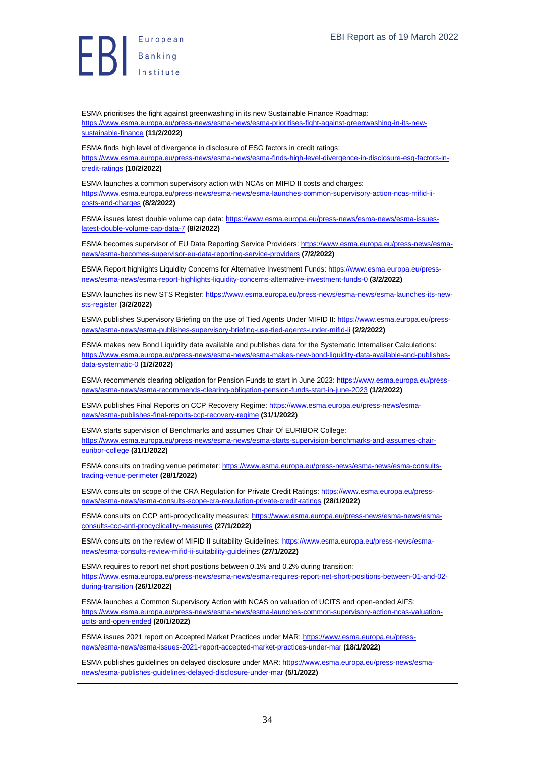ESMA prioritises the fight against greenwashing in its new Sustainable Finance Roadmap: https://www.esma.europa.eu/press-news/esma-news/esma-prioritises-fight-against-greenwashing-in-its-new-sustainable-finance **(11/2/2022)**

ESMA finds high level of divergence in disclosure of ESG factors in credit ratings: https://www.esma.europa.eu/press-news/esma-news/esma-finds-high-level-divergence-in-disclosure-esg-factors-in-credit-ratings **(10/2/2022)**

ESMA launches a common supervisory action with NCAs on MIFID II costs and charges: https://www.esma.europa.eu/press-news/esma-news/esma-launches-common-supervisory-action-ncas-mifid-ii-costs-and-charges **(8/2/2022)**

ESMA issues latest double volume cap data: https://www.esma.europa.eu/press-news/esma-news/esma-issues-latest-double-volume-cap-data-7 **(8/2/2022)**

ESMA becomes supervisor of EU Data Reporting Service Providers: https://www.esma.europa.eu/press-news/esma-news/esma-becomes-supervisor-eu-data-reporting-service-providers **(7/2/2022)**

ESMA Report highlights Liquidity Concerns for Alternative Investment Funds: https://www.esma.europa.eu/press-news/esma-news/esma-report-highlights-liquidity-concerns-alternative-investment-funds-0 **(3/2/2022)**

ESMA launches its new STS Register: https://www.esma.europa.eu/press-news/esma-news/esma-launches-its-new-sts-register **(3/2/2022)**

ESMA publishes Supervisory Briefing on the use of Tied Agents Under MIFID II: https://www.esma.europa.eu/press-news/esma-news/esma-publishes-supervisory-briefing-use-tied-agents-under-mifid-ii **(2/2/2022)**

ESMA makes new Bond Liquidity data available and publishes data for the Systematic Internaliser Calculations: https://www.esma.europa.eu/press-news/esma-news/esma-makes-new-bond-liquidity-data-available-and-publishes-data-systematic-0 **(1/2/2022)**

ESMA recommends clearing obligation for Pension Funds to start in June 2023: https://www.esma.europa.eu/press-news/esma-news/esma-recommends-clearing-obligation-pension-funds-start-in-june-2023 **(1/2/2022)**

ESMA publishes Final Reports on CCP Recovery Regime: https://www.esma.europa.eu/press-news/esma-news/esma-publishes-final-reports-ccp-recovery-regime **(31/1/2022)**

ESMA starts supervision of Benchmarks and assumes Chair Of EURIBOR College: https://www.esma.europa.eu/press-news/esma-news/esma-starts-supervision-benchmarks-and-assumes-chair-euribor-college **(31/1/2022)**

ESMA consults on trading venue perimeter: https://www.esma.europa.eu/press-news/esma-news/esma-consults-trading-venue-perimeter **(28/1/2022)**

ESMA consults on scope of the CRA Regulation for Private Credit Ratings: https://www.esma.europa.eu/press-news/esma-news/esma-consults-scope-cra-regulation-private-credit-ratings **(28/1/2022)**

ESMA consults on CCP anti-procyclicality measures: https://www.esma.europa.eu/press-news/esma-news/esma-consults-ccp-anti-procyclicality-measures **(27/1/2022)**

ESMA consults on the review of MIFID II suitability Guidelines: https://www.esma.europa.eu/press-news/esma-news/esma-consults-review-mifid-ii-suitability-guidelines **(27/1/2022)**

ESMA requires to report net short positions between 0.1% and 0.2% during transition: https://www.esma.europa.eu/press-news/esma-news/esma-requires-report-net-short-positions-between-01-and-02-during-transition **(26/1/2022)**

ESMA launches a Common Supervisory Action with NCAS on valuation of UCITS and open-ended AIFS: https://www.esma.europa.eu/press-news/esma-news/esma-launches-common-supervisory-action-ncas-valuation-ucits-and-open-ended **(20/1/2022)**

ESMA issues 2021 report on Accepted Market Practices under MAR: https://www.esma.europa.eu/press-news/esma-news/esma-issues-2021-report-accepted-market-practices-under-mar **(18/1/2022)**

ESMA publishes guidelines on delayed disclosure under MAR: https://www.esma.europa.eu/press-news/esma-news/esma-publishes-guidelines-delayed-disclosure-under-mar **(5/1/2022)**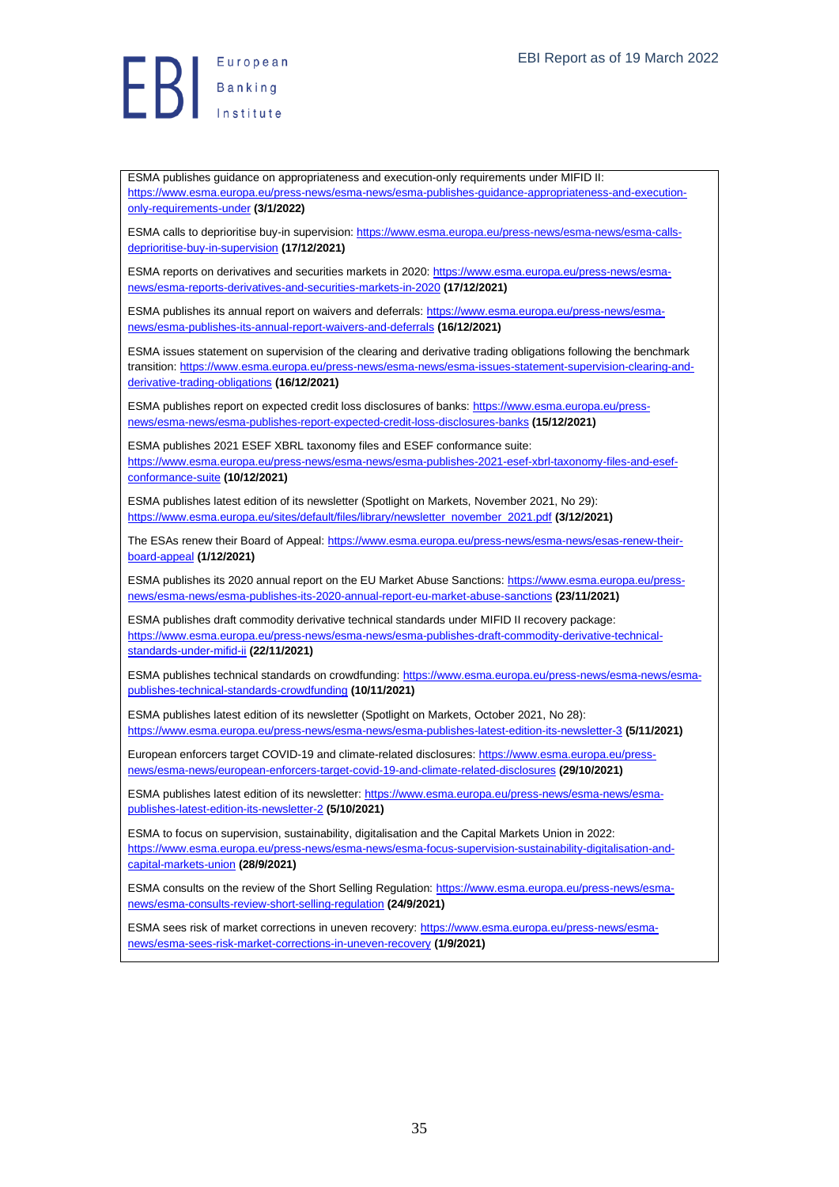ESMA publishes guidance on appropriateness and execution-only requirements under MIFID II: https://www.esma.europa.eu/press-news/esma-news/esma-publishes-guidance-appropriateness-and-execution-only-requirements-under **(3/1/2022)**

ESMA calls to deprioritise buy-in supervision: https://www.esma.europa.eu/press-news/esma-news/esma-calls-deprioritise-buy-in-supervision **(17/12/2021)**

ESMA reports on derivatives and securities markets in 2020: https://www.esma.europa.eu/press-news/esma-news/esma-reports-derivatives-and-securities-markets-in-2020 **(17/12/2021)**

ESMA publishes its annual report on waivers and deferrals: https://www.esma.europa.eu/press-news/esma-news/esma-publishes-its-annual-report-waivers-and-deferrals **(16/12/2021)**

ESMA issues statement on supervision of the clearing and derivative trading obligations following the benchmark transition: https://www.esma.europa.eu/press-news/esma-news/esma-issues-statement-supervision-clearing-and-derivative-trading-obligations **(16/12/2021)**

ESMA publishes report on expected credit loss disclosures of banks: https://www.esma.europa.eu/press-news/esma-news/esma-publishes-report-expected-credit-loss-disclosures-banks **(15/12/2021)**

ESMA publishes 2021 ESEF XBRL taxonomy files and ESEF conformance suite: https://www.esma.europa.eu/press-news/esma-news/esma-publishes-2021-esef-xbrl-taxonomy-files-and-esef-conformance-suite **(10/12/2021)**

ESMA publishes latest edition of its newsletter (Spotlight on Markets, November 2021, No 29): https://www.esma.europa.eu/sites/default/files/library/newsletter_november_2021.pdf **(3/12/2021)**

The ESAs renew their Board of Appeal: https://www.esma.europa.eu/press-news/esma-news/esas-renew-their-board-appeal **(1/12/2021)**

ESMA publishes its 2020 annual report on the EU Market Abuse Sanctions: https://www.esma.europa.eu/press-news/esma-news/esma-publishes-its-2020-annual-report-eu-market-abuse-sanctions **(23/11/2021)**

ESMA publishes draft commodity derivative technical standards under MIFID II recovery package: https://www.esma.europa.eu/press-news/esma-news/esma-publishes-draft-commodity-derivative-technical-standards-under-mifid-ii **(22/11/2021)**

ESMA publishes technical standards on crowdfunding: https://www.esma.europa.eu/press-news/esma-news/esma-publishes-technical-standards-crowdfunding **(10/11/2021)**

ESMA publishes latest edition of its newsletter (Spotlight on Markets, October 2021, No 28): https://www.esma.europa.eu/press-news/esma-news/esma-publishes-latest-edition-its-newsletter-3 **(5/11/2021)**

European enforcers target COVID-19 and climate-related disclosures: https://www.esma.europa.eu/press-news/esma-news/european-enforcers-target-covid-19-and-climate-related-disclosures **(29/10/2021)**

ESMA publishes latest edition of its newsletter: https://www.esma.europa.eu/press-news/esma-news/esma-publishes-latest-edition-its-newsletter-2 **(5/10/2021)**

ESMA to focus on supervision, sustainability, digitalisation and the Capital Markets Union in 2022: https://www.esma.europa.eu/press-news/esma-news/esma-focus-supervision-sustainability-digitalisation-and-capital-markets-union **(28/9/2021)**

ESMA consults on the review of the Short Selling Regulation: https://www.esma.europa.eu/press-news/esma-news/esma-consults-review-short-selling-regulation **(24/9/2021)**

ESMA sees risk of market corrections in uneven recovery: https://www.esma.europa.eu/press-news/esma-news/esma-sees-risk-market-corrections-in-uneven-recovery **(1/9/2021)**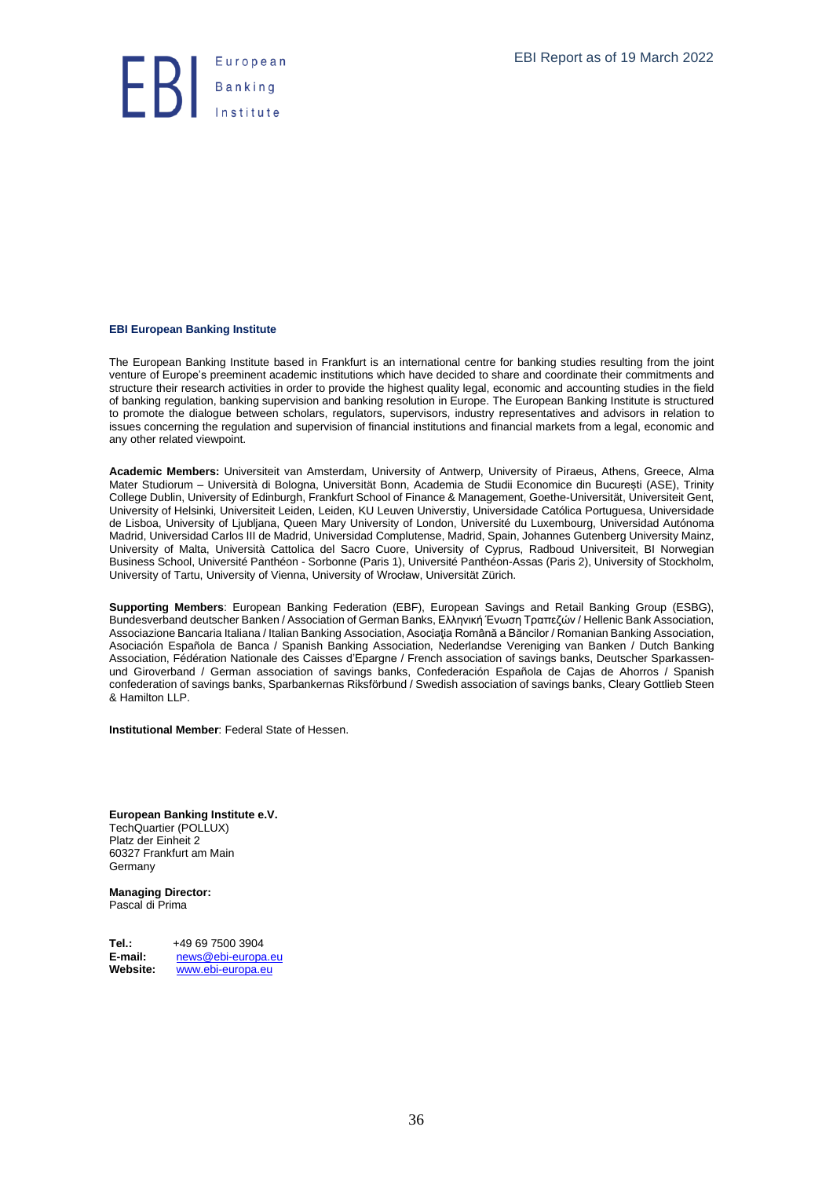**EBI European Banking Institute**

The European Banking Institute based in Frankfurt is an international centre for banking studies resulting from the joint venture of Europe's preeminent academic institutions which have decided to share and coordinate their commitments and structure their research activities in order to provide the highest quality legal, economic and accounting studies in the field of banking regulation, banking supervision and banking resolution in Europe. The European Banking Institute is structured to promote the dialogue between scholars, regulators, supervisors, industry representatives and advisors in relation to issues concerning the regulation and supervision of financial institutions and financial markets from a legal, economic and any other related viewpoint.

**Academic Members:** Universiteit van Amsterdam, University of Antwerp, University of Piraeus, Athens, Greece, Alma Mater Studiorum – Università di Bologna, Universität Bonn, Academia de Studii Economice din București (ASE), Trinity College Dublin, University of Edinburgh, Frankfurt School of Finance & Management, Goethe-Universität, Universiteit Gent, University of Helsinki, Universiteit Leiden, Leiden, KU Leuven Universtiy, Universidade Católica Portuguesa, Universidade de Lisboa, University of Ljubljana, Queen Mary University of London, Université du Luxembourg, Universidad Autónoma Madrid, Universidad Carlos III de Madrid, Universidad Complutense, Madrid, Spain, Johannes Gutenberg University Mainz, University of Malta, Università Cattolica del Sacro Cuore, University of Cyprus, Radboud Universiteit, BI Norwegian Business School, Université Panthéon - Sorbonne (Paris 1), Université Panthéon-Assas (Paris 2), University of Stockholm, University of Tartu, University of Vienna, University of Wrocław, Universität Zürich.

**Supporting Members**: European Banking Federation (EBF), European Savings and Retail Banking Group (ESBG), Bundesverband deutscher Banken / Association of German Banks, Ελληνική Ένωση Τραπεζών / Hellenic Bank Association, Associazione Bancaria Italiana / Italian Banking Association, Asociaţia Română a Băncilor / Romanian Banking Association, Asociación Española de Banca / Spanish Banking Association, Nederlandse Vereniging van Banken / Dutch Banking Association, Fédération Nationale des Caisses d'Epargne / French association of savings banks, Deutscher Sparkassen- und Giroverband / German association of savings banks, Confederación Española de Cajas de Ahorros / Spanish confederation of savings banks, Sparbankernas Riksförbund / Swedish association of savings banks, Cleary Gottlieb Steen & Hamilton LLP.

**Institutional Member**: Federal State of Hessen.

**European Banking Institute e.V.**
TechQuartier (POLLUX)
Platz der Einheit 2
60327 Frankfurt am Main
Germany

**Managing Director:**
Pascal di Prima

**Tel.:** +49 69 7500 3904
**E-mail:** news@ebi-europa.eu
**Website:** www.ebi-europa.eu